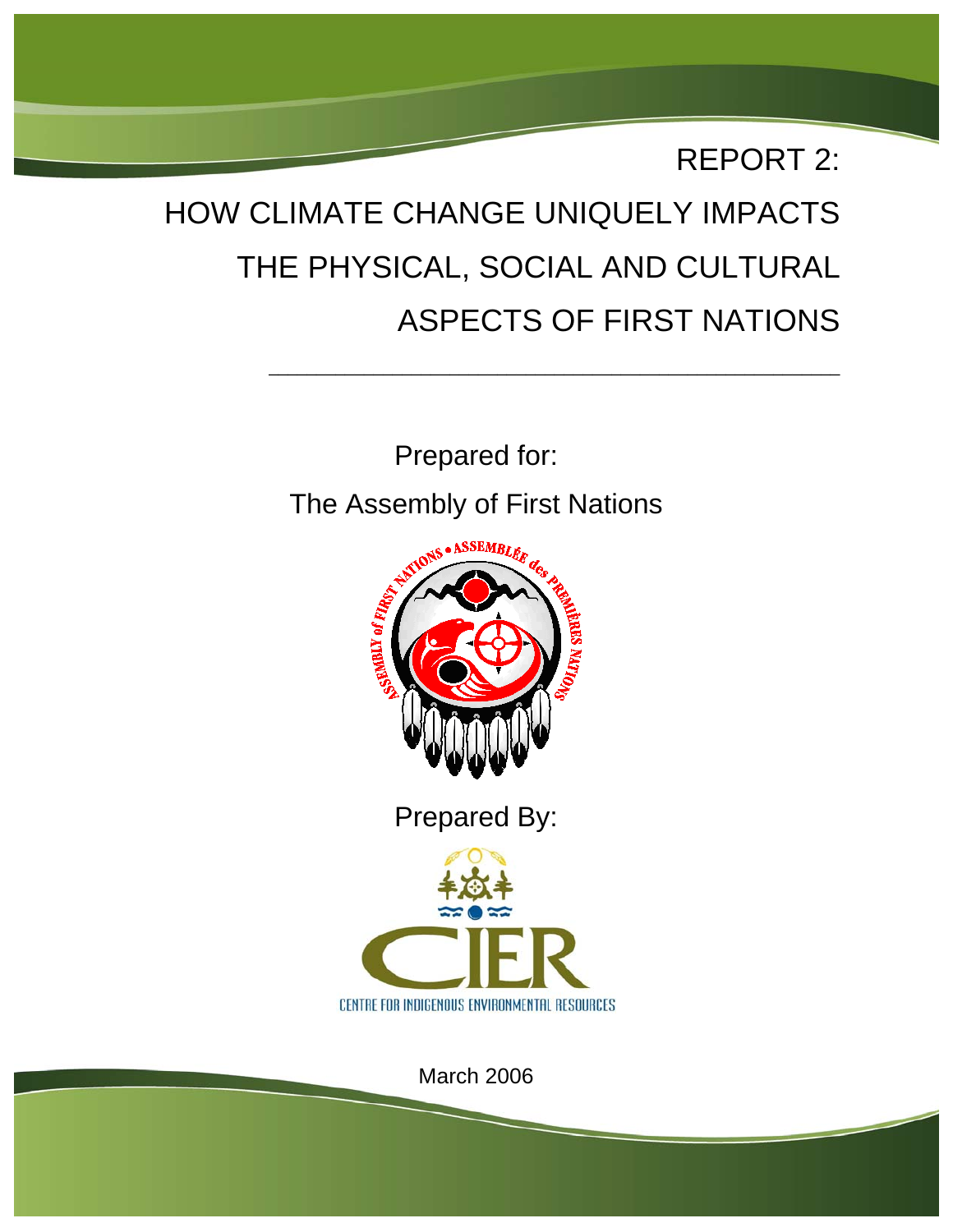# REPORT 2:

# HOW CLIMATE CHANGE UNIQUELY IMPACTS THE PHYSICAL, SOCIAL AND CULTURAL ASPECTS OF FIRST NATIONS

Prepared for:

The Assembly of First Nations

Prepared By:

CENTRE FOR INDIGENOUS ENVIRONMENTAL RESOURCES

March 2006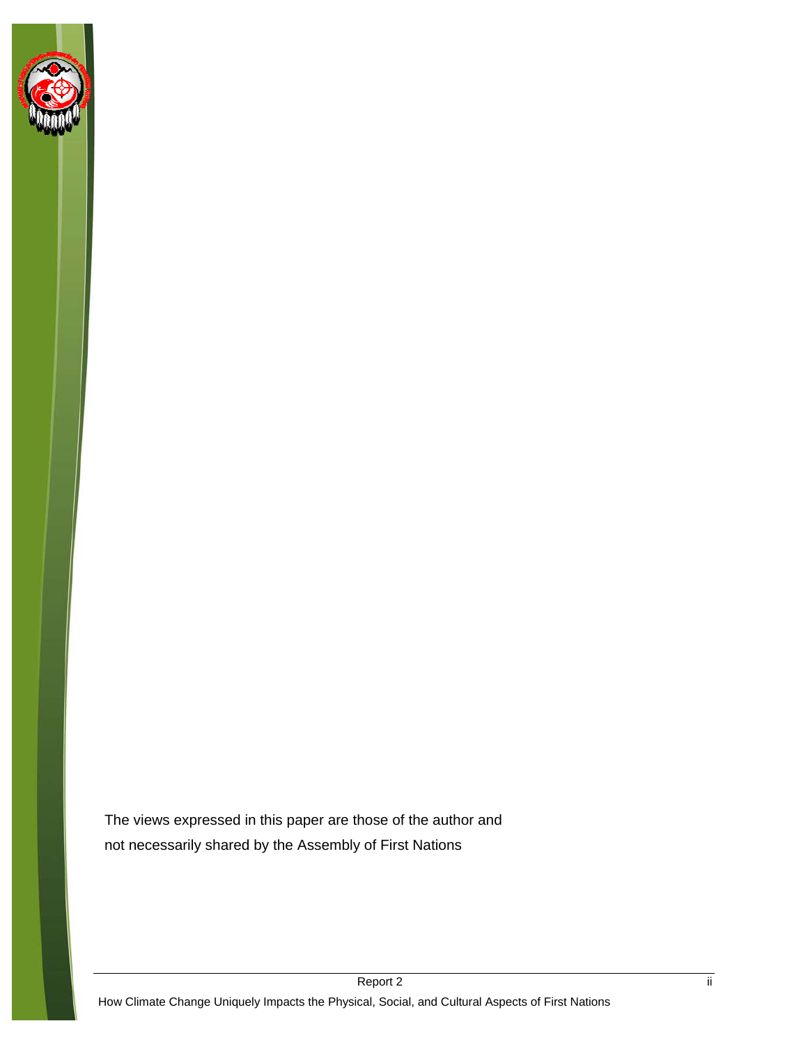The views expressed in this paper are those of the author and not necessarily shared by the Assembly of First Nations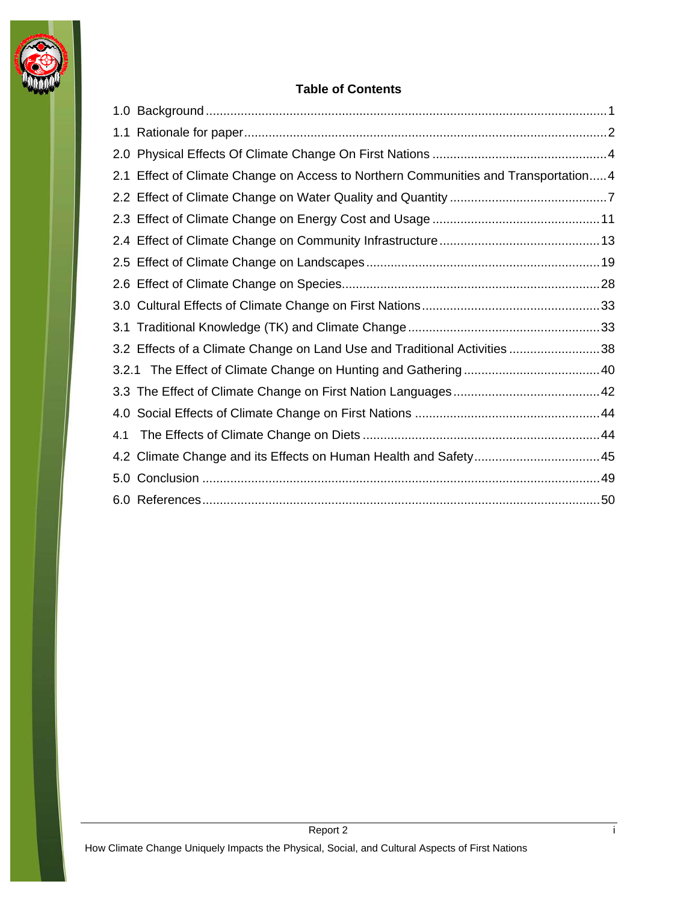**Table of Contents**

1.0 Background ........................................................................................................... 1
1.1 Rationale for paper ................................................................................................ 2
2.0 Physical Effects Of Climate Change On First Nations .......................................... 4
2.1 Effect of Climate Change on Access to Northern Communities and Transportation ..... 4
2.2 Effect of Climate Change on Water Quality and Quantity ..................................... 7
2.3 Effect of Climate Change on Energy Cost and Usage .......................................... 11
2.4 Effect of Climate Change on Community Infrastructure ....................................... 13
2.5 Effect of Climate Change on Landscapes ............................................................ 19
2.6 Effect of Climate Change on Species ................................................................... 28
3.0 Cultural Effects of Climate Change on First Nations ............................................ 33
3.1 Traditional Knowledge (TK) and Climate Change ................................................ 33
3.2 Effects of a Climate Change on Land Use and Traditional Activities .................... 38
3.2.1 The Effect of Climate Change on Hunting and Gathering ................................. 40
3.3 The Effect of Climate Change on First Nation Languages ................................... 42
4.0 Social Effects of Climate Change on First Nations .............................................. 44
4.1 The Effects of Climate Change on Diets .............................................................. 44
4.2 Climate Change and its Effects on Human Health and Safety ............................. 45
5.0 Conclusion ........................................................................................................... 49
6.0 References ........................................................................................................... 50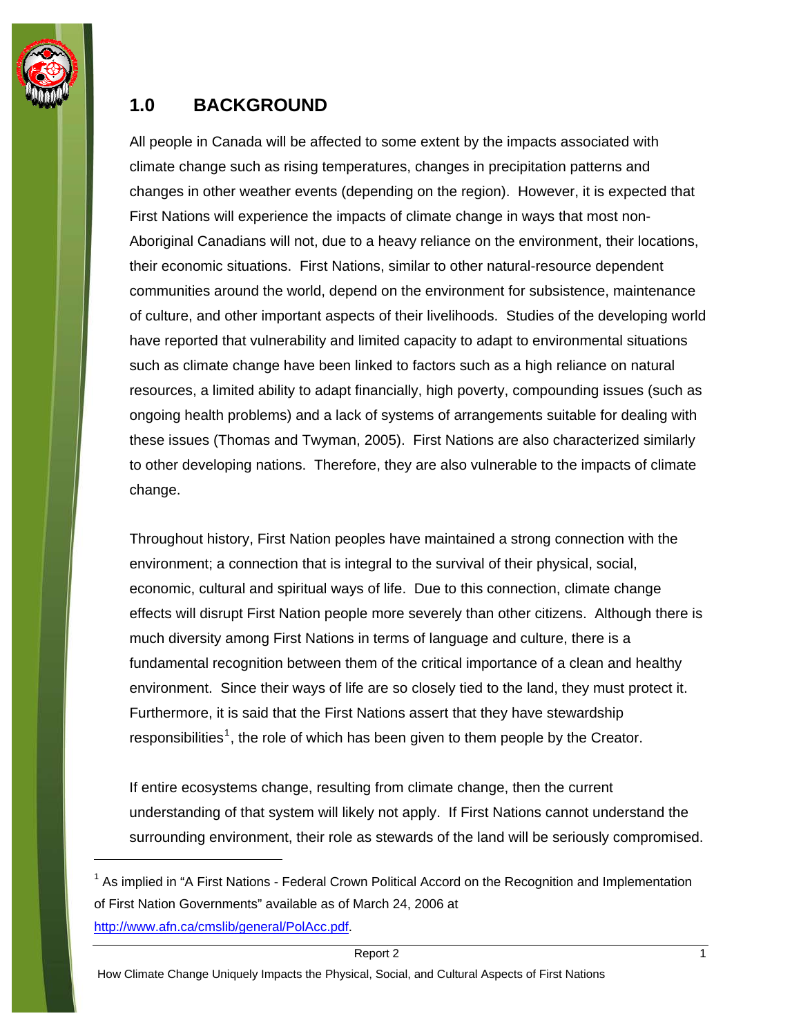## 1.0 BACKGROUND

All people in Canada will be affected to some extent by the impacts associated with climate change such as rising temperatures, changes in precipitation patterns and changes in other weather events (depending on the region). However, it is expected that First Nations will experience the impacts of climate change in ways that most non-Aboriginal Canadians will not, due to a heavy reliance on the environment, their locations, their economic situations. First Nations, similar to other natural-resource dependent communities around the world, depend on the environment for subsistence, maintenance of culture, and other important aspects of their livelihoods. Studies of the developing world have reported that vulnerability and limited capacity to adapt to environmental situations such as climate change have been linked to factors such as a high reliance on natural resources, a limited ability to adapt financially, high poverty, compounding issues (such as ongoing health problems) and a lack of systems of arrangements suitable for dealing with these issues (Thomas and Twyman, 2005). First Nations are also characterized similarly to other developing nations. Therefore, they are also vulnerable to the impacts of climate change.

Throughout history, First Nation peoples have maintained a strong connection with the environment; a connection that is integral to the survival of their physical, social, economic, cultural and spiritual ways of life. Due to this connection, climate change effects will disrupt First Nation people more severely than other citizens. Although there is much diversity among First Nations in terms of language and culture, there is a fundamental recognition between them of the critical importance of a clean and healthy environment. Since their ways of life are so closely tied to the land, they must protect it. Furthermore, it is said that the First Nations assert that they have stewardship responsibilities[1], the role of which has been given to them people by the Creator.

If entire ecosystems change, resulting from climate change, then the current understanding of that system will likely not apply. If First Nations cannot understand the surrounding environment, their role as stewards of the land will be seriously compromised.

---

[1] As implied in "A First Nations - Federal Crown Political Accord on the Recognition and Implementation of First Nation Governments" available as of March 24, 2006 at http://www.afn.ca/cmslib/general/PolAcc.pdf.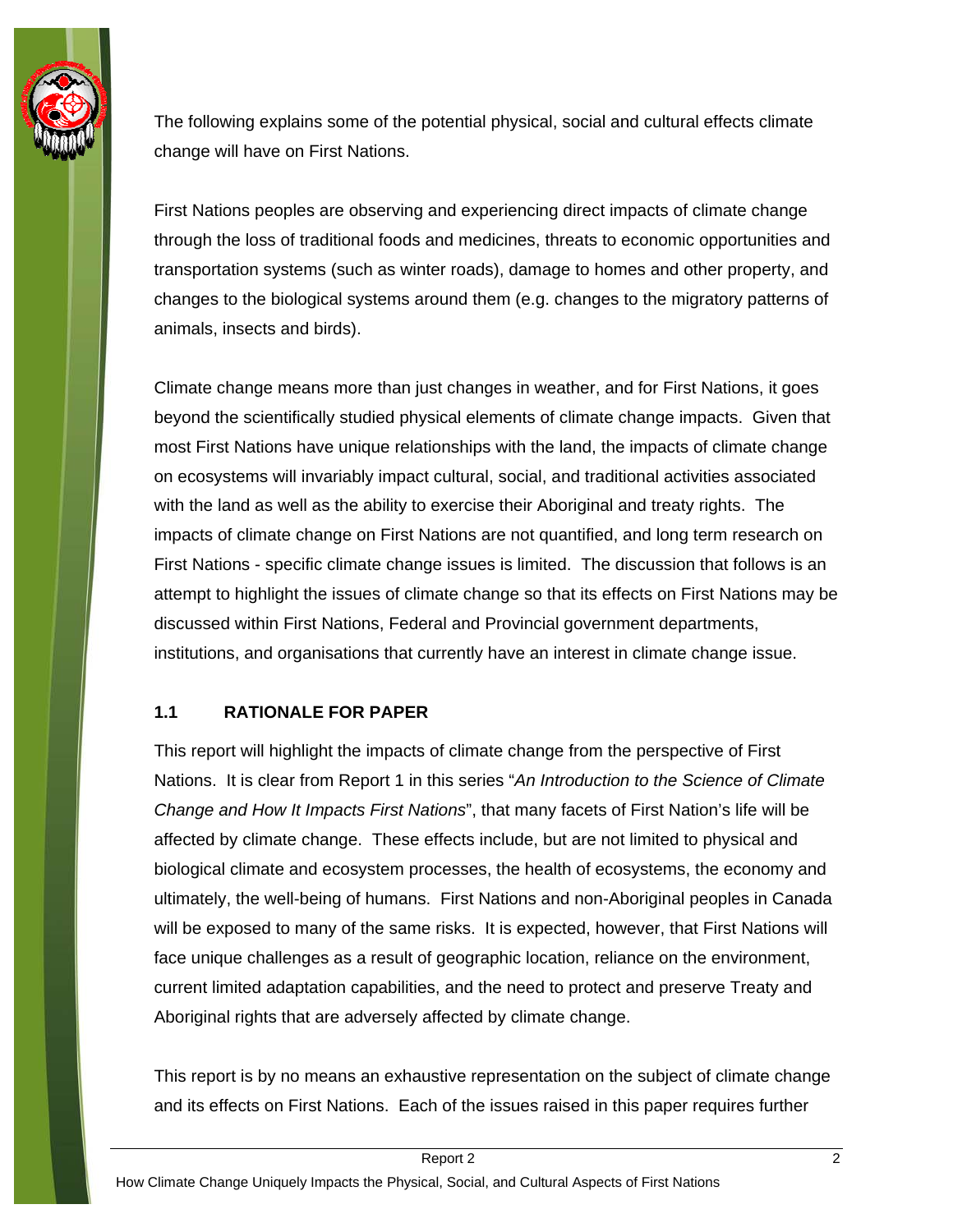The following explains some of the potential physical, social and cultural effects climate change will have on First Nations.

First Nations peoples are observing and experiencing direct impacts of climate change through the loss of traditional foods and medicines, threats to economic opportunities and transportation systems (such as winter roads), damage to homes and other property, and changes to the biological systems around them (e.g. changes to the migratory patterns of animals, insects and birds).

Climate change means more than just changes in weather, and for First Nations, it goes beyond the scientifically studied physical elements of climate change impacts. Given that most First Nations have unique relationships with the land, the impacts of climate change on ecosystems will invariably impact cultural, social, and traditional activities associated with the land as well as the ability to exercise their Aboriginal and treaty rights. The impacts of climate change on First Nations are not quantified, and long term research on First Nations - specific climate change issues is limited. The discussion that follows is an attempt to highlight the issues of climate change so that its effects on First Nations may be discussed within First Nations, Federal and Provincial government departments, institutions, and organisations that currently have an interest in climate change issue.

### 1.1 RATIONALE FOR PAPER

This report will highlight the impacts of climate change from the perspective of First Nations. It is clear from Report 1 in this series "*An Introduction to the Science of Climate Change and How It Impacts First Nations*", that many facets of First Nation's life will be affected by climate change. These effects include, but are not limited to physical and biological climate and ecosystem processes, the health of ecosystems, the economy and ultimately, the well-being of humans. First Nations and non-Aboriginal peoples in Canada will be exposed to many of the same risks. It is expected, however, that First Nations will face unique challenges as a result of geographic location, reliance on the environment, current limited adaptation capabilities, and the need to protect and preserve Treaty and Aboriginal rights that are adversely affected by climate change.

This report is by no means an exhaustive representation on the subject of climate change and its effects on First Nations. Each of the issues raised in this paper requires further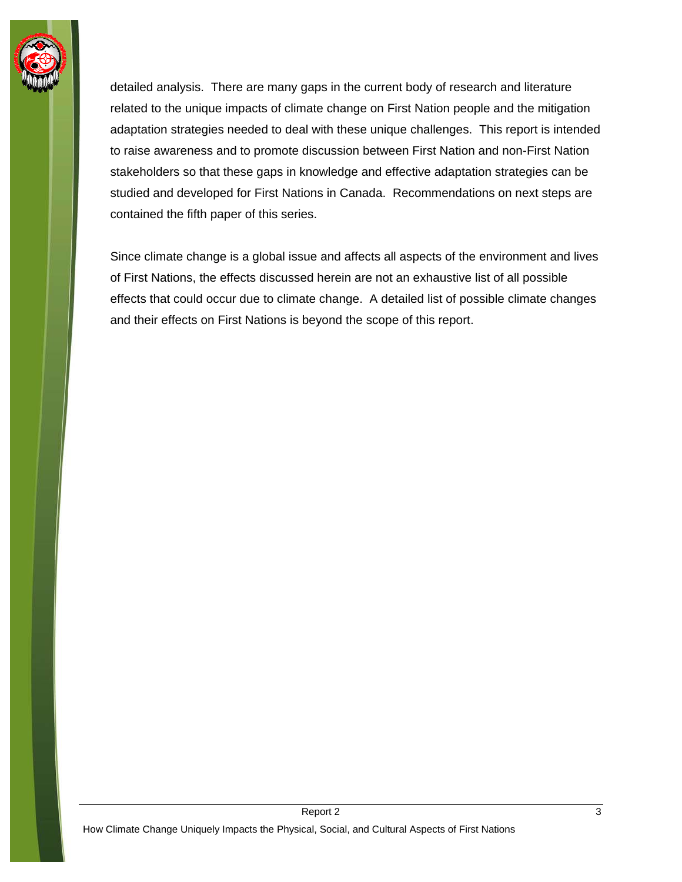detailed analysis. There are many gaps in the current body of research and literature related to the unique impacts of climate change on First Nation people and the mitigation adaptation strategies needed to deal with these unique challenges. This report is intended to raise awareness and to promote discussion between First Nation and non-First Nation stakeholders so that these gaps in knowledge and effective adaptation strategies can be studied and developed for First Nations in Canada. Recommendations on next steps are contained the fifth paper of this series.

Since climate change is a global issue and affects all aspects of the environment and lives of First Nations, the effects discussed herein are not an exhaustive list of all possible effects that could occur due to climate change. A detailed list of possible climate changes and their effects on First Nations is beyond the scope of this report.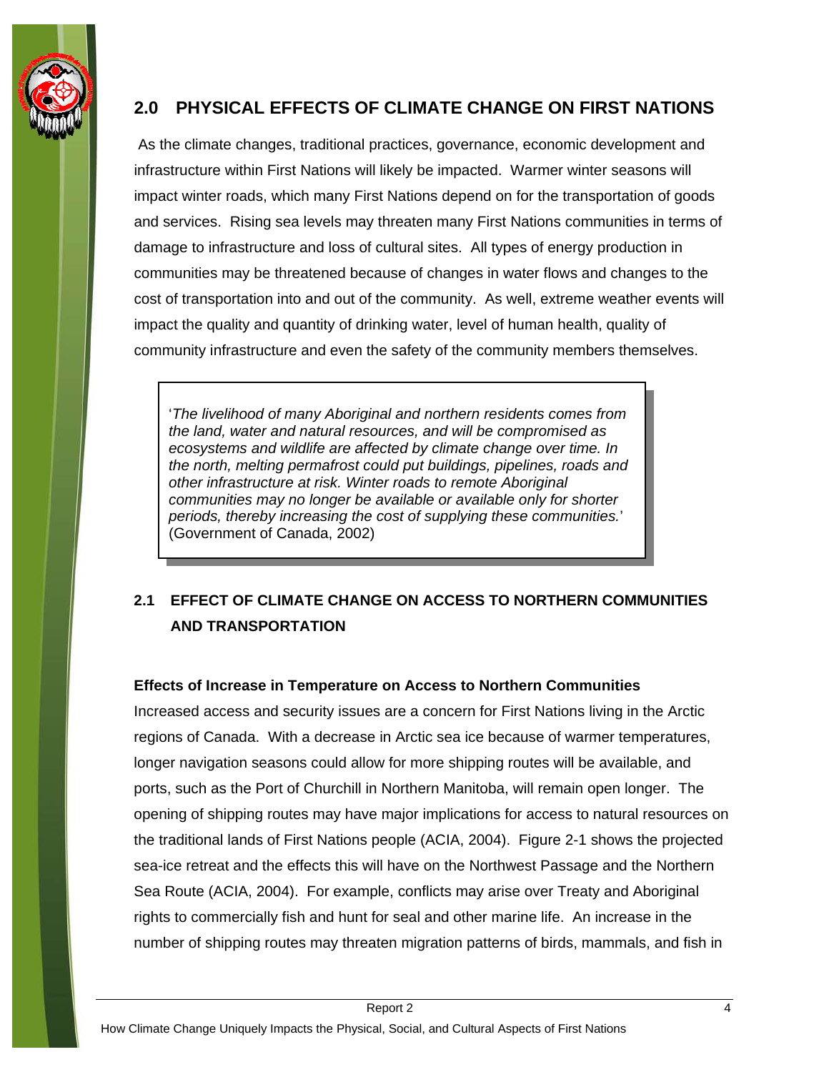## 2.0 PHYSICAL EFFECTS OF CLIMATE CHANGE ON FIRST NATIONS

As the climate changes, traditional practices, governance, economic development and infrastructure within First Nations will likely be impacted. Warmer winter seasons will impact winter roads, which many First Nations depend on for the transportation of goods and services. Rising sea levels may threaten many First Nations communities in terms of damage to infrastructure and loss of cultural sites. All types of energy production in communities may be threatened because of changes in water flows and changes to the cost of transportation into and out of the community. As well, extreme weather events will impact the quality and quantity of drinking water, level of human health, quality of community infrastructure and even the safety of the community members themselves.

> '*The livelihood of many Aboriginal and northern residents comes from the land, water and natural resources, and will be compromised as ecosystems and wildlife are affected by climate change over time. In the north, melting permafrost could put buildings, pipelines, roads and other infrastructure at risk. Winter roads to remote Aboriginal communities may no longer be available or available only for shorter periods, thereby increasing the cost of supplying these communities.*' (Government of Canada, 2002)

### 2.1 EFFECT OF CLIMATE CHANGE ON ACCESS TO NORTHERN COMMUNITIES AND TRANSPORTATION

**Effects of Increase in Temperature on Access to Northern Communities**

Increased access and security issues are a concern for First Nations living in the Arctic regions of Canada. With a decrease in Arctic sea ice because of warmer temperatures, longer navigation seasons could allow for more shipping routes will be available, and ports, such as the Port of Churchill in Northern Manitoba, will remain open longer. The opening of shipping routes may have major implications for access to natural resources on the traditional lands of First Nations people (ACIA, 2004). Figure 2-1 shows the projected sea-ice retreat and the effects this will have on the Northwest Passage and the Northern Sea Route (ACIA, 2004). For example, conflicts may arise over Treaty and Aboriginal rights to commercially fish and hunt for seal and other marine life. An increase in the number of shipping routes may threaten migration patterns of birds, mammals, and fish in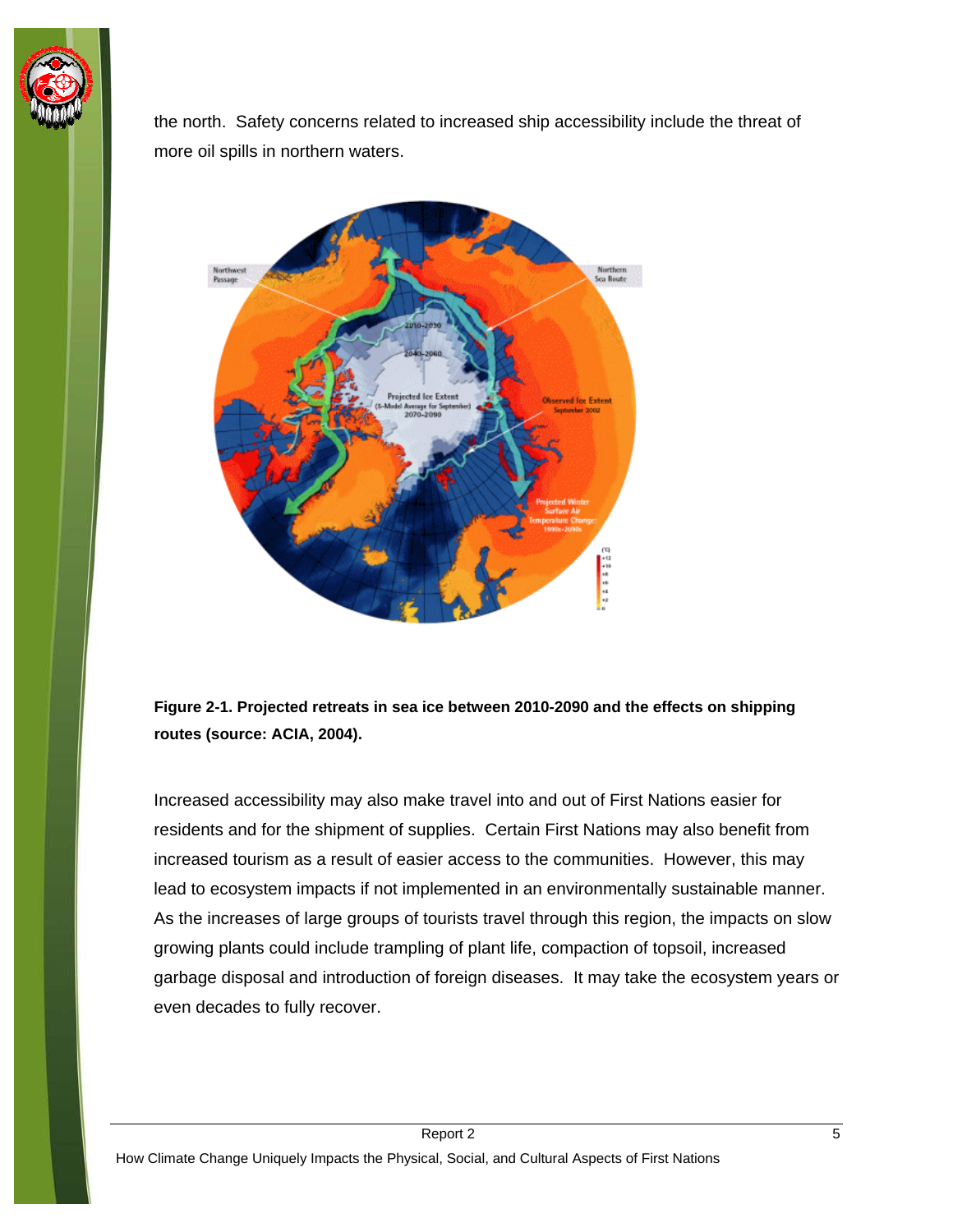the north. Safety concerns related to increased ship accessibility include the threat of more oil spills in northern waters.

**Figure 2-1. Projected retreats in sea ice between 2010-2090 and the effects on shipping routes (source: ACIA, 2004).**

Increased accessibility may also make travel into and out of First Nations easier for residents and for the shipment of supplies. Certain First Nations may also benefit from increased tourism as a result of easier access to the communities. However, this may lead to ecosystem impacts if not implemented in an environmentally sustainable manner. As the increases of large groups of tourists travel through this region, the impacts on slow growing plants could include trampling of plant life, compaction of topsoil, increased garbage disposal and introduction of foreign diseases. It may take the ecosystem years or even decades to fully recover.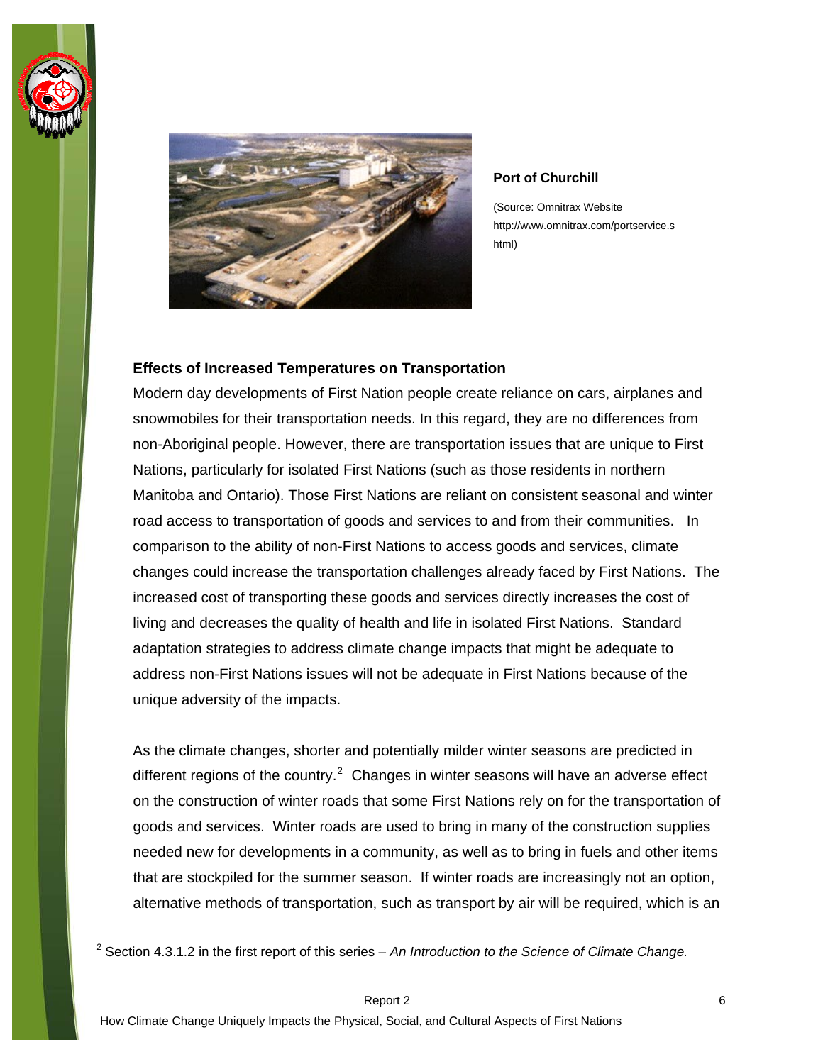**Port of Churchill**

(Source: Omnitrax Website http://www.omnitrax.com/portservice.shtml)

### Effects of Increased Temperatures on Transportation

Modern day developments of First Nation people create reliance on cars, airplanes and snowmobiles for their transportation needs. In this regard, they are no differences from non-Aboriginal people. However, there are transportation issues that are unique to First Nations, particularly for isolated First Nations (such as those residents in northern Manitoba and Ontario). Those First Nations are reliant on consistent seasonal and winter road access to transportation of goods and services to and from their communities. In comparison to the ability of non-First Nations to access goods and services, climate changes could increase the transportation challenges already faced by First Nations. The increased cost of transporting these goods and services directly increases the cost of living and decreases the quality of health and life in isolated First Nations. Standard adaptation strategies to address climate change impacts that might be adequate to address non-First Nations issues will not be adequate in First Nations because of the unique adversity of the impacts.

As the climate changes, shorter and potentially milder winter seasons are predicted in different regions of the country.[2] Changes in winter seasons will have an adverse effect on the construction of winter roads that some First Nations rely on for the transportation of goods and services. Winter roads are used to bring in many of the construction supplies needed new for developments in a community, as well as to bring in fuels and other items that are stockpiled for the summer season. If winter roads are increasingly not an option, alternative methods of transportation, such as transport by air will be required, which is an

[2] Section 4.3.1.2 in the first report of this series – *An Introduction to the Science of Climate Change.*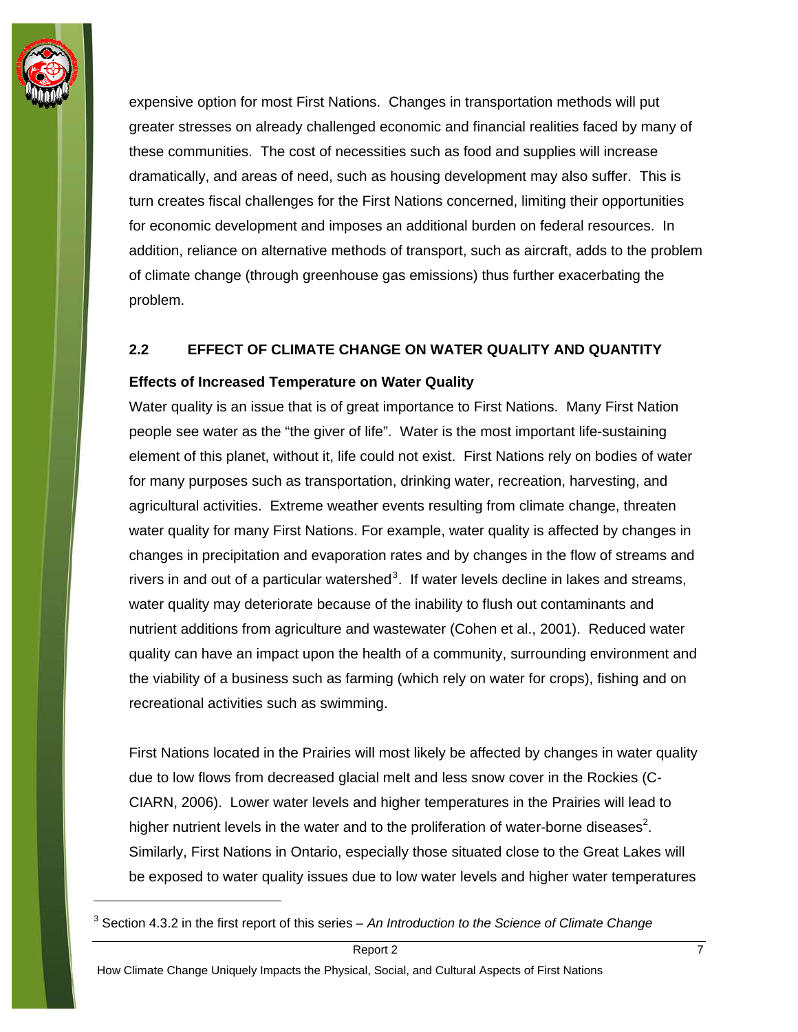expensive option for most First Nations. Changes in transportation methods will put greater stresses on already challenged economic and financial realities faced by many of these communities. The cost of necessities such as food and supplies will increase dramatically, and areas of need, such as housing development may also suffer. This is turn creates fiscal challenges for the First Nations concerned, limiting their opportunities for economic development and imposes an additional burden on federal resources. In addition, reliance on alternative methods of transport, such as aircraft, adds to the problem of climate change (through greenhouse gas emissions) thus further exacerbating the problem.

## 2.2 EFFECT OF CLIMATE CHANGE ON WATER QUALITY AND QUANTITY

**Effects of Increased Temperature on Water Quality**

Water quality is an issue that is of great importance to First Nations. Many First Nation people see water as the "the giver of life". Water is the most important life-sustaining element of this planet, without it, life could not exist. First Nations rely on bodies of water for many purposes such as transportation, drinking water, recreation, harvesting, and agricultural activities. Extreme weather events resulting from climate change, threaten water quality for many First Nations. For example, water quality is affected by changes in changes in precipitation and evaporation rates and by changes in the flow of streams and rivers in and out of a particular watershed[3]. If water levels decline in lakes and streams, water quality may deteriorate because of the inability to flush out contaminants and nutrient additions from agriculture and wastewater (Cohen et al., 2001). Reduced water quality can have an impact upon the health of a community, surrounding environment and the viability of a business such as farming (which rely on water for crops), fishing and on recreational activities such as swimming.

First Nations located in the Prairies will most likely be affected by changes in water quality due to low flows from decreased glacial melt and less snow cover in the Rockies (C-CIARN, 2006). Lower water levels and higher temperatures in the Prairies will lead to higher nutrient levels in the water and to the proliferation of water-borne diseases[2]. Similarly, First Nations in Ontario, especially those situated close to the Great Lakes will be exposed to water quality issues due to low water levels and higher water temperatures

[3] Section 4.3.2 in the first report of this series – *An Introduction to the Science of Climate Change*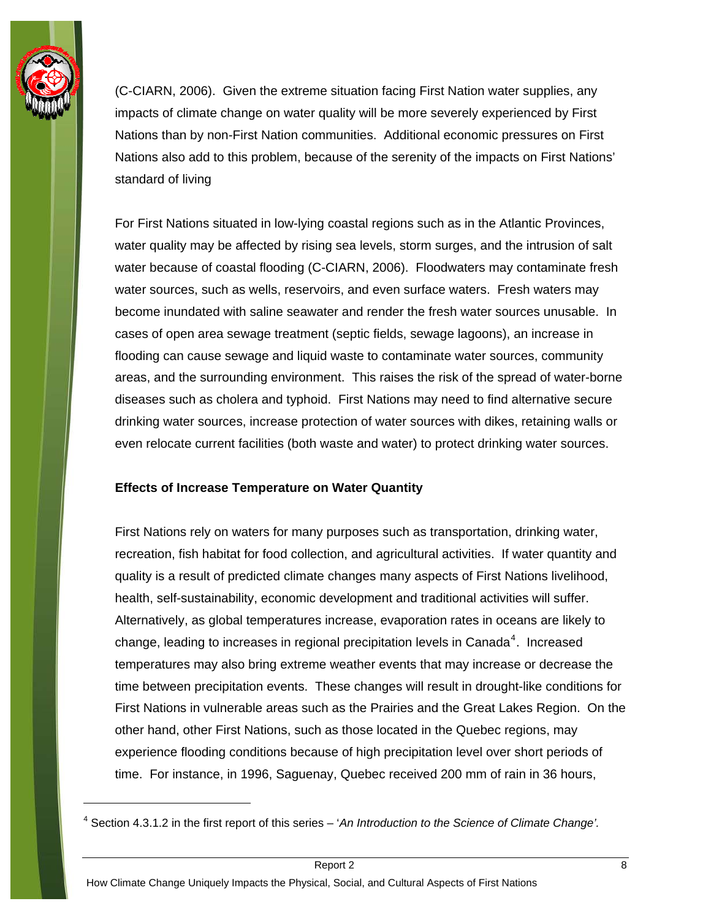(C-CIARN, 2006). Given the extreme situation facing First Nation water supplies, any impacts of climate change on water quality will be more severely experienced by First Nations than by non-First Nation communities. Additional economic pressures on First Nations also add to this problem, because of the serenity of the impacts on First Nations' standard of living

For First Nations situated in low-lying coastal regions such as in the Atlantic Provinces, water quality may be affected by rising sea levels, storm surges, and the intrusion of salt water because of coastal flooding (C-CIARN, 2006). Floodwaters may contaminate fresh water sources, such as wells, reservoirs, and even surface waters. Fresh waters may become inundated with saline seawater and render the fresh water sources unusable. In cases of open area sewage treatment (septic fields, sewage lagoons), an increase in flooding can cause sewage and liquid waste to contaminate water sources, community areas, and the surrounding environment. This raises the risk of the spread of water-borne diseases such as cholera and typhoid. First Nations may need to find alternative secure drinking water sources, increase protection of water sources with dikes, retaining walls or even relocate current facilities (both waste and water) to protect drinking water sources.

**Effects of Increase Temperature on Water Quantity**

First Nations rely on waters for many purposes such as transportation, drinking water, recreation, fish habitat for food collection, and agricultural activities. If water quantity and quality is a result of predicted climate changes many aspects of First Nations livelihood, health, self-sustainability, economic development and traditional activities will suffer. Alternatively, as global temperatures increase, evaporation rates in oceans are likely to change, leading to increases in regional precipitation levels in Canada[4]. Increased temperatures may also bring extreme weather events that may increase or decrease the time between precipitation events. These changes will result in drought-like conditions for First Nations in vulnerable areas such as the Prairies and the Great Lakes Region. On the other hand, other First Nations, such as those located in the Quebec regions, may experience flooding conditions because of high precipitation level over short periods of time. For instance, in 1996, Saguenay, Quebec received 200 mm of rain in 36 hours,

---

[4] Section 4.3.1.2 in the first report of this series – '*An Introduction to the Science of Climate Change'.*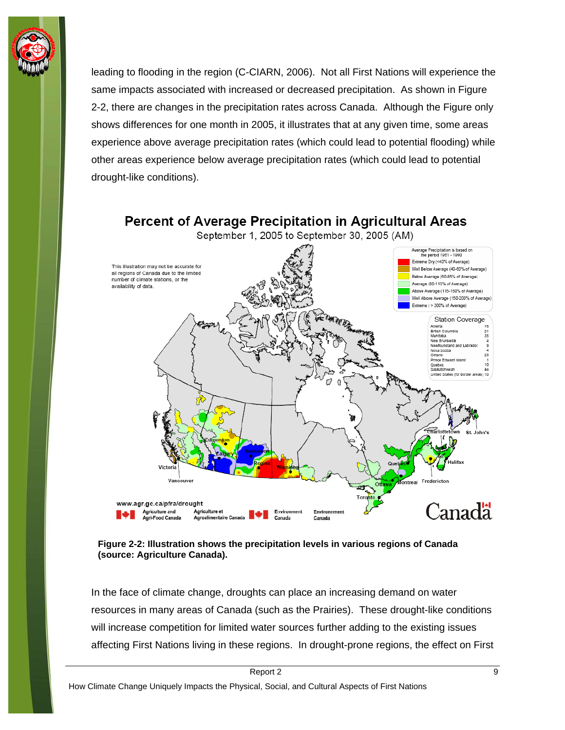leading to flooding in the region (C-CIARN, 2006). Not all First Nations will experience the same impacts associated with increased or decreased precipitation. As shown in Figure 2-2, there are changes in the precipitation rates across Canada. Although the Figure only shows differences for one month in 2005, it illustrates that at any given time, some areas experience above average precipitation rates (which could lead to potential flooding) while other areas experience below average precipitation rates (which could lead to potential drought-like conditions).

**Figure 2-2: Illustration shows the precipitation levels in various regions of Canada (source: Agriculture Canada).**

In the face of climate change, droughts can place an increasing demand on water resources in many areas of Canada (such as the Prairies). These drought-like conditions will increase competition for limited water sources further adding to the existing issues affecting First Nations living in these regions. In drought-prone regions, the effect on First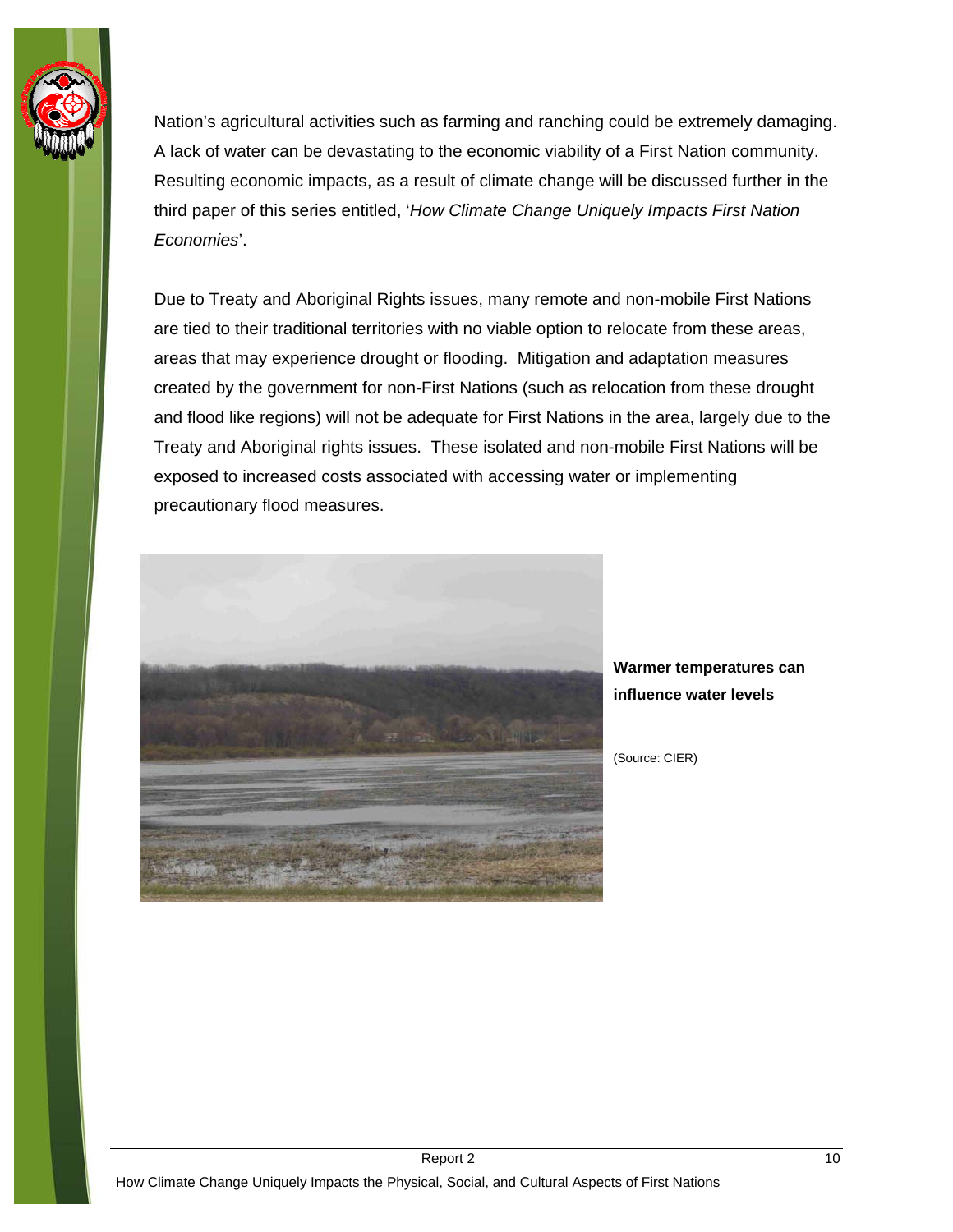Nation's agricultural activities such as farming and ranching could be extremely damaging. A lack of water can be devastating to the economic viability of a First Nation community. Resulting economic impacts, as a result of climate change will be discussed further in the third paper of this series entitled, '*How Climate Change Uniquely Impacts First Nation Economies*'.

Due to Treaty and Aboriginal Rights issues, many remote and non-mobile First Nations are tied to their traditional territories with no viable option to relocate from these areas, areas that may experience drought or flooding. Mitigation and adaptation measures created by the government for non-First Nations (such as relocation from these drought and flood like regions) will not be adequate for First Nations in the area, largely due to the Treaty and Aboriginal rights issues. These isolated and non-mobile First Nations will be exposed to increased costs associated with accessing water or implementing precautionary flood measures.

**Warmer temperatures can influence water levels**

(Source: CIER)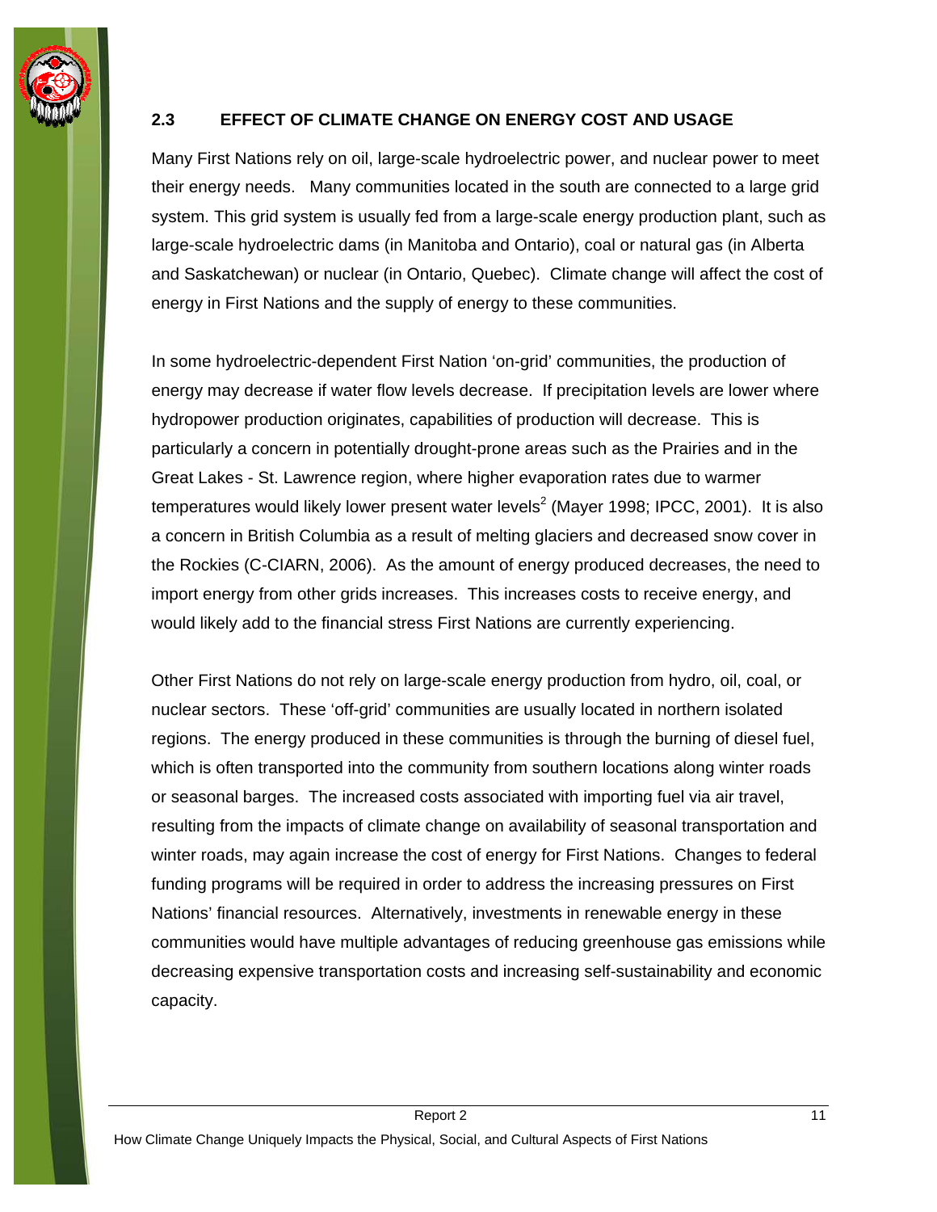## 2.3 EFFECT OF CLIMATE CHANGE ON ENERGY COST AND USAGE

Many First Nations rely on oil, large-scale hydroelectric power, and nuclear power to meet their energy needs. Many communities located in the south are connected to a large grid system. This grid system is usually fed from a large-scale energy production plant, such as large-scale hydroelectric dams (in Manitoba and Ontario), coal or natural gas (in Alberta and Saskatchewan) or nuclear (in Ontario, Quebec). Climate change will affect the cost of energy in First Nations and the supply of energy to these communities.

In some hydroelectric-dependent First Nation 'on-grid' communities, the production of energy may decrease if water flow levels decrease. If precipitation levels are lower where hydropower production originates, capabilities of production will decrease. This is particularly a concern in potentially drought-prone areas such as the Prairies and in the Great Lakes - St. Lawrence region, where higher evaporation rates due to warmer temperatures would likely lower present water levels[2] (Mayer 1998; IPCC, 2001). It is also a concern in British Columbia as a result of melting glaciers and decreased snow cover in the Rockies (C-CIARN, 2006). As the amount of energy produced decreases, the need to import energy from other grids increases. This increases costs to receive energy, and would likely add to the financial stress First Nations are currently experiencing.

Other First Nations do not rely on large-scale energy production from hydro, oil, coal, or nuclear sectors. These 'off-grid' communities are usually located in northern isolated regions. The energy produced in these communities is through the burning of diesel fuel, which is often transported into the community from southern locations along winter roads or seasonal barges. The increased costs associated with importing fuel via air travel, resulting from the impacts of climate change on availability of seasonal transportation and winter roads, may again increase the cost of energy for First Nations. Changes to federal funding programs will be required in order to address the increasing pressures on First Nations' financial resources. Alternatively, investments in renewable energy in these communities would have multiple advantages of reducing greenhouse gas emissions while decreasing expensive transportation costs and increasing self-sustainability and economic capacity.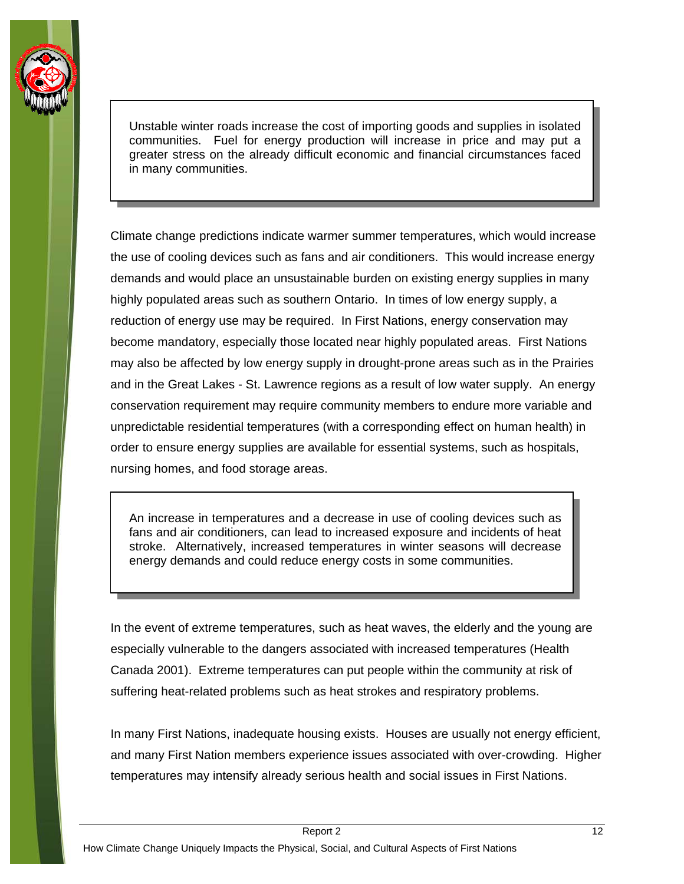> Unstable winter roads increase the cost of importing goods and supplies in isolated communities. Fuel for energy production will increase in price and may put a greater stress on the already difficult economic and financial circumstances faced in many communities.

Climate change predictions indicate warmer summer temperatures, which would increase the use of cooling devices such as fans and air conditioners. This would increase energy demands and would place an unsustainable burden on existing energy supplies in many highly populated areas such as southern Ontario. In times of low energy supply, a reduction of energy use may be required. In First Nations, energy conservation may become mandatory, especially those located near highly populated areas. First Nations may also be affected by low energy supply in drought-prone areas such as in the Prairies and in the Great Lakes - St. Lawrence regions as a result of low water supply. An energy conservation requirement may require community members to endure more variable and unpredictable residential temperatures (with a corresponding effect on human health) in order to ensure energy supplies are available for essential systems, such as hospitals, nursing homes, and food storage areas.

> An increase in temperatures and a decrease in use of cooling devices such as fans and air conditioners, can lead to increased exposure and incidents of heat stroke. Alternatively, increased temperatures in winter seasons will decrease energy demands and could reduce energy costs in some communities.

In the event of extreme temperatures, such as heat waves, the elderly and the young are especially vulnerable to the dangers associated with increased temperatures (Health Canada 2001). Extreme temperatures can put people within the community at risk of suffering heat-related problems such as heat strokes and respiratory problems.

In many First Nations, inadequate housing exists. Houses are usually not energy efficient, and many First Nation members experience issues associated with over-crowding. Higher temperatures may intensify already serious health and social issues in First Nations.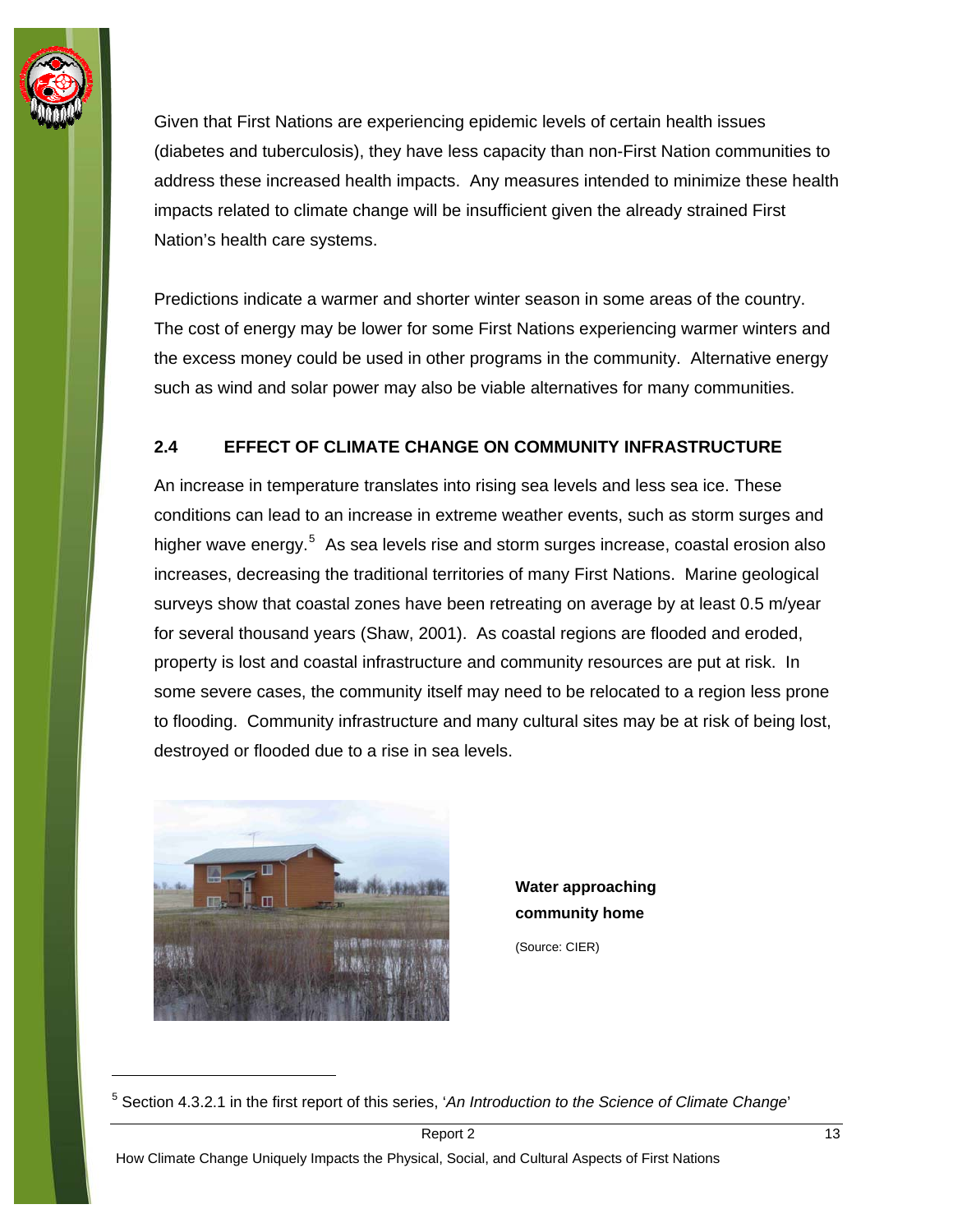Given that First Nations are experiencing epidemic levels of certain health issues (diabetes and tuberculosis), they have less capacity than non-First Nation communities to address these increased health impacts. Any measures intended to minimize these health impacts related to climate change will be insufficient given the already strained First Nation's health care systems.

Predictions indicate a warmer and shorter winter season in some areas of the country. The cost of energy may be lower for some First Nations experiencing warmer winters and the excess money could be used in other programs in the community. Alternative energy such as wind and solar power may also be viable alternatives for many communities.

## 2.4 EFFECT OF CLIMATE CHANGE ON COMMUNITY INFRASTRUCTURE

An increase in temperature translates into rising sea levels and less sea ice. These conditions can lead to an increase in extreme weather events, such as storm surges and higher wave energy.[5] As sea levels rise and storm surges increase, coastal erosion also increases, decreasing the traditional territories of many First Nations. Marine geological surveys show that coastal zones have been retreating on average by at least 0.5 m/year for several thousand years (Shaw, 2001). As coastal regions are flooded and eroded, property is lost and coastal infrastructure and community resources are put at risk. In some severe cases, the community itself may need to be relocated to a region less prone to flooding. Community infrastructure and many cultural sites may be at risk of being lost, destroyed or flooded due to a rise in sea levels.

**Water approaching community home**

(Source: CIER)

[5] Section 4.3.2.1 in the first report of this series, '*An Introduction to the Science of Climate Change*'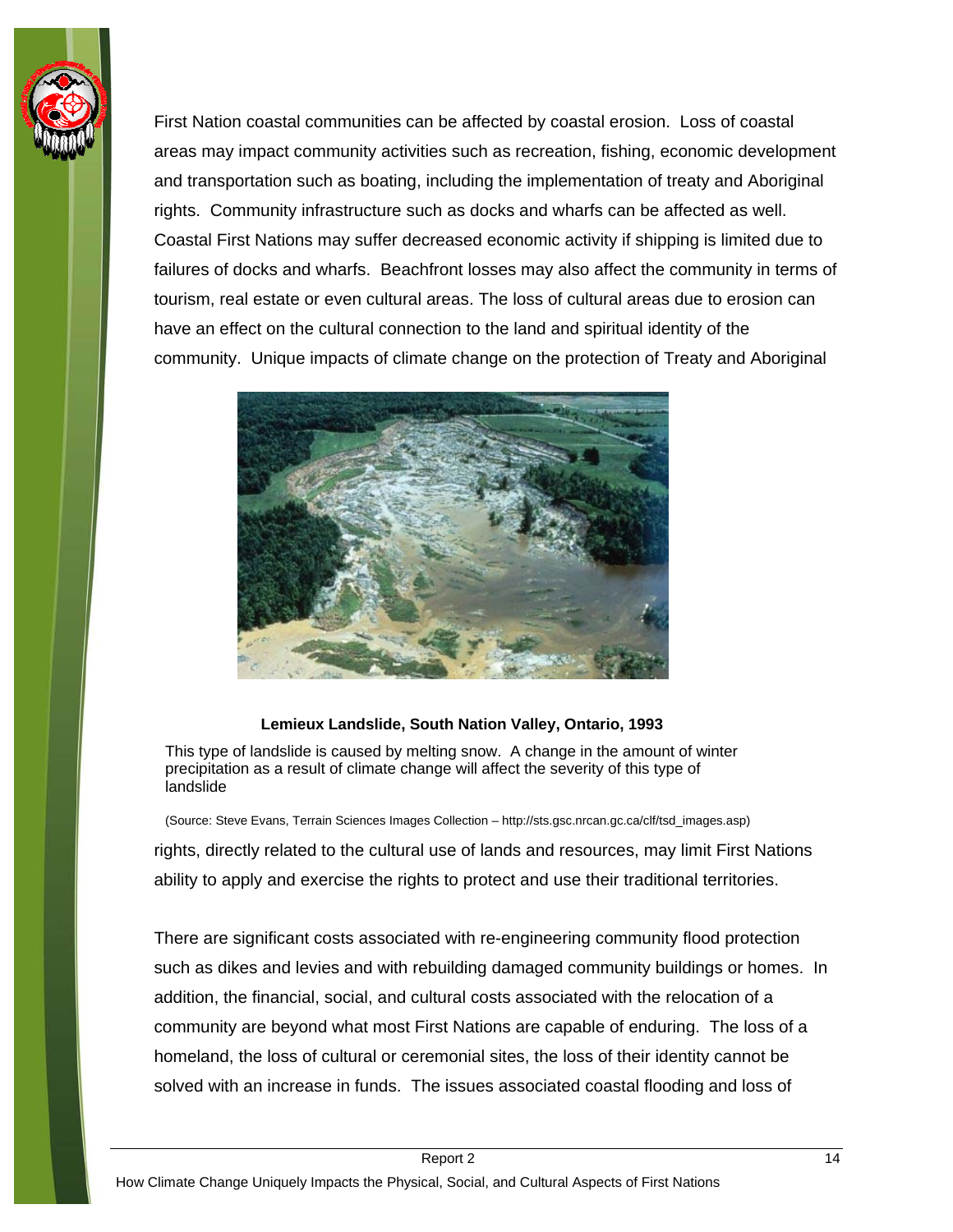First Nation coastal communities can be affected by coastal erosion. Loss of coastal areas may impact community activities such as recreation, fishing, economic development and transportation such as boating, including the implementation of treaty and Aboriginal rights. Community infrastructure such as docks and wharfs can be affected as well. Coastal First Nations may suffer decreased economic activity if shipping is limited due to failures of docks and wharfs. Beachfront losses may also affect the community in terms of tourism, real estate or even cultural areas. The loss of cultural areas due to erosion can have an effect on the cultural connection to the land and spiritual identity of the community. Unique impacts of climate change on the protection of Treaty and Aboriginal rights, directly related to the cultural use of lands and resources, may limit First Nations ability to apply and exercise the rights to protect and use their traditional territories.

**Lemieux Landslide, South Nation Valley, Ontario, 1993**

This type of landslide is caused by melting snow. A change in the amount of winter precipitation as a result of climate change will affect the severity of this type of landslide

(Source: Steve Evans, Terrain Sciences Images Collection – http://sts.gsc.nrcan.gc.ca/clf/tsd_images.asp)

There are significant costs associated with re-engineering community flood protection such as dikes and levies and with rebuilding damaged community buildings or homes. In addition, the financial, social, and cultural costs associated with the relocation of a community are beyond what most First Nations are capable of enduring. The loss of a homeland, the loss of cultural or ceremonial sites, the loss of their identity cannot be solved with an increase in funds. The issues associated coastal flooding and loss of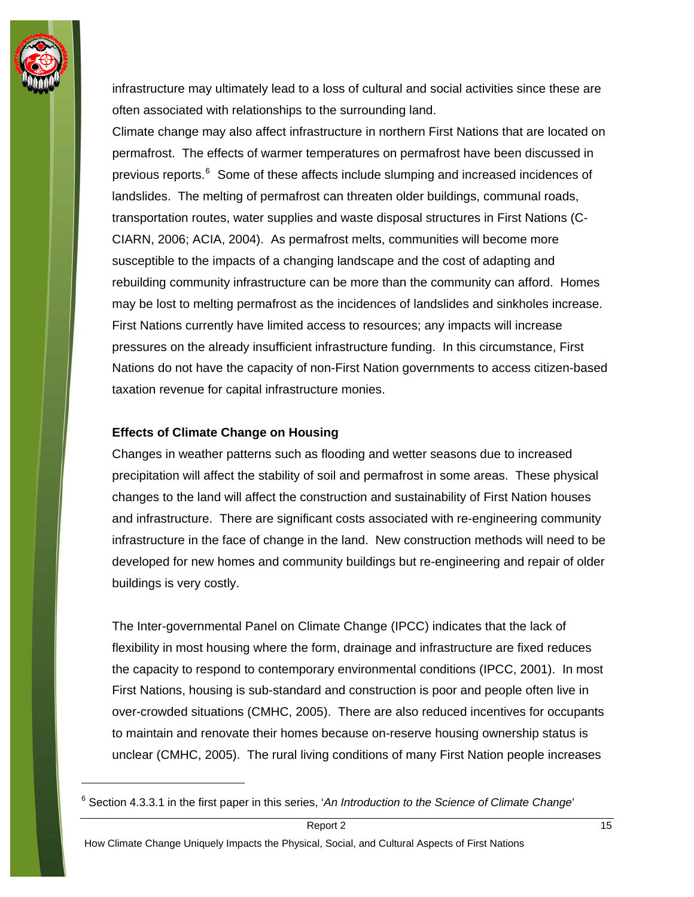infrastructure may ultimately lead to a loss of cultural and social activities since these are often associated with relationships to the surrounding land.

Climate change may also affect infrastructure in northern First Nations that are located on permafrost. The effects of warmer temperatures on permafrost have been discussed in previous reports.[6] Some of these affects include slumping and increased incidences of landslides. The melting of permafrost can threaten older buildings, communal roads, transportation routes, water supplies and waste disposal structures in First Nations (C-CIARN, 2006; ACIA, 2004). As permafrost melts, communities will become more susceptible to the impacts of a changing landscape and the cost of adapting and rebuilding community infrastructure can be more than the community can afford. Homes may be lost to melting permafrost as the incidences of landslides and sinkholes increase. First Nations currently have limited access to resources; any impacts will increase pressures on the already insufficient infrastructure funding. In this circumstance, First Nations do not have the capacity of non-First Nation governments to access citizen-based taxation revenue for capital infrastructure monies.

**Effects of Climate Change on Housing**

Changes in weather patterns such as flooding and wetter seasons due to increased precipitation will affect the stability of soil and permafrost in some areas. These physical changes to the land will affect the construction and sustainability of First Nation houses and infrastructure. There are significant costs associated with re-engineering community infrastructure in the face of change in the land. New construction methods will need to be developed for new homes and community buildings but re-engineering and repair of older buildings is very costly.

The Inter-governmental Panel on Climate Change (IPCC) indicates that the lack of flexibility in most housing where the form, drainage and infrastructure are fixed reduces the capacity to respond to contemporary environmental conditions (IPCC, 2001). In most First Nations, housing is sub-standard and construction is poor and people often live in over-crowded situations (CMHC, 2005). There are also reduced incentives for occupants to maintain and renovate their homes because on-reserve housing ownership status is unclear (CMHC, 2005). The rural living conditions of many First Nation people increases

[6] Section 4.3.3.1 in the first paper in this series, '*An Introduction to the Science of Climate Change*'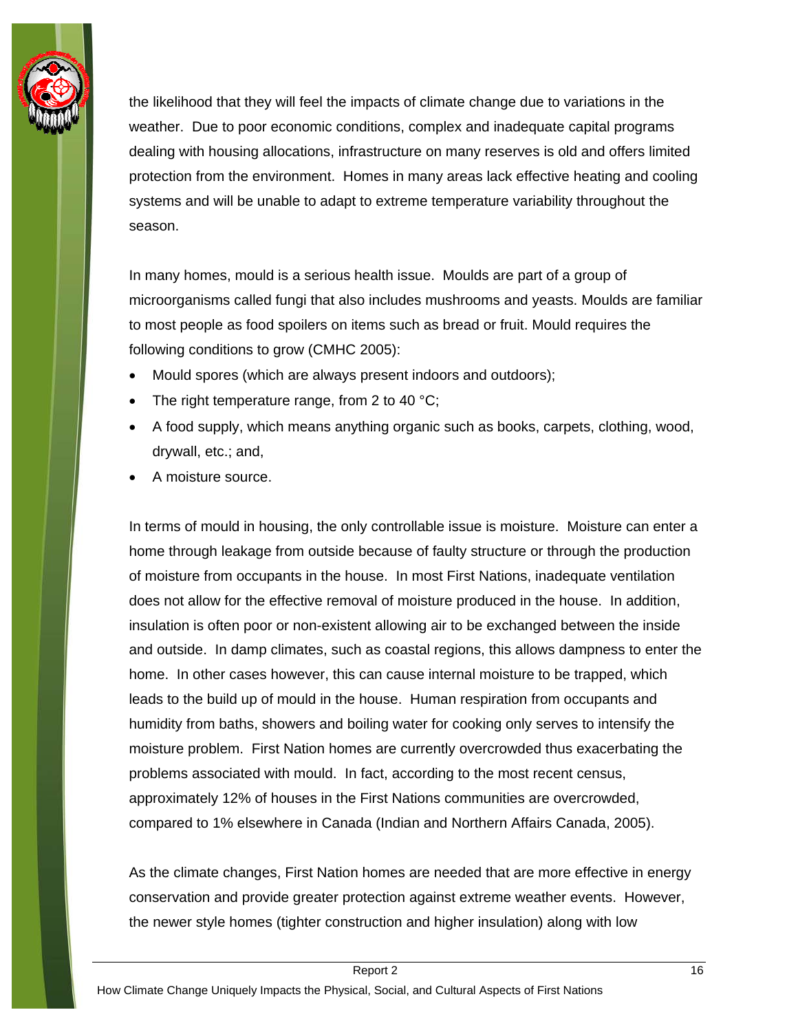the likelihood that they will feel the impacts of climate change due to variations in the weather. Due to poor economic conditions, complex and inadequate capital programs dealing with housing allocations, infrastructure on many reserves is old and offers limited protection from the environment. Homes in many areas lack effective heating and cooling systems and will be unable to adapt to extreme temperature variability throughout the season.

In many homes, mould is a serious health issue. Moulds are part of a group of microorganisms called fungi that also includes mushrooms and yeasts. Moulds are familiar to most people as food spoilers on items such as bread or fruit. Mould requires the following conditions to grow (CMHC 2005):

- Mould spores (which are always present indoors and outdoors);
- The right temperature range, from 2 to 40 °C;
- A food supply, which means anything organic such as books, carpets, clothing, wood, drywall, etc.; and,
- A moisture source.

In terms of mould in housing, the only controllable issue is moisture. Moisture can enter a home through leakage from outside because of faulty structure or through the production of moisture from occupants in the house. In most First Nations, inadequate ventilation does not allow for the effective removal of moisture produced in the house. In addition, insulation is often poor or non-existent allowing air to be exchanged between the inside and outside. In damp climates, such as coastal regions, this allows dampness to enter the home. In other cases however, this can cause internal moisture to be trapped, which leads to the build up of mould in the house. Human respiration from occupants and humidity from baths, showers and boiling water for cooking only serves to intensify the moisture problem. First Nation homes are currently overcrowded thus exacerbating the problems associated with mould. In fact, according to the most recent census, approximately 12% of houses in the First Nations communities are overcrowded, compared to 1% elsewhere in Canada (Indian and Northern Affairs Canada, 2005).

As the climate changes, First Nation homes are needed that are more effective in energy conservation and provide greater protection against extreme weather events. However, the newer style homes (tighter construction and higher insulation) along with low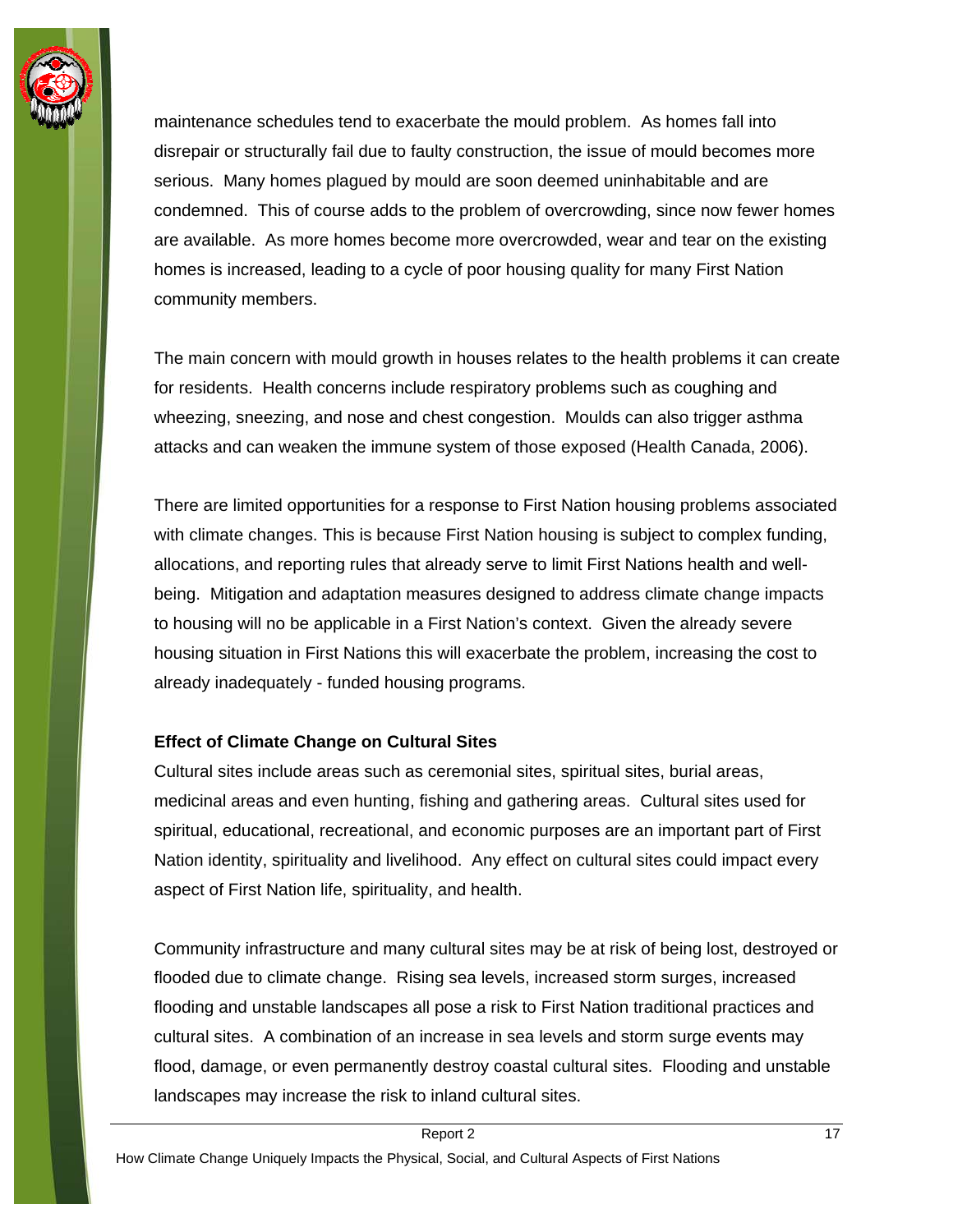maintenance schedules tend to exacerbate the mould problem. As homes fall into disrepair or structurally fail due to faulty construction, the issue of mould becomes more serious. Many homes plagued by mould are soon deemed uninhabitable and are condemned. This of course adds to the problem of overcrowding, since now fewer homes are available. As more homes become more overcrowded, wear and tear on the existing homes is increased, leading to a cycle of poor housing quality for many First Nation community members.

The main concern with mould growth in houses relates to the health problems it can create for residents. Health concerns include respiratory problems such as coughing and wheezing, sneezing, and nose and chest congestion. Moulds can also trigger asthma attacks and can weaken the immune system of those exposed (Health Canada, 2006).

There are limited opportunities for a response to First Nation housing problems associated with climate changes. This is because First Nation housing is subject to complex funding, allocations, and reporting rules that already serve to limit First Nations health and well-being. Mitigation and adaptation measures designed to address climate change impacts to housing will no be applicable in a First Nation's context. Given the already severe housing situation in First Nations this will exacerbate the problem, increasing the cost to already inadequately - funded housing programs.

**Effect of Climate Change on Cultural Sites**

Cultural sites include areas such as ceremonial sites, spiritual sites, burial areas, medicinal areas and even hunting, fishing and gathering areas. Cultural sites used for spiritual, educational, recreational, and economic purposes are an important part of First Nation identity, spirituality and livelihood. Any effect on cultural sites could impact every aspect of First Nation life, spirituality, and health.

Community infrastructure and many cultural sites may be at risk of being lost, destroyed or flooded due to climate change. Rising sea levels, increased storm surges, increased flooding and unstable landscapes all pose a risk to First Nation traditional practices and cultural sites. A combination of an increase in sea levels and storm surge events may flood, damage, or even permanently destroy coastal cultural sites. Flooding and unstable landscapes may increase the risk to inland cultural sites.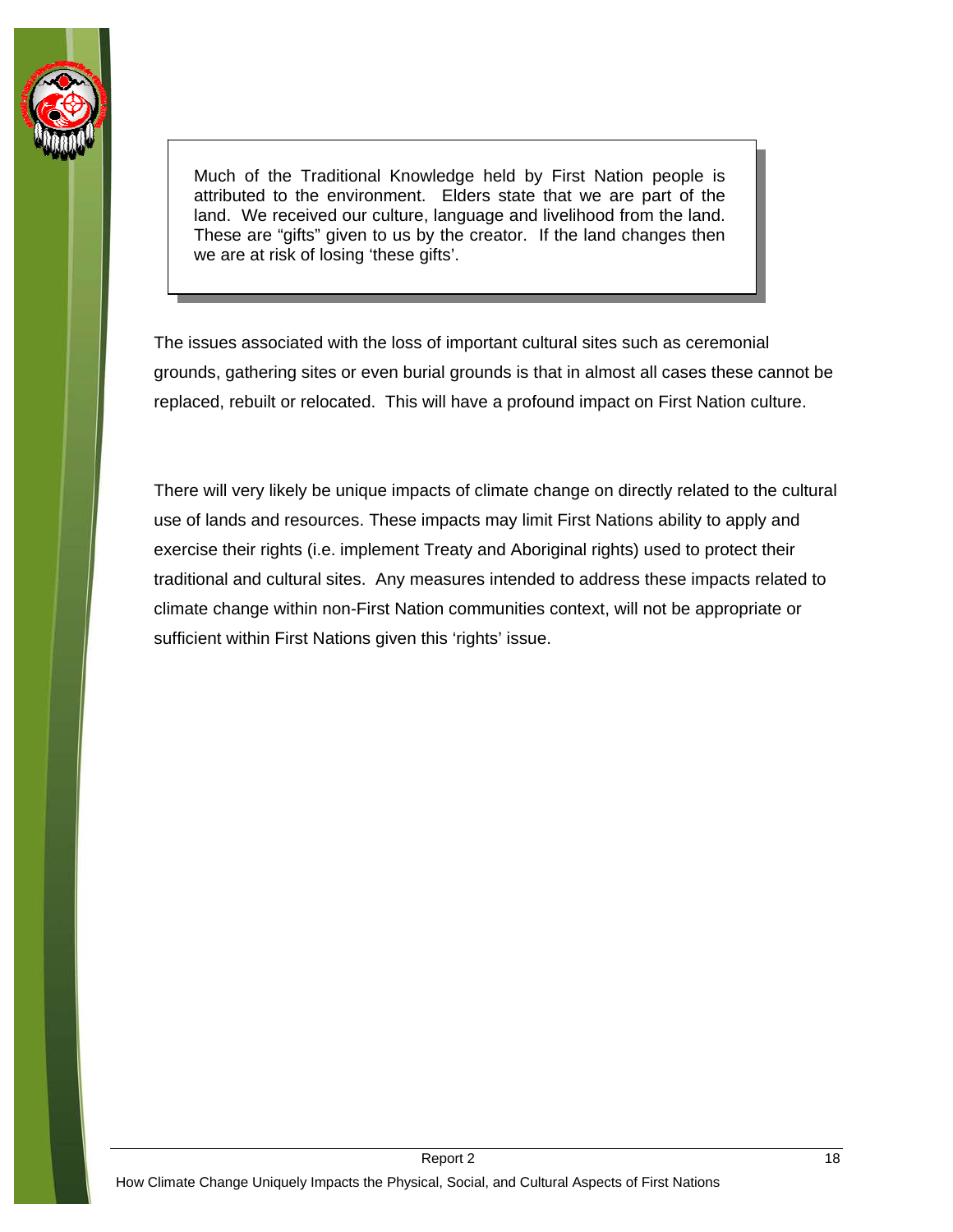> Much of the Traditional Knowledge held by First Nation people is attributed to the environment. Elders state that we are part of the land. We received our culture, language and livelihood from the land. These are "gifts" given to us by the creator. If the land changes then we are at risk of losing 'these gifts'.

The issues associated with the loss of important cultural sites such as ceremonial grounds, gathering sites or even burial grounds is that in almost all cases these cannot be replaced, rebuilt or relocated. This will have a profound impact on First Nation culture.

There will very likely be unique impacts of climate change on directly related to the cultural use of lands and resources. These impacts may limit First Nations ability to apply and exercise their rights (i.e. implement Treaty and Aboriginal rights) used to protect their traditional and cultural sites. Any measures intended to address these impacts related to climate change within non-First Nation communities context, will not be appropriate or sufficient within First Nations given this 'rights' issue.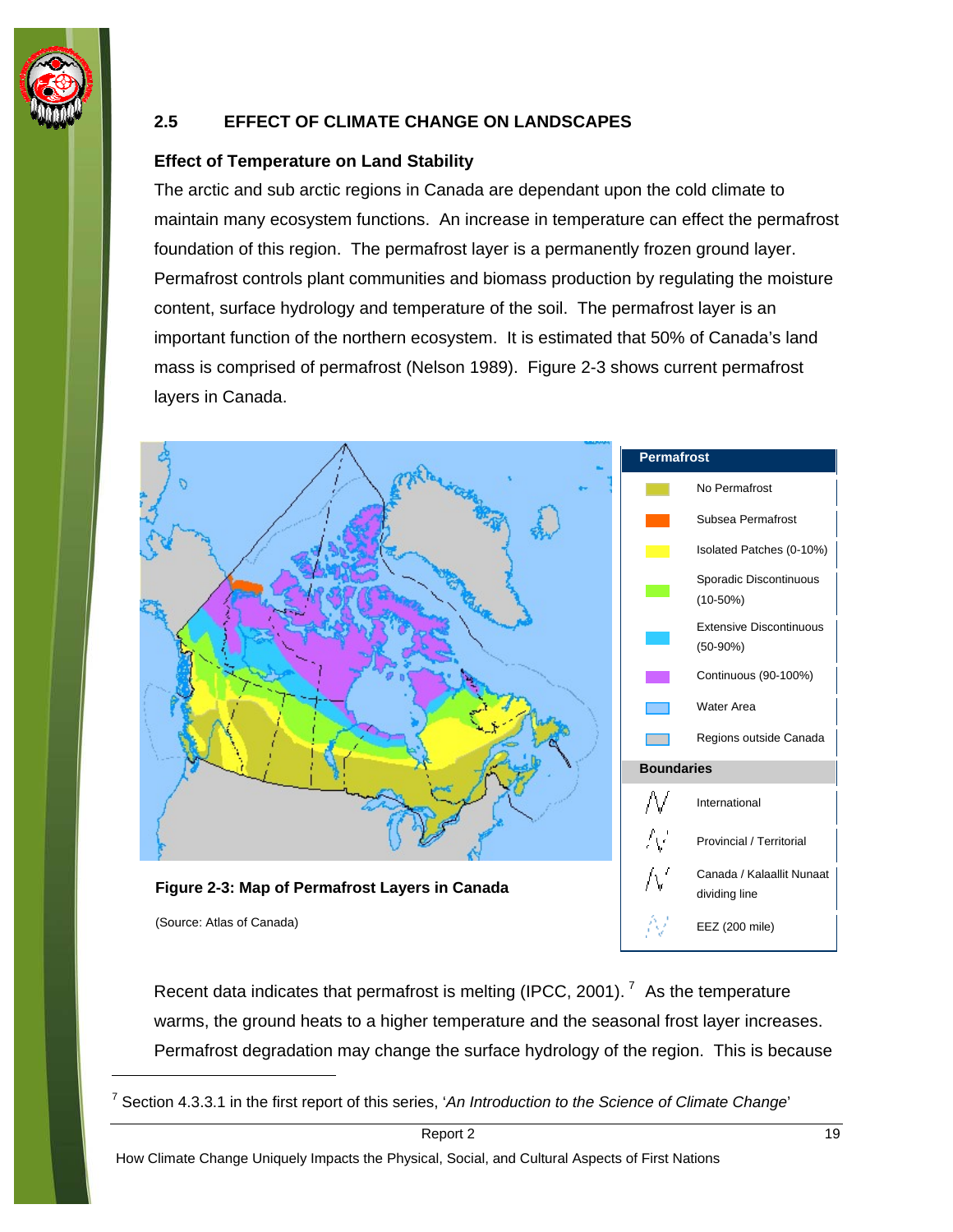## 2.5 EFFECT OF CLIMATE CHANGE ON LANDSCAPES

### Effect of Temperature on Land Stability

The arctic and sub arctic regions in Canada are dependant upon the cold climate to maintain many ecosystem functions. An increase in temperature can effect the permafrost foundation of this region. The permafrost layer is a permanently frozen ground layer. Permafrost controls plant communities and biomass production by regulating the moisture content, surface hydrology and temperature of the soil. The permafrost layer is an important function of the northern ecosystem. It is estimated that 50% of Canada's land mass is comprised of permafrost (Nelson 1989). Figure 2-3 shows current permafrost layers in Canada.

**Figure 2-3: Map of Permafrost Layers in Canada**

(Source: Atlas of Canada)

Recent data indicates that permafrost is melting (IPCC, 2001).[7] As the temperature warms, the ground heats to a higher temperature and the seasonal frost layer increases. Permafrost degradation may change the surface hydrology of the region. This is because

[7] Section 4.3.3.1 in the first report of this series, '*An Introduction to the Science of Climate Change*'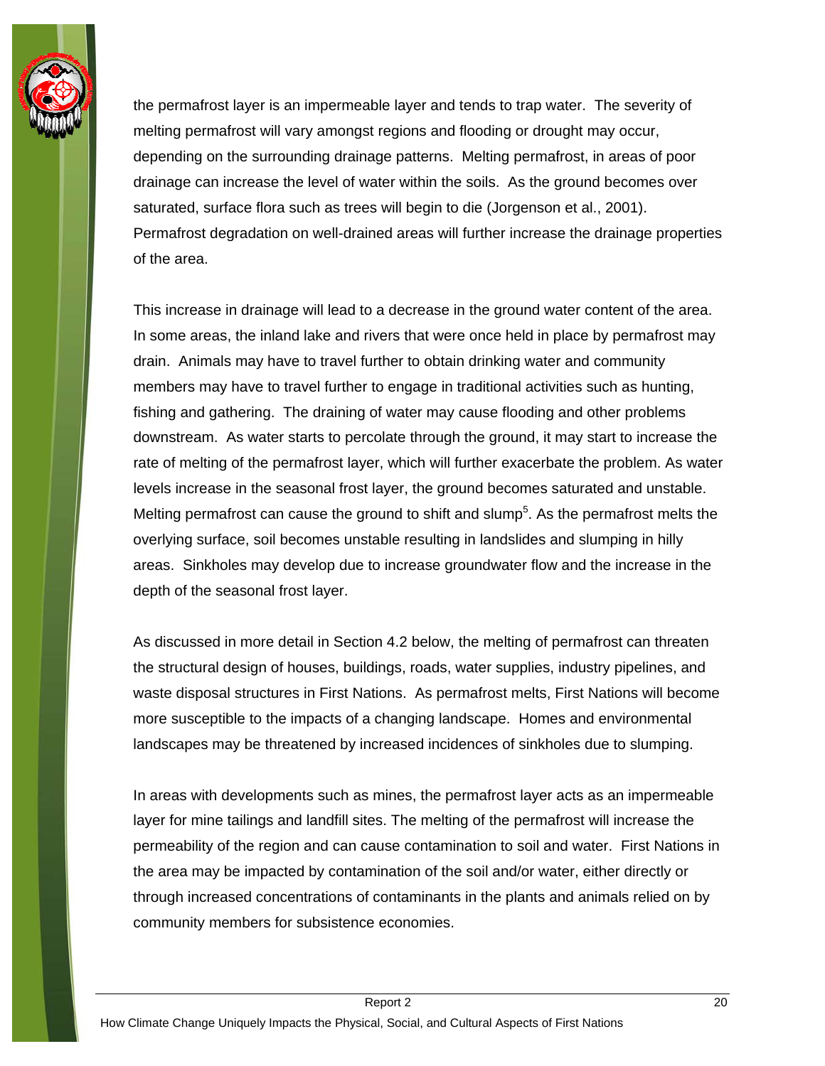the permafrost layer is an impermeable layer and tends to trap water. The severity of melting permafrost will vary amongst regions and flooding or drought may occur, depending on the surrounding drainage patterns. Melting permafrost, in areas of poor drainage can increase the level of water within the soils. As the ground becomes over saturated, surface flora such as trees will begin to die (Jorgenson et al., 2001). Permafrost degradation on well-drained areas will further increase the drainage properties of the area.

This increase in drainage will lead to a decrease in the ground water content of the area. In some areas, the inland lake and rivers that were once held in place by permafrost may drain. Animals may have to travel further to obtain drinking water and community members may have to travel further to engage in traditional activities such as hunting, fishing and gathering. The draining of water may cause flooding and other problems downstream. As water starts to percolate through the ground, it may start to increase the rate of melting of the permafrost layer, which will further exacerbate the problem. As water levels increase in the seasonal frost layer, the ground becomes saturated and unstable. Melting permafrost can cause the ground to shift and slump[5]. As the permafrost melts the overlying surface, soil becomes unstable resulting in landslides and slumping in hilly areas. Sinkholes may develop due to increase groundwater flow and the increase in the depth of the seasonal frost layer.

As discussed in more detail in Section 4.2 below, the melting of permafrost can threaten the structural design of houses, buildings, roads, water supplies, industry pipelines, and waste disposal structures in First Nations. As permafrost melts, First Nations will become more susceptible to the impacts of a changing landscape. Homes and environmental landscapes may be threatened by increased incidences of sinkholes due to slumping.

In areas with developments such as mines, the permafrost layer acts as an impermeable layer for mine tailings and landfill sites. The melting of the permafrost will increase the permeability of the region and can cause contamination to soil and water. First Nations in the area may be impacted by contamination of the soil and/or water, either directly or through increased concentrations of contaminants in the plants and animals relied on by community members for subsistence economies.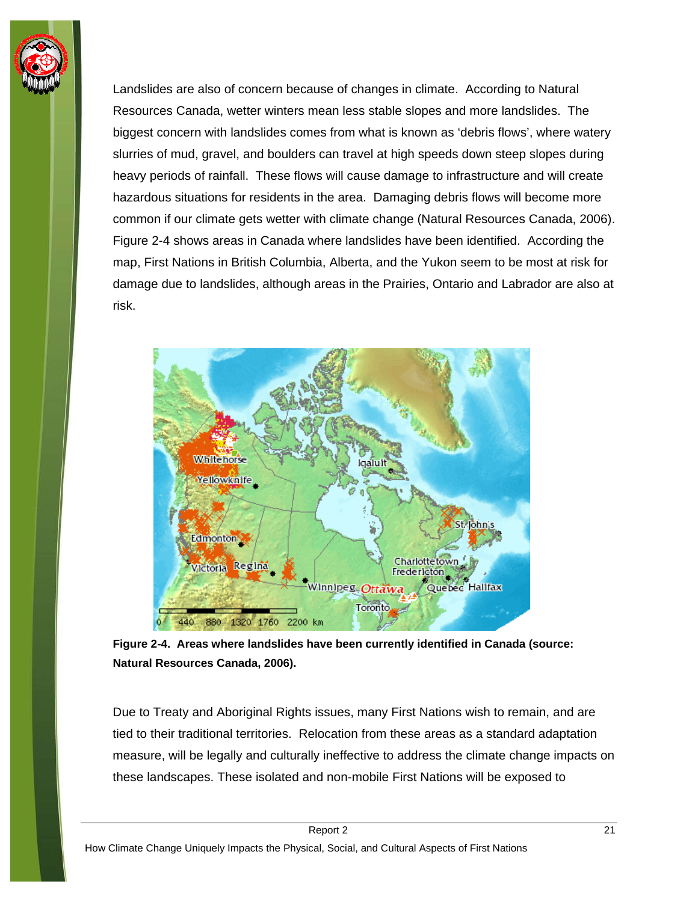Landslides are also of concern because of changes in climate. According to Natural Resources Canada, wetter winters mean less stable slopes and more landslides. The biggest concern with landslides comes from what is known as 'debris flows', where watery slurries of mud, gravel, and boulders can travel at high speeds down steep slopes during heavy periods of rainfall. These flows will cause damage to infrastructure and will create hazardous situations for residents in the area. Damaging debris flows will become more common if our climate gets wetter with climate change (Natural Resources Canada, 2006). Figure 2-4 shows areas in Canada where landslides have been identified. According the map, First Nations in British Columbia, Alberta, and the Yukon seem to be most at risk for damage due to landslides, although areas in the Prairies, Ontario and Labrador are also at risk.

**Figure 2-4. Areas where landslides have been currently identified in Canada (source: Natural Resources Canada, 2006).**

Due to Treaty and Aboriginal Rights issues, many First Nations wish to remain, and are tied to their traditional territories. Relocation from these areas as a standard adaptation measure, will be legally and culturally ineffective to address the climate change impacts on these landscapes. These isolated and non-mobile First Nations will be exposed to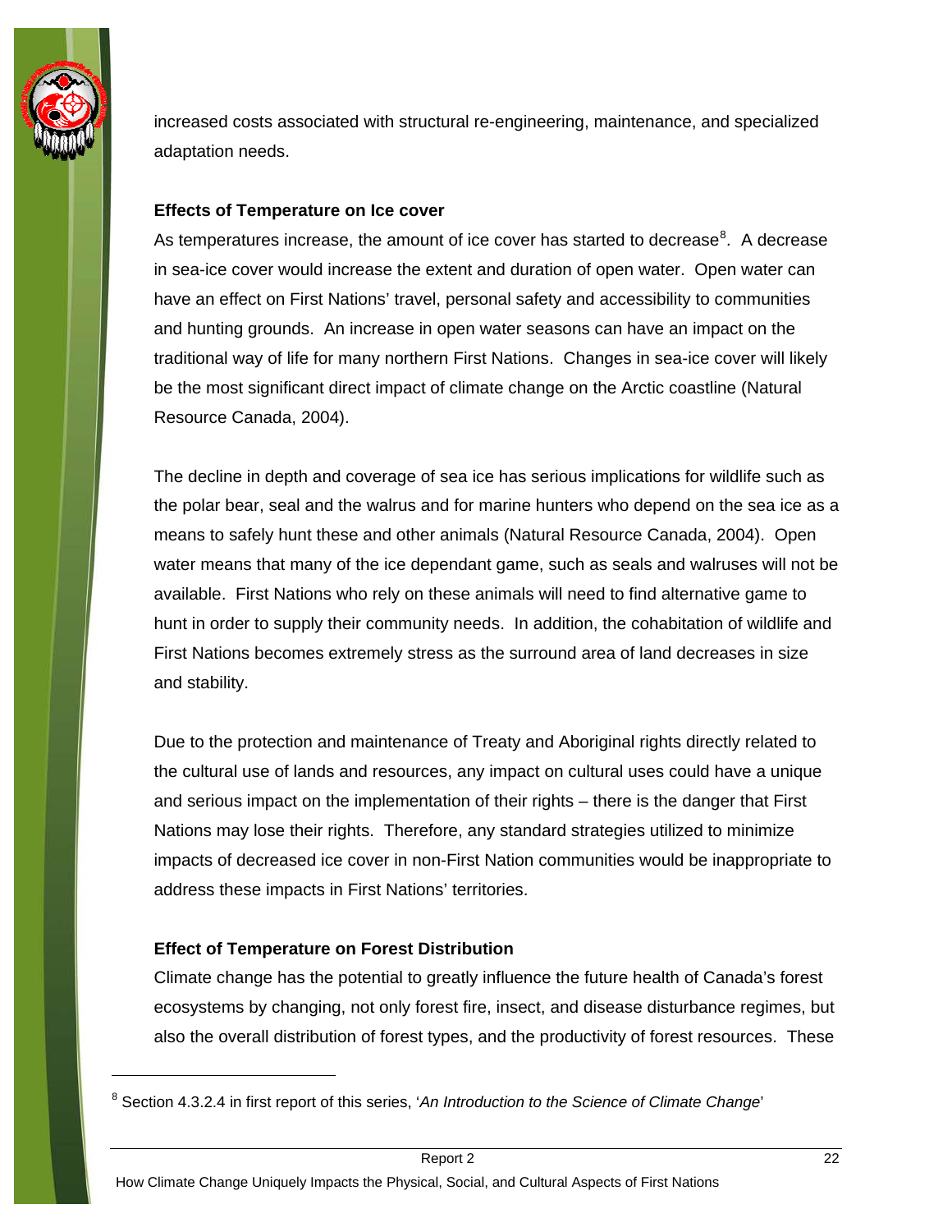increased costs associated with structural re-engineering, maintenance, and specialized adaptation needs.

**Effects of Temperature on Ice cover**

As temperatures increase, the amount of ice cover has started to decrease[8]. A decrease in sea-ice cover would increase the extent and duration of open water. Open water can have an effect on First Nations' travel, personal safety and accessibility to communities and hunting grounds. An increase in open water seasons can have an impact on the traditional way of life for many northern First Nations. Changes in sea-ice cover will likely be the most significant direct impact of climate change on the Arctic coastline (Natural Resource Canada, 2004).

The decline in depth and coverage of sea ice has serious implications for wildlife such as the polar bear, seal and the walrus and for marine hunters who depend on the sea ice as a means to safely hunt these and other animals (Natural Resource Canada, 2004). Open water means that many of the ice dependant game, such as seals and walruses will not be available. First Nations who rely on these animals will need to find alternative game to hunt in order to supply their community needs. In addition, the cohabitation of wildlife and First Nations becomes extremely stress as the surround area of land decreases in size and stability.

Due to the protection and maintenance of Treaty and Aboriginal rights directly related to the cultural use of lands and resources, any impact on cultural uses could have a unique and serious impact on the implementation of their rights – there is the danger that First Nations may lose their rights. Therefore, any standard strategies utilized to minimize impacts of decreased ice cover in non-First Nation communities would be inappropriate to address these impacts in First Nations' territories.

**Effect of Temperature on Forest Distribution**

Climate change has the potential to greatly influence the future health of Canada's forest ecosystems by changing, not only forest fire, insect, and disease disturbance regimes, but also the overall distribution of forest types, and the productivity of forest resources. These

---

[8] Section 4.3.2.4 in first report of this series, '*An Introduction to the Science of Climate Change*'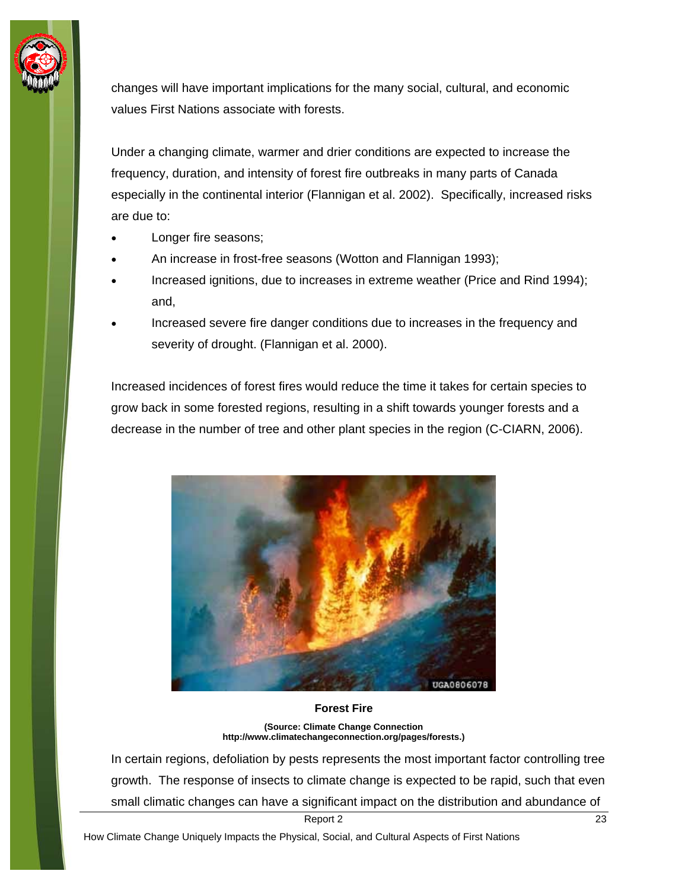changes will have important implications for the many social, cultural, and economic values First Nations associate with forests.

Under a changing climate, warmer and drier conditions are expected to increase the frequency, duration, and intensity of forest fire outbreaks in many parts of Canada especially in the continental interior (Flannigan et al. 2002). Specifically, increased risks are due to:

- Longer fire seasons;
- An increase in frost-free seasons (Wotton and Flannigan 1993);
- Increased ignitions, due to increases in extreme weather (Price and Rind 1994); and,
- Increased severe fire danger conditions due to increases in the frequency and severity of drought. (Flannigan et al. 2000).

Increased incidences of forest fires would reduce the time it takes for certain species to grow back in some forested regions, resulting in a shift towards younger forests and a decrease in the number of tree and other plant species in the region (C-CIARN, 2006).

**Forest Fire**

**(Source: Climate Change Connection http://www.climatechangeconnection.org/pages/forests.)**

In certain regions, defoliation by pests represents the most important factor controlling tree growth. The response of insects to climate change is expected to be rapid, such that even small climatic changes can have a significant impact on the distribution and abundance of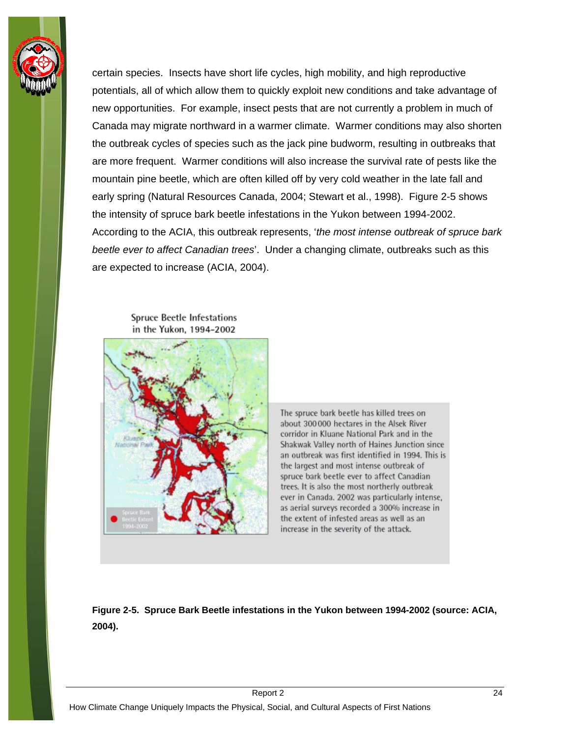certain species. Insects have short life cycles, high mobility, and high reproductive potentials, all of which allow them to quickly exploit new conditions and take advantage of new opportunities. For example, insect pests that are not currently a problem in much of Canada may migrate northward in a warmer climate. Warmer conditions may also shorten the outbreak cycles of species such as the jack pine budworm, resulting in outbreaks that are more frequent. Warmer conditions will also increase the survival rate of pests like the mountain pine beetle, which are often killed off by very cold weather in the late fall and early spring (Natural Resources Canada, 2004; Stewart et al., 1998). Figure 2-5 shows the intensity of spruce bark beetle infestations in the Yukon between 1994-2002. According to the ACIA, this outbreak represents, '*the most intense outbreak of spruce bark beetle ever to affect Canadian trees*'. Under a changing climate, outbreaks such as this are expected to increase (ACIA, 2004).

Spruce Beetle Infestations in the Yukon, 1994-2002

The spruce bark beetle has killed trees on about 300 000 hectares in the Alsek River corridor in Kluane National Park and in the Shakwak Valley north of Haines Junction since an outbreak was first identified in 1994. This is the largest and most intense outbreak of spruce bark beetle ever to affect Canadian trees. It is also the most northerly outbreak ever in Canada. 2002 was particularly intense, as aerial surveys recorded a 300% increase in the extent of infested areas as well as an increase in the severity of the attack.

**Figure 2-5. Spruce Bark Beetle infestations in the Yukon between 1994-2002 (source: ACIA, 2004).**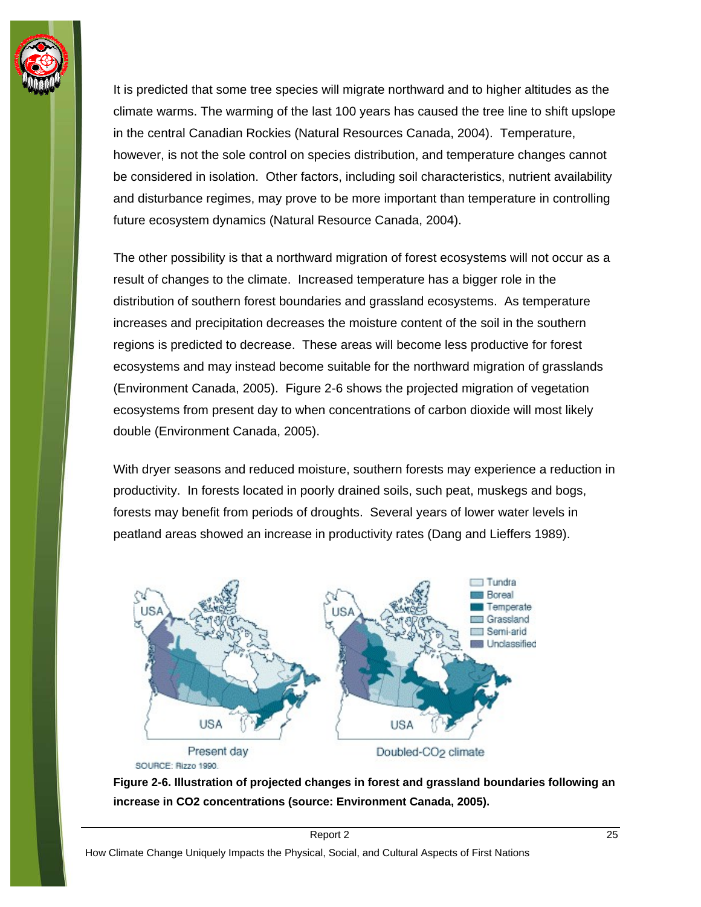It is predicted that some tree species will migrate northward and to higher altitudes as the climate warms. The warming of the last 100 years has caused the tree line to shift upslope in the central Canadian Rockies (Natural Resources Canada, 2004). Temperature, however, is not the sole control on species distribution, and temperature changes cannot be considered in isolation. Other factors, including soil characteristics, nutrient availability and disturbance regimes, may prove to be more important than temperature in controlling future ecosystem dynamics (Natural Resource Canada, 2004).

The other possibility is that a northward migration of forest ecosystems will not occur as a result of changes to the climate. Increased temperature has a bigger role in the distribution of southern forest boundaries and grassland ecosystems. As temperature increases and precipitation decreases the moisture content of the soil in the southern regions is predicted to decrease. These areas will become less productive for forest ecosystems and may instead become suitable for the northward migration of grasslands (Environment Canada, 2005). Figure 2-6 shows the projected migration of vegetation ecosystems from present day to when concentrations of carbon dioxide will most likely double (Environment Canada, 2005).

With dryer seasons and reduced moisture, southern forests may experience a reduction in productivity. In forests located in poorly drained soils, such peat, muskegs and bogs, forests may benefit from periods of droughts. Several years of lower water levels in peatland areas showed an increase in productivity rates (Dang and Lieffers 1989).

**Figure 2-6. Illustration of projected changes in forest and grassland boundaries following an increase in CO2 concentrations (source: Environment Canada, 2005).**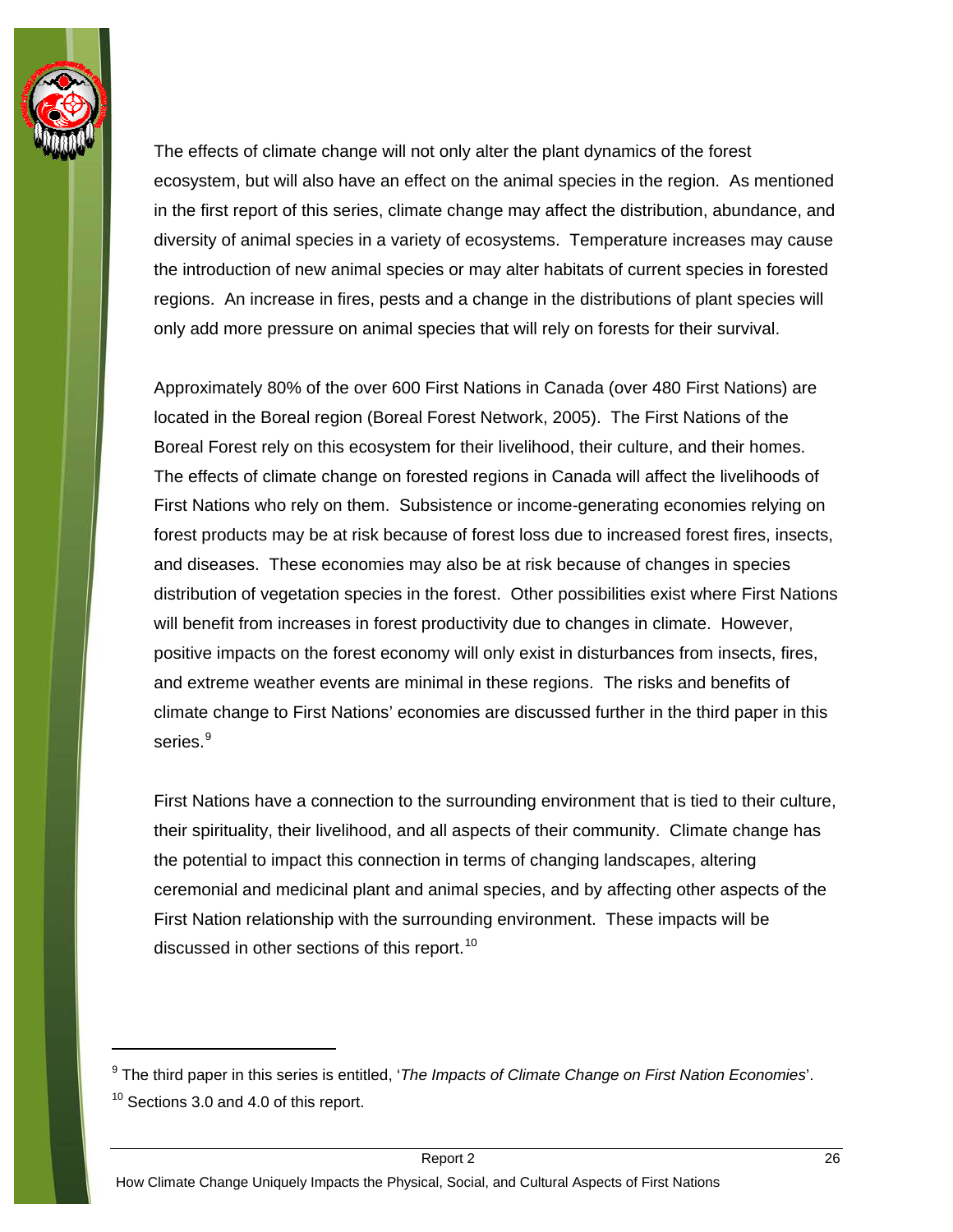The effects of climate change will not only alter the plant dynamics of the forest ecosystem, but will also have an effect on the animal species in the region. As mentioned in the first report of this series, climate change may affect the distribution, abundance, and diversity of animal species in a variety of ecosystems. Temperature increases may cause the introduction of new animal species or may alter habitats of current species in forested regions. An increase in fires, pests and a change in the distributions of plant species will only add more pressure on animal species that will rely on forests for their survival.

Approximately 80% of the over 600 First Nations in Canada (over 480 First Nations) are located in the Boreal region (Boreal Forest Network, 2005). The First Nations of the Boreal Forest rely on this ecosystem for their livelihood, their culture, and their homes. The effects of climate change on forested regions in Canada will affect the livelihoods of First Nations who rely on them. Subsistence or income-generating economies relying on forest products may be at risk because of forest loss due to increased forest fires, insects, and diseases. These economies may also be at risk because of changes in species distribution of vegetation species in the forest. Other possibilities exist where First Nations will benefit from increases in forest productivity due to changes in climate. However, positive impacts on the forest economy will only exist in disturbances from insects, fires, and extreme weather events are minimal in these regions. The risks and benefits of climate change to First Nations' economies are discussed further in the third paper in this series.[9]

First Nations have a connection to the surrounding environment that is tied to their culture, their spirituality, their livelihood, and all aspects of their community. Climate change has the potential to impact this connection in terms of changing landscapes, altering ceremonial and medicinal plant and animal species, and by affecting other aspects of the First Nation relationship with the surrounding environment. These impacts will be discussed in other sections of this report.[10]

---

[9] The third paper in this series is entitled, '*The Impacts of Climate Change on First Nation Economies*'.

[10] Sections 3.0 and 4.0 of this report.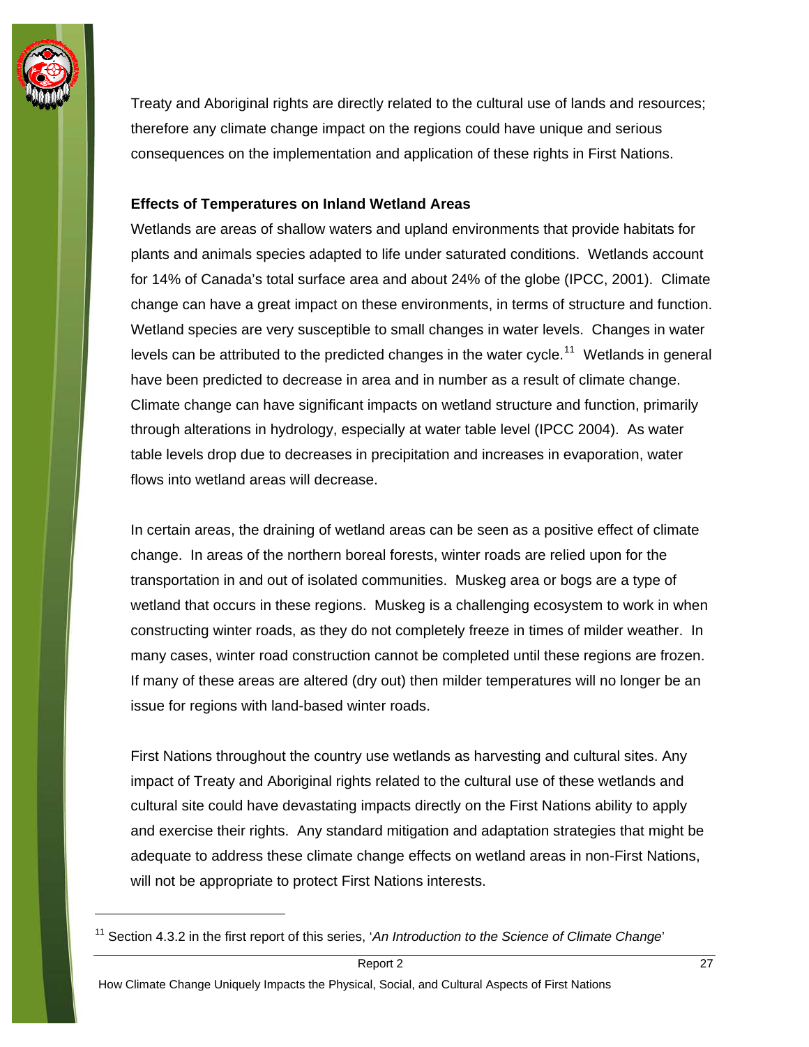Treaty and Aboriginal rights are directly related to the cultural use of lands and resources; therefore any climate change impact on the regions could have unique and serious consequences on the implementation and application of these rights in First Nations.

**Effects of Temperatures on Inland Wetland Areas**

Wetlands are areas of shallow waters and upland environments that provide habitats for plants and animals species adapted to life under saturated conditions. Wetlands account for 14% of Canada's total surface area and about 24% of the globe (IPCC, 2001). Climate change can have a great impact on these environments, in terms of structure and function. Wetland species are very susceptible to small changes in water levels. Changes in water levels can be attributed to the predicted changes in the water cycle.[11] Wetlands in general have been predicted to decrease in area and in number as a result of climate change. Climate change can have significant impacts on wetland structure and function, primarily through alterations in hydrology, especially at water table level (IPCC 2004). As water table levels drop due to decreases in precipitation and increases in evaporation, water flows into wetland areas will decrease.

In certain areas, the draining of wetland areas can be seen as a positive effect of climate change. In areas of the northern boreal forests, winter roads are relied upon for the transportation in and out of isolated communities. Muskeg area or bogs are a type of wetland that occurs in these regions. Muskeg is a challenging ecosystem to work in when constructing winter roads, as they do not completely freeze in times of milder weather. In many cases, winter road construction cannot be completed until these regions are frozen. If many of these areas are altered (dry out) then milder temperatures will no longer be an issue for regions with land-based winter roads.

First Nations throughout the country use wetlands as harvesting and cultural sites. Any impact of Treaty and Aboriginal rights related to the cultural use of these wetlands and cultural site could have devastating impacts directly on the First Nations ability to apply and exercise their rights. Any standard mitigation and adaptation strategies that might be adequate to address these climate change effects on wetland areas in non-First Nations, will not be appropriate to protect First Nations interests.

---

[11] Section 4.3.2 in the first report of this series, '*An Introduction to the Science of Climate Change*'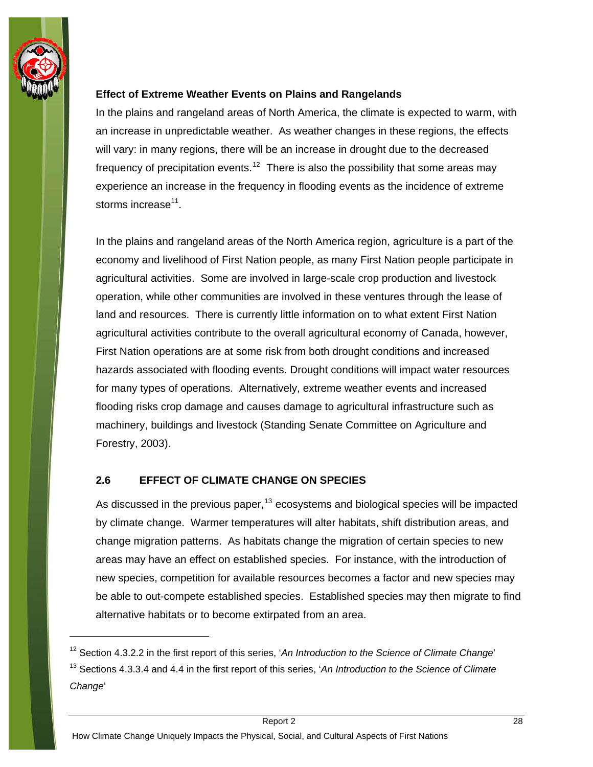**Effect of Extreme Weather Events on Plains and Rangelands**

In the plains and rangeland areas of North America, the climate is expected to warm, with an increase in unpredictable weather. As weather changes in these regions, the effects will vary: in many regions, there will be an increase in drought due to the decreased frequency of precipitation events.[12] There is also the possibility that some areas may experience an increase in the frequency in flooding events as the incidence of extreme storms increase[11].

In the plains and rangeland areas of the North America region, agriculture is a part of the economy and livelihood of First Nation people, as many First Nation people participate in agricultural activities. Some are involved in large-scale crop production and livestock operation, while other communities are involved in these ventures through the lease of land and resources. There is currently little information on to what extent First Nation agricultural activities contribute to the overall agricultural economy of Canada, however, First Nation operations are at some risk from both drought conditions and increased hazards associated with flooding events. Drought conditions will impact water resources for many types of operations. Alternatively, extreme weather events and increased flooding risks crop damage and causes damage to agricultural infrastructure such as machinery, buildings and livestock (Standing Senate Committee on Agriculture and Forestry, 2003).

## 2.6 EFFECT OF CLIMATE CHANGE ON SPECIES

As discussed in the previous paper,[13] ecosystems and biological species will be impacted by climate change. Warmer temperatures will alter habitats, shift distribution areas, and change migration patterns. As habitats change the migration of certain species to new areas may have an effect on established species. For instance, with the introduction of new species, competition for available resources becomes a factor and new species may be able to out-compete established species. Established species may then migrate to find alternative habitats or to become extirpated from an area.

---

[12] Section 4.3.2.2 in the first report of this series, '*An Introduction to the Science of Climate Change*'

[13] Sections 4.3.3.4 and 4.4 in the first report of this series, '*An Introduction to the Science of Climate Change*'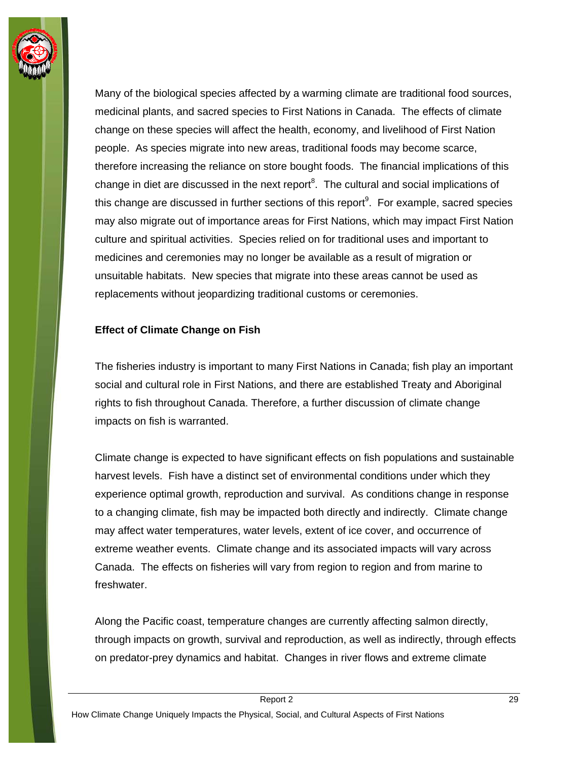Many of the biological species affected by a warming climate are traditional food sources, medicinal plants, and sacred species to First Nations in Canada. The effects of climate change on these species will affect the health, economy, and livelihood of First Nation people. As species migrate into new areas, traditional foods may become scarce, therefore increasing the reliance on store bought foods. The financial implications of this change in diet are discussed in the next report[8]. The cultural and social implications of this change are discussed in further sections of this report[9]. For example, sacred species may also migrate out of importance areas for First Nations, which may impact First Nation culture and spiritual activities. Species relied on for traditional uses and important to medicines and ceremonies may no longer be available as a result of migration or unsuitable habitats. New species that migrate into these areas cannot be used as replacements without jeopardizing traditional customs or ceremonies.

**Effect of Climate Change on Fish**

The fisheries industry is important to many First Nations in Canada; fish play an important social and cultural role in First Nations, and there are established Treaty and Aboriginal rights to fish throughout Canada. Therefore, a further discussion of climate change impacts on fish is warranted.

Climate change is expected to have significant effects on fish populations and sustainable harvest levels. Fish have a distinct set of environmental conditions under which they experience optimal growth, reproduction and survival. As conditions change in response to a changing climate, fish may be impacted both directly and indirectly. Climate change may affect water temperatures, water levels, extent of ice cover, and occurrence of extreme weather events. Climate change and its associated impacts will vary across Canada. The effects on fisheries will vary from region to region and from marine to freshwater.

Along the Pacific coast, temperature changes are currently affecting salmon directly, through impacts on growth, survival and reproduction, as well as indirectly, through effects on predator-prey dynamics and habitat. Changes in river flows and extreme climate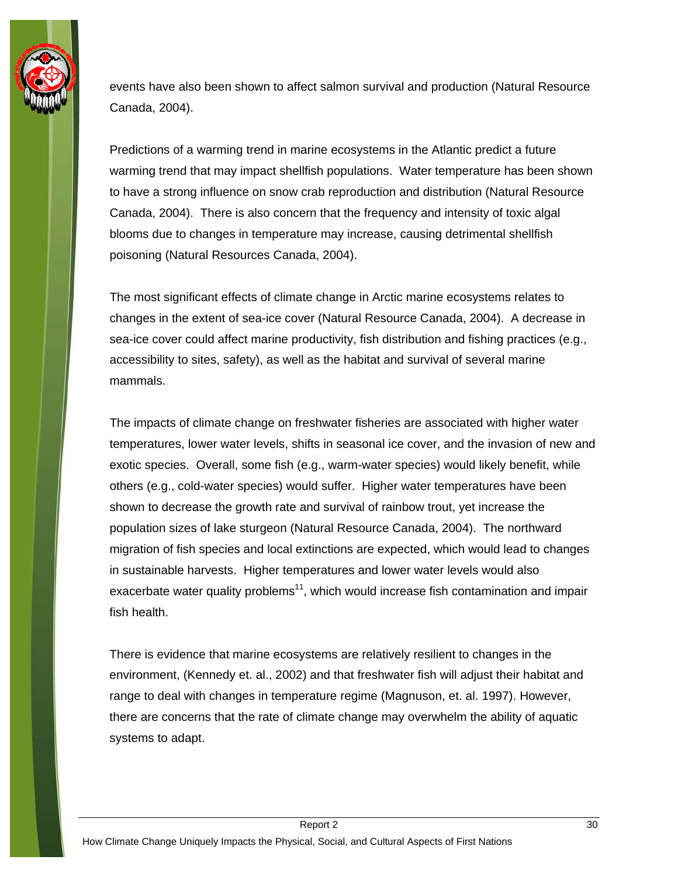events have also been shown to affect salmon survival and production (Natural Resource Canada, 2004).

Predictions of a warming trend in marine ecosystems in the Atlantic predict a future warming trend that may impact shellfish populations. Water temperature has been shown to have a strong influence on snow crab reproduction and distribution (Natural Resource Canada, 2004). There is also concern that the frequency and intensity of toxic algal blooms due to changes in temperature may increase, causing detrimental shellfish poisoning (Natural Resources Canada, 2004).

The most significant effects of climate change in Arctic marine ecosystems relates to changes in the extent of sea-ice cover (Natural Resource Canada, 2004). A decrease in sea-ice cover could affect marine productivity, fish distribution and fishing practices (e.g., accessibility to sites, safety), as well as the habitat and survival of several marine mammals.

The impacts of climate change on freshwater fisheries are associated with higher water temperatures, lower water levels, shifts in seasonal ice cover, and the invasion of new and exotic species. Overall, some fish (e.g., warm-water species) would likely benefit, while others (e.g., cold-water species) would suffer. Higher water temperatures have been shown to decrease the growth rate and survival of rainbow trout, yet increase the population sizes of lake sturgeon (Natural Resource Canada, 2004). The northward migration of fish species and local extinctions are expected, which would lead to changes in sustainable harvests. Higher temperatures and lower water levels would also exacerbate water quality problems[11], which would increase fish contamination and impair fish health.

There is evidence that marine ecosystems are relatively resilient to changes in the environment, (Kennedy et. al., 2002) and that freshwater fish will adjust their habitat and range to deal with changes in temperature regime (Magnuson, et. al. 1997). However, there are concerns that the rate of climate change may overwhelm the ability of aquatic systems to adapt.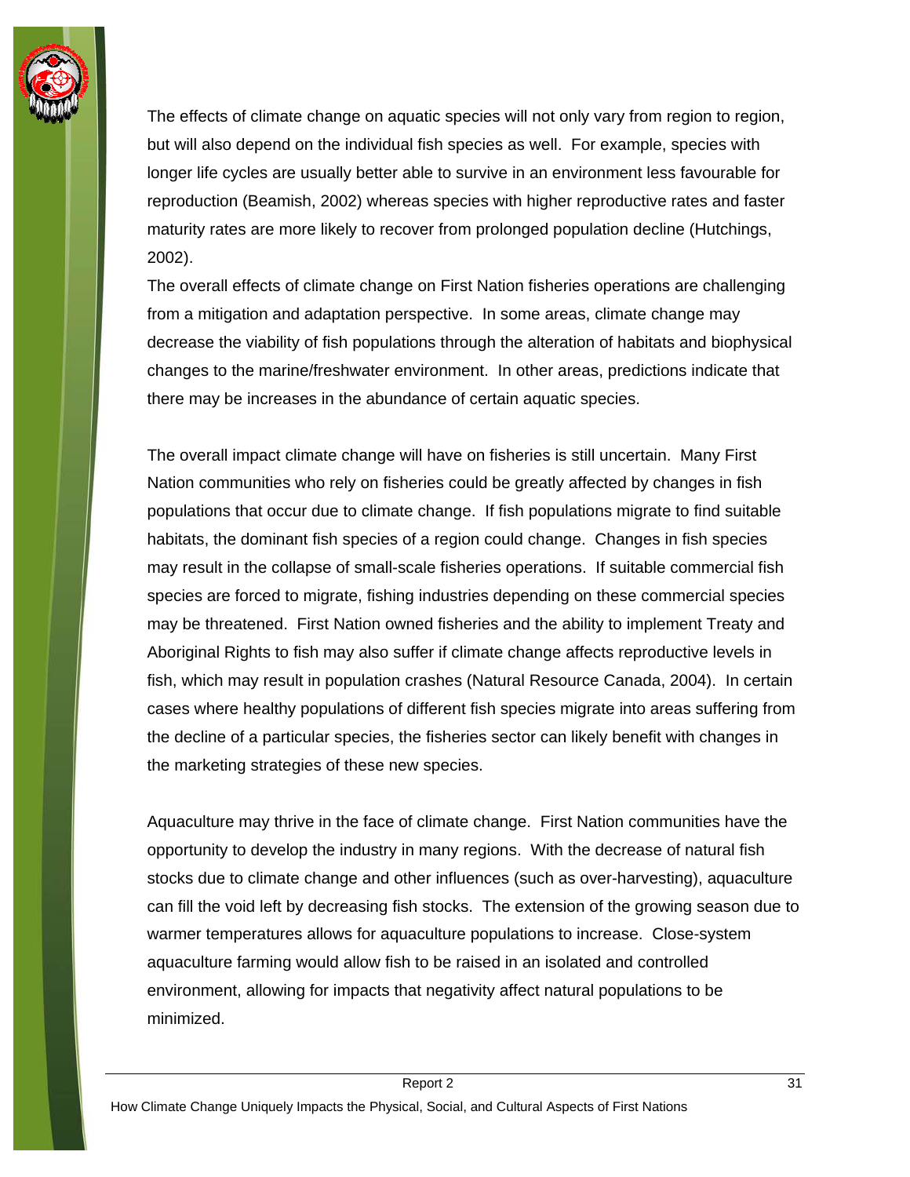The effects of climate change on aquatic species will not only vary from region to region, but will also depend on the individual fish species as well. For example, species with longer life cycles are usually better able to survive in an environment less favourable for reproduction (Beamish, 2002) whereas species with higher reproductive rates and faster maturity rates are more likely to recover from prolonged population decline (Hutchings, 2002).

The overall effects of climate change on First Nation fisheries operations are challenging from a mitigation and adaptation perspective. In some areas, climate change may decrease the viability of fish populations through the alteration of habitats and biophysical changes to the marine/freshwater environment. In other areas, predictions indicate that there may be increases in the abundance of certain aquatic species.

The overall impact climate change will have on fisheries is still uncertain. Many First Nation communities who rely on fisheries could be greatly affected by changes in fish populations that occur due to climate change. If fish populations migrate to find suitable habitats, the dominant fish species of a region could change. Changes in fish species may result in the collapse of small-scale fisheries operations. If suitable commercial fish species are forced to migrate, fishing industries depending on these commercial species may be threatened. First Nation owned fisheries and the ability to implement Treaty and Aboriginal Rights to fish may also suffer if climate change affects reproductive levels in fish, which may result in population crashes (Natural Resource Canada, 2004). In certain cases where healthy populations of different fish species migrate into areas suffering from the decline of a particular species, the fisheries sector can likely benefit with changes in the marketing strategies of these new species.

Aquaculture may thrive in the face of climate change. First Nation communities have the opportunity to develop the industry in many regions. With the decrease of natural fish stocks due to climate change and other influences (such as over-harvesting), aquaculture can fill the void left by decreasing fish stocks. The extension of the growing season due to warmer temperatures allows for aquaculture populations to increase. Close-system aquaculture farming would allow fish to be raised in an isolated and controlled environment, allowing for impacts that negativity affect natural populations to be minimized.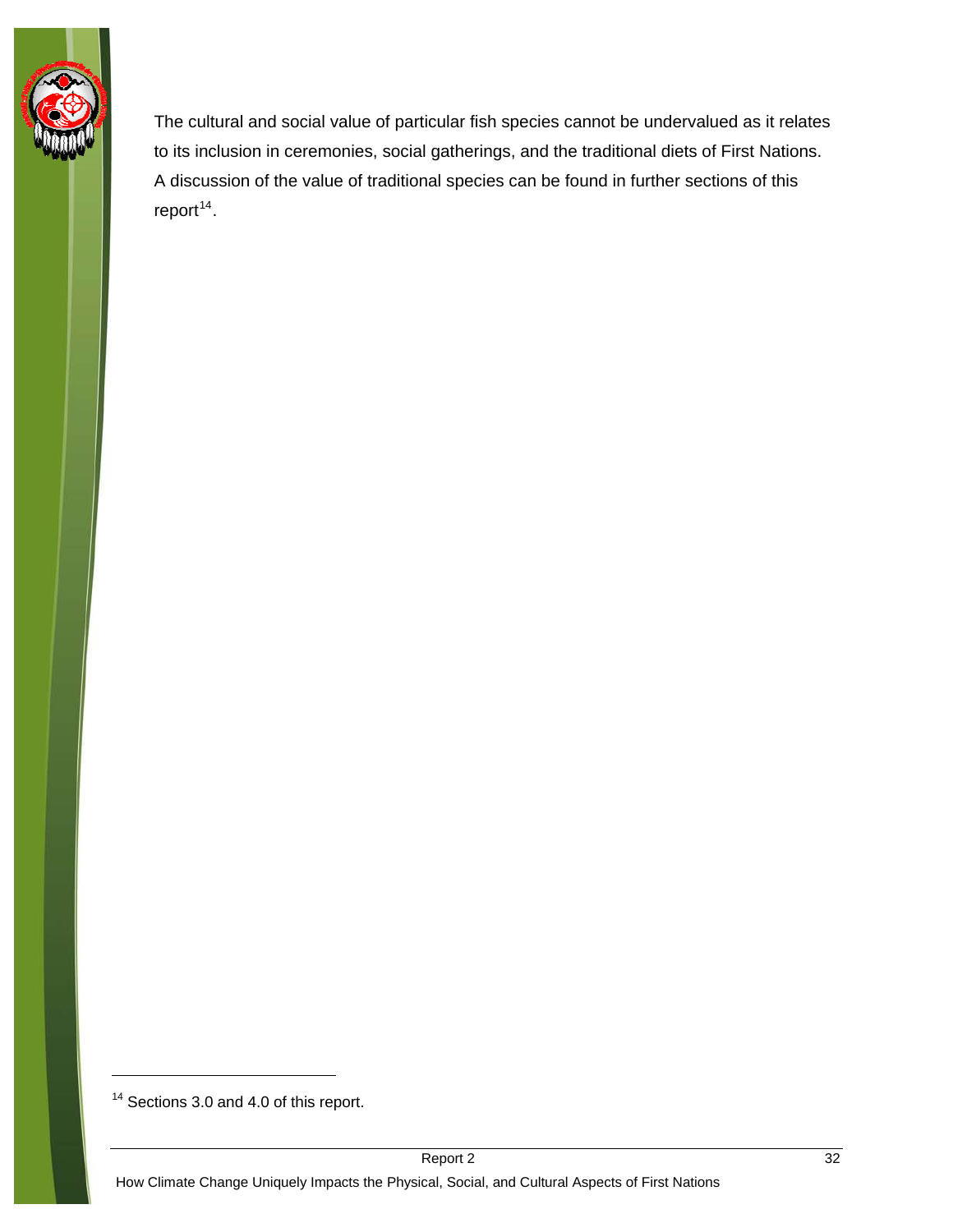The cultural and social value of particular fish species cannot be undervalued as it relates to its inclusion in ceremonies, social gatherings, and the traditional diets of First Nations. A discussion of the value of traditional species can be found in further sections of this report[14].

[14] Sections 3.0 and 4.0 of this report.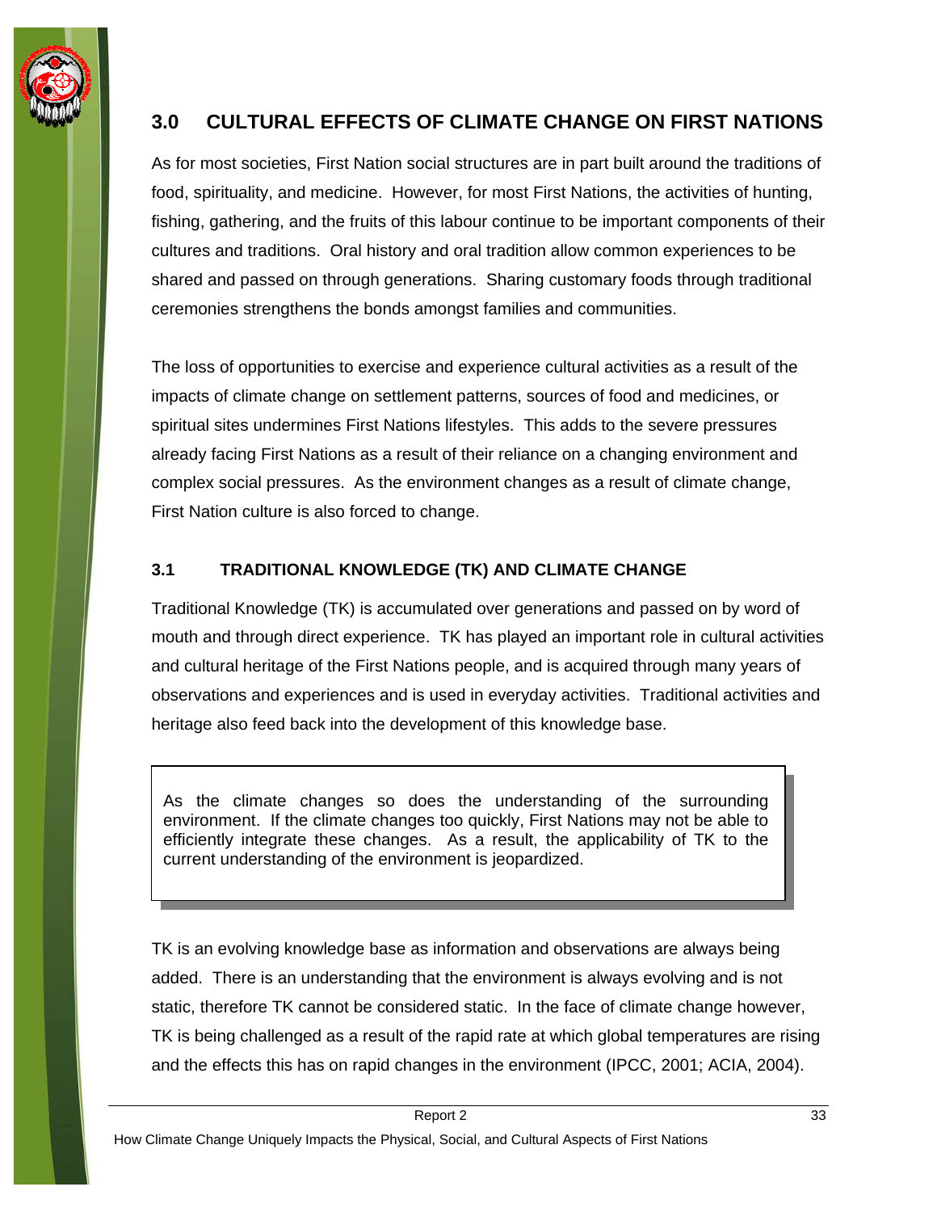## 3.0 CULTURAL EFFECTS OF CLIMATE CHANGE ON FIRST NATIONS

As for most societies, First Nation social structures are in part built around the traditions of food, spirituality, and medicine. However, for most First Nations, the activities of hunting, fishing, gathering, and the fruits of this labour continue to be important components of their cultures and traditions. Oral history and oral tradition allow common experiences to be shared and passed on through generations. Sharing customary foods through traditional ceremonies strengthens the bonds amongst families and communities.

The loss of opportunities to exercise and experience cultural activities as a result of the impacts of climate change on settlement patterns, sources of food and medicines, or spiritual sites undermines First Nations lifestyles. This adds to the severe pressures already facing First Nations as a result of their reliance on a changing environment and complex social pressures. As the environment changes as a result of climate change, First Nation culture is also forced to change.

### 3.1 TRADITIONAL KNOWLEDGE (TK) AND CLIMATE CHANGE

Traditional Knowledge (TK) is accumulated over generations and passed on by word of mouth and through direct experience. TK has played an important role in cultural activities and cultural heritage of the First Nations people, and is acquired through many years of observations and experiences and is used in everyday activities. Traditional activities and heritage also feed back into the development of this knowledge base.

> As the climate changes so does the understanding of the surrounding environment. If the climate changes too quickly, First Nations may not be able to efficiently integrate these changes. As a result, the applicability of TK to the current understanding of the environment is jeopardized.

TK is an evolving knowledge base as information and observations are always being added. There is an understanding that the environment is always evolving and is not static, therefore TK cannot be considered static. In the face of climate change however, TK is being challenged as a result of the rapid rate at which global temperatures are rising and the effects this has on rapid changes in the environment (IPCC, 2001; ACIA, 2004).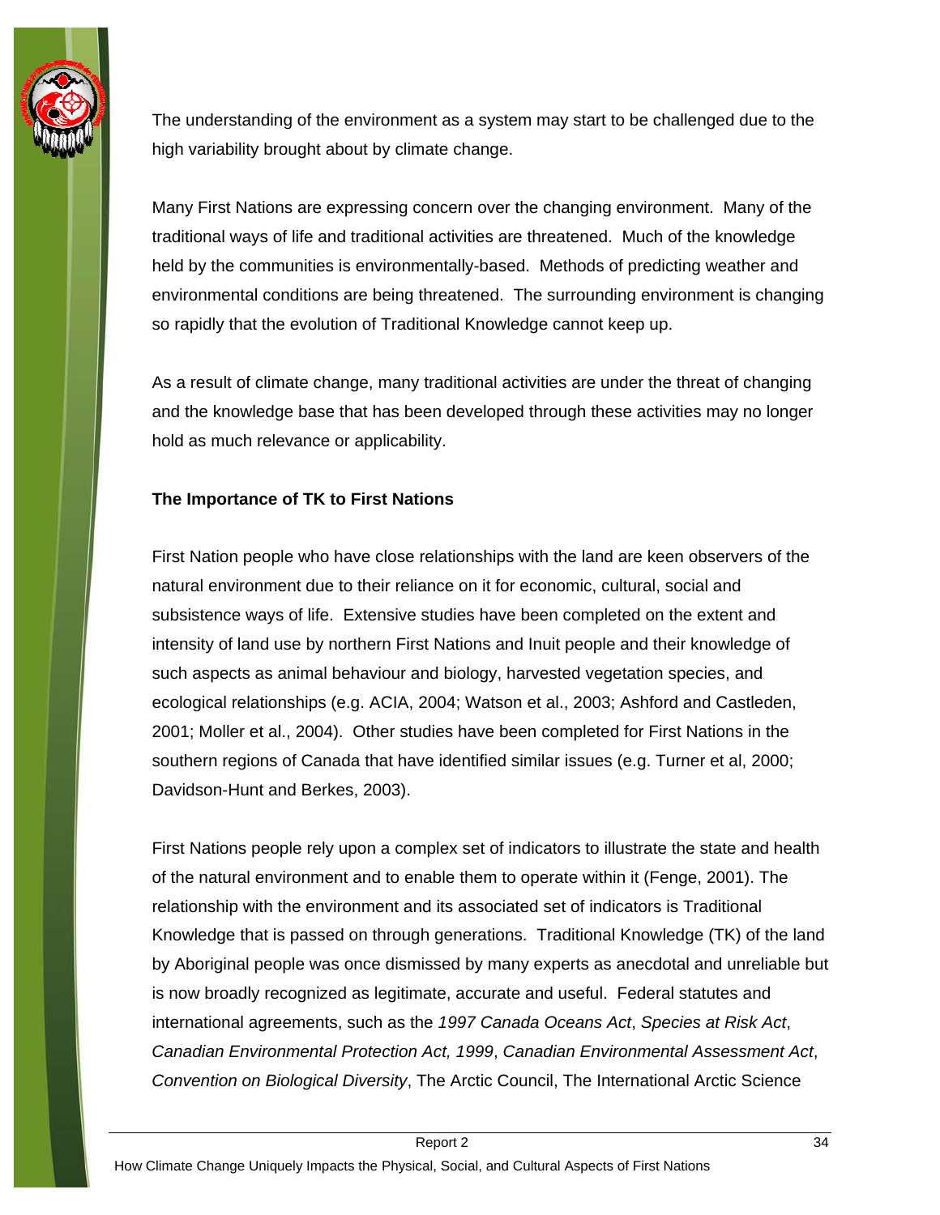The understanding of the environment as a system may start to be challenged due to the high variability brought about by climate change.

Many First Nations are expressing concern over the changing environment. Many of the traditional ways of life and traditional activities are threatened. Much of the knowledge held by the communities is environmentally-based. Methods of predicting weather and environmental conditions are being threatened. The surrounding environment is changing so rapidly that the evolution of Traditional Knowledge cannot keep up.

As a result of climate change, many traditional activities are under the threat of changing and the knowledge base that has been developed through these activities may no longer hold as much relevance or applicability.

**The Importance of TK to First Nations**

First Nation people who have close relationships with the land are keen observers of the natural environment due to their reliance on it for economic, cultural, social and subsistence ways of life. Extensive studies have been completed on the extent and intensity of land use by northern First Nations and Inuit people and their knowledge of such aspects as animal behaviour and biology, harvested vegetation species, and ecological relationships (e.g. ACIA, 2004; Watson et al., 2003; Ashford and Castleden, 2001; Moller et al., 2004). Other studies have been completed for First Nations in the southern regions of Canada that have identified similar issues (e.g. Turner et al, 2000; Davidson-Hunt and Berkes, 2003).

First Nations people rely upon a complex set of indicators to illustrate the state and health of the natural environment and to enable them to operate within it (Fenge, 2001). The relationship with the environment and its associated set of indicators is Traditional Knowledge that is passed on through generations. Traditional Knowledge (TK) of the land by Aboriginal people was once dismissed by many experts as anecdotal and unreliable but is now broadly recognized as legitimate, accurate and useful. Federal statutes and international agreements, such as the *1997 Canada Oceans Act*, *Species at Risk Act*, *Canadian Environmental Protection Act, 1999*, *Canadian Environmental Assessment Act*, *Convention on Biological Diversity*, The Arctic Council, The International Arctic Science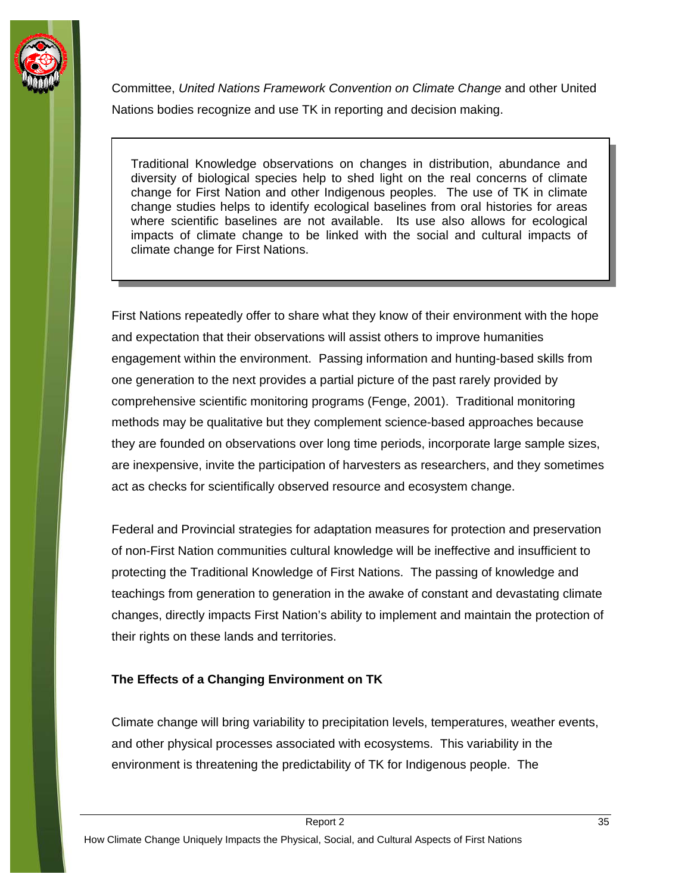Committee, *United Nations Framework Convention on Climate Change* and other United Nations bodies recognize and use TK in reporting and decision making.

> Traditional Knowledge observations on changes in distribution, abundance and diversity of biological species help to shed light on the real concerns of climate change for First Nation and other Indigenous peoples. The use of TK in climate change studies helps to identify ecological baselines from oral histories for areas where scientific baselines are not available. Its use also allows for ecological impacts of climate change to be linked with the social and cultural impacts of climate change for First Nations.

First Nations repeatedly offer to share what they know of their environment with the hope and expectation that their observations will assist others to improve humanities engagement within the environment. Passing information and hunting-based skills from one generation to the next provides a partial picture of the past rarely provided by comprehensive scientific monitoring programs (Fenge, 2001). Traditional monitoring methods may be qualitative but they complement science-based approaches because they are founded on observations over long time periods, incorporate large sample sizes, are inexpensive, invite the participation of harvesters as researchers, and they sometimes act as checks for scientifically observed resource and ecosystem change.

Federal and Provincial strategies for adaptation measures for protection and preservation of non-First Nation communities cultural knowledge will be ineffective and insufficient to protecting the Traditional Knowledge of First Nations. The passing of knowledge and teachings from generation to generation in the awake of constant and devastating climate changes, directly impacts First Nation's ability to implement and maintain the protection of their rights on these lands and territories.

**The Effects of a Changing Environment on TK**

Climate change will bring variability to precipitation levels, temperatures, weather events, and other physical processes associated with ecosystems. This variability in the environment is threatening the predictability of TK for Indigenous people. The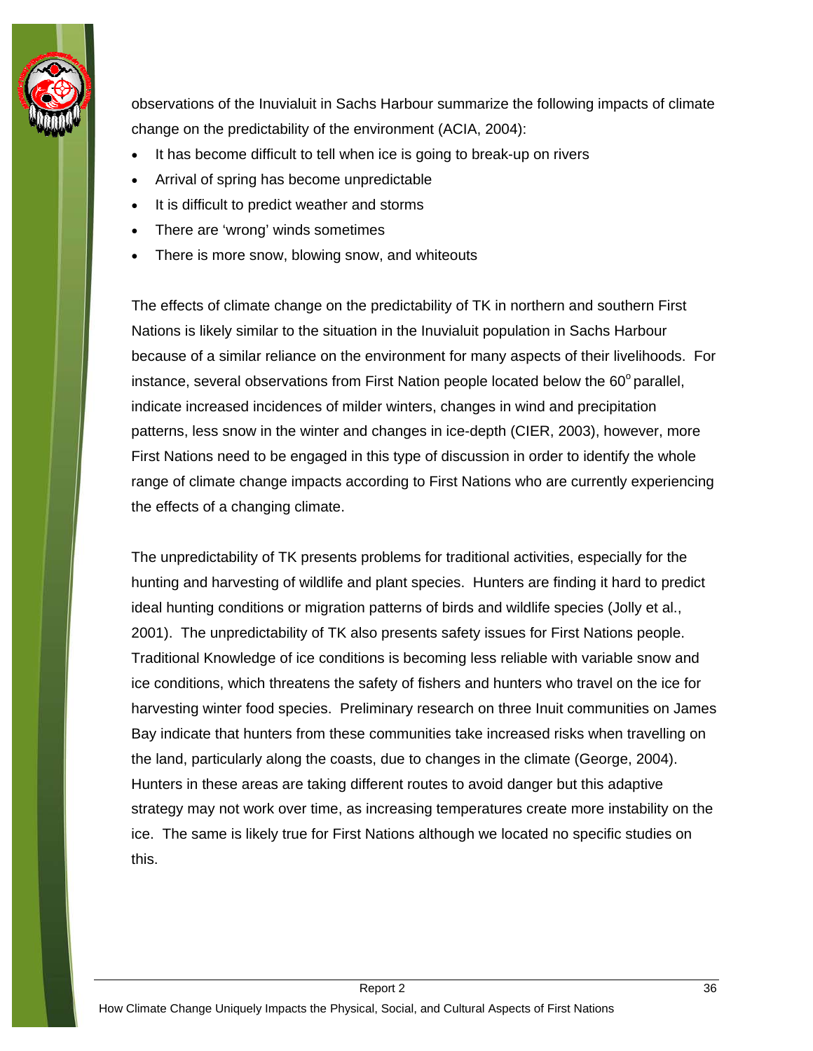observations of the Inuvialuit in Sachs Harbour summarize the following impacts of climate change on the predictability of the environment (ACIA, 2004):

- It has become difficult to tell when ice is going to break-up on rivers
- Arrival of spring has become unpredictable
- It is difficult to predict weather and storms
- There are 'wrong' winds sometimes
- There is more snow, blowing snow, and whiteouts

The effects of climate change on the predictability of TK in northern and southern First Nations is likely similar to the situation in the Inuvialuit population in Sachs Harbour because of a similar reliance on the environment for many aspects of their livelihoods. For instance, several observations from First Nation people located below the 60° parallel, indicate increased incidences of milder winters, changes in wind and precipitation patterns, less snow in the winter and changes in ice-depth (CIER, 2003), however, more First Nations need to be engaged in this type of discussion in order to identify the whole range of climate change impacts according to First Nations who are currently experiencing the effects of a changing climate.

The unpredictability of TK presents problems for traditional activities, especially for the hunting and harvesting of wildlife and plant species. Hunters are finding it hard to predict ideal hunting conditions or migration patterns of birds and wildlife species (Jolly et al., 2001). The unpredictability of TK also presents safety issues for First Nations people. Traditional Knowledge of ice conditions is becoming less reliable with variable snow and ice conditions, which threatens the safety of fishers and hunters who travel on the ice for harvesting winter food species. Preliminary research on three Inuit communities on James Bay indicate that hunters from these communities take increased risks when travelling on the land, particularly along the coasts, due to changes in the climate (George, 2004). Hunters in these areas are taking different routes to avoid danger but this adaptive strategy may not work over time, as increasing temperatures create more instability on the ice. The same is likely true for First Nations although we located no specific studies on this.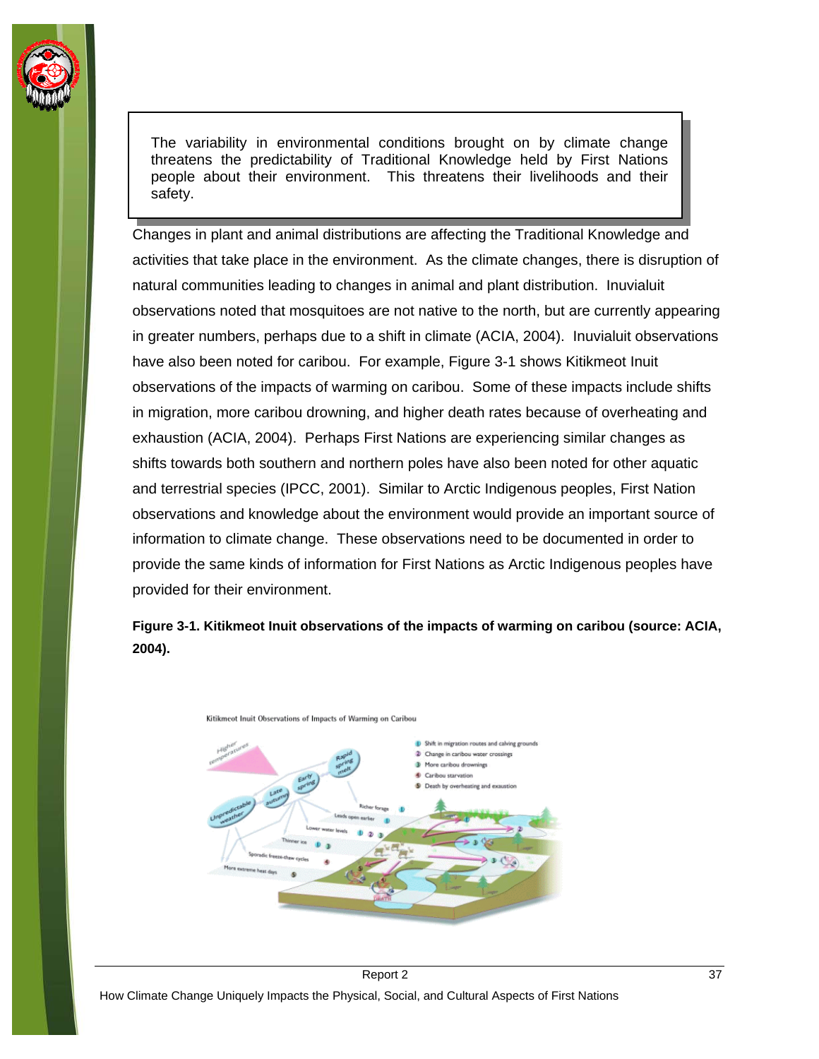> The variability in environmental conditions brought on by climate change threatens the predictability of Traditional Knowledge held by First Nations people about their environment. This threatens their livelihoods and their safety.

Changes in plant and animal distributions are affecting the Traditional Knowledge and activities that take place in the environment. As the climate changes, there is disruption of natural communities leading to changes in animal and plant distribution. Inuvialuit observations noted that mosquitoes are not native to the north, but are currently appearing in greater numbers, perhaps due to a shift in climate (ACIA, 2004). Inuvialuit observations have also been noted for caribou. For example, Figure 3-1 shows Kitikmeot Inuit observations of the impacts of warming on caribou. Some of these impacts include shifts in migration, more caribou drowning, and higher death rates because of overheating and exhaustion (ACIA, 2004). Perhaps First Nations are experiencing similar changes as shifts towards both southern and northern poles have also been noted for other aquatic and terrestrial species (IPCC, 2001). Similar to Arctic Indigenous peoples, First Nation observations and knowledge about the environment would provide an important source of information to climate change. These observations need to be documented in order to provide the same kinds of information for First Nations as Arctic Indigenous peoples have provided for their environment.

**Figure 3-1. Kitikmeot Inuit observations of the impacts of warming on caribou (source: ACIA, 2004).**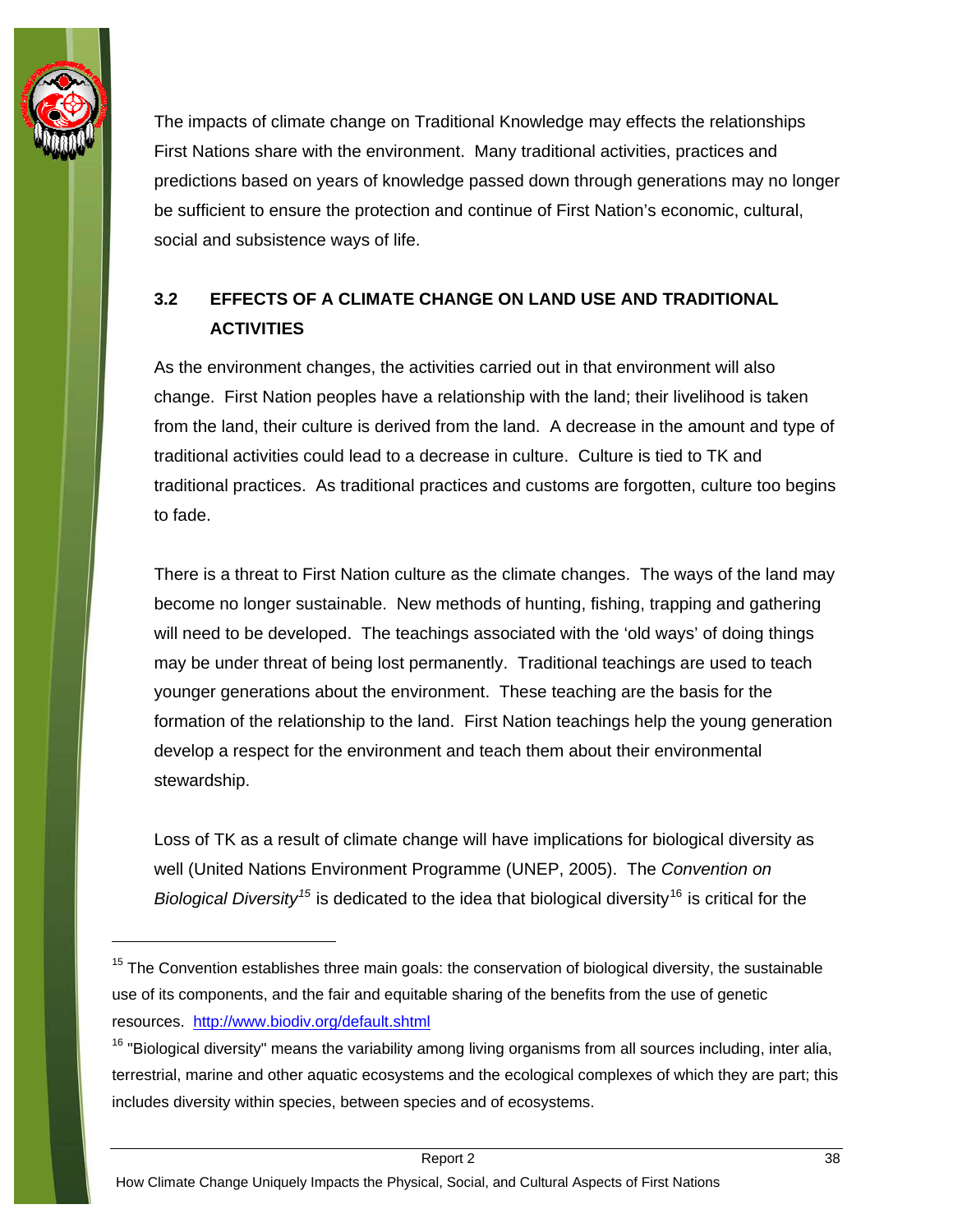The impacts of climate change on Traditional Knowledge may effects the relationships First Nations share with the environment. Many traditional activities, practices and predictions based on years of knowledge passed down through generations may no longer be sufficient to ensure the protection and continue of First Nation's economic, cultural, social and subsistence ways of life.

## 3.2 EFFECTS OF A CLIMATE CHANGE ON LAND USE AND TRADITIONAL ACTIVITIES

As the environment changes, the activities carried out in that environment will also change. First Nation peoples have a relationship with the land; their livelihood is taken from the land, their culture is derived from the land. A decrease in the amount and type of traditional activities could lead to a decrease in culture. Culture is tied to TK and traditional practices. As traditional practices and customs are forgotten, culture too begins to fade.

There is a threat to First Nation culture as the climate changes. The ways of the land may become no longer sustainable. New methods of hunting, fishing, trapping and gathering will need to be developed. The teachings associated with the 'old ways' of doing things may be under threat of being lost permanently. Traditional teachings are used to teach younger generations about the environment. These teaching are the basis for the formation of the relationship to the land. First Nation teachings help the young generation develop a respect for the environment and teach them about their environmental stewardship.

Loss of TK as a result of climate change will have implications for biological diversity as well (United Nations Environment Programme (UNEP, 2005). The *Convention on Biological Diversity*[15] is dedicated to the idea that biological diversity[16] is critical for the

---

[15] The Convention establishes three main goals: the conservation of biological diversity, the sustainable use of its components, and the fair and equitable sharing of the benefits from the use of genetic resources. http://www.biodiv.org/default.shtml

[16] "Biological diversity" means the variability among living organisms from all sources including, inter alia, terrestrial, marine and other aquatic ecosystems and the ecological complexes of which they are part; this includes diversity within species, between species and of ecosystems.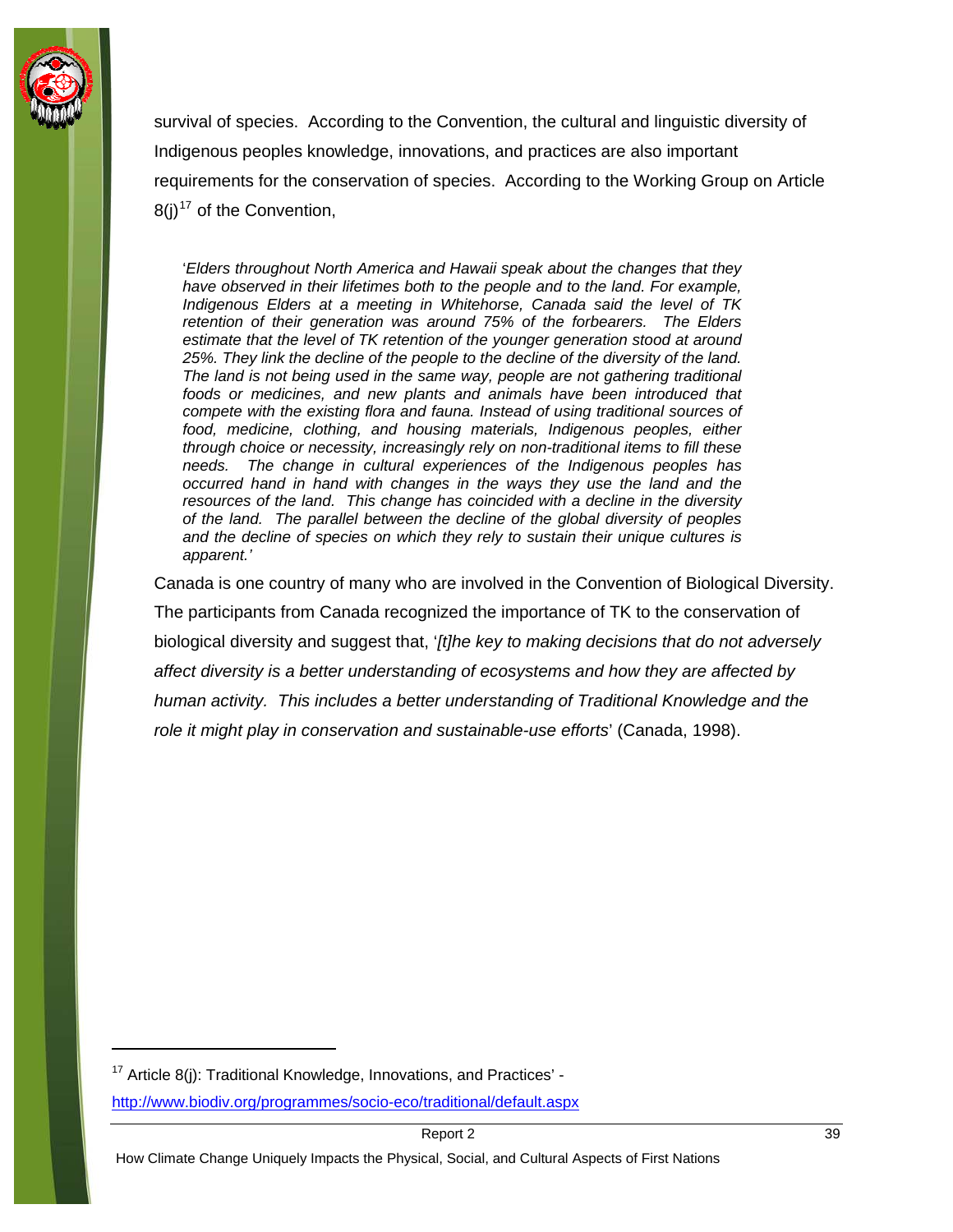survival of species. According to the Convention, the cultural and linguistic diversity of Indigenous peoples knowledge, innovations, and practices are also important requirements for the conservation of species. According to the Working Group on Article 8(j)[17] of the Convention,

> '*Elders throughout North America and Hawaii speak about the changes that they have observed in their lifetimes both to the people and to the land. For example, Indigenous Elders at a meeting in Whitehorse, Canada said the level of TK retention of their generation was around 75% of the forbearers. The Elders estimate that the level of TK retention of the younger generation stood at around 25%. They link the decline of the people to the decline of the diversity of the land. The land is not being used in the same way, people are not gathering traditional foods or medicines, and new plants and animals have been introduced that compete with the existing flora and fauna. Instead of using traditional sources of food, medicine, clothing, and housing materials, Indigenous peoples, either through choice or necessity, increasingly rely on non-traditional items to fill these needs. The change in cultural experiences of the Indigenous peoples has occurred hand in hand with changes in the ways they use the land and the resources of the land. This change has coincided with a decline in the diversity of the land. The parallel between the decline of the global diversity of peoples and the decline of species on which they rely to sustain their unique cultures is apparent.*'

Canada is one country of many who are involved in the Convention of Biological Diversity. The participants from Canada recognized the importance of TK to the conservation of biological diversity and suggest that, '*[t]he key to making decisions that do not adversely affect diversity is a better understanding of ecosystems and how they are affected by human activity. This includes a better understanding of Traditional Knowledge and the role it might play in conservation and sustainable-use efforts*' (Canada, 1998).

---

[17] Article 8(j): Traditional Knowledge, Innovations, and Practices' - http://www.biodiv.org/programmes/socio-eco/traditional/default.aspx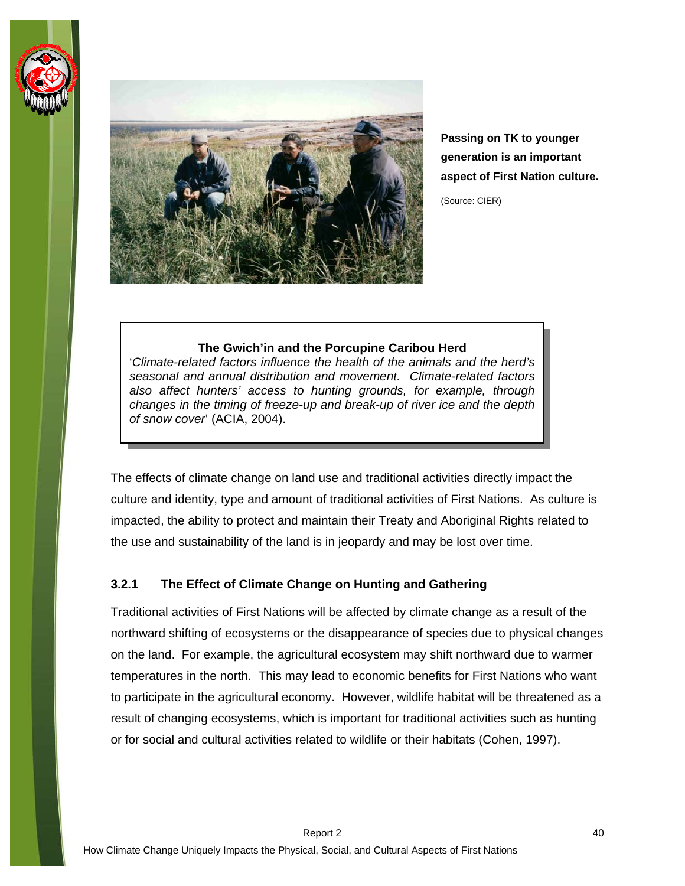**Passing on TK to younger generation is an important aspect of First Nation culture.**

(Source: CIER)

> **The Gwich'in and the Porcupine Caribou Herd**
>
> '*Climate-related factors influence the health of the animals and the herd's seasonal and annual distribution and movement. Climate-related factors also affect hunters' access to hunting grounds, for example, through changes in the timing of freeze-up and break-up of river ice and the depth of snow cover*' (ACIA, 2004).

The effects of climate change on land use and traditional activities directly impact the culture and identity, type and amount of traditional activities of First Nations. As culture is impacted, the ability to protect and maintain their Treaty and Aboriginal Rights related to the use and sustainability of the land is in jeopardy and may be lost over time.

### 3.2.1 The Effect of Climate Change on Hunting and Gathering

Traditional activities of First Nations will be affected by climate change as a result of the northward shifting of ecosystems or the disappearance of species due to physical changes on the land. For example, the agricultural ecosystem may shift northward due to warmer temperatures in the north. This may lead to economic benefits for First Nations who want to participate in the agricultural economy. However, wildlife habitat will be threatened as a result of changing ecosystems, which is important for traditional activities such as hunting or for social and cultural activities related to wildlife or their habitats (Cohen, 1997).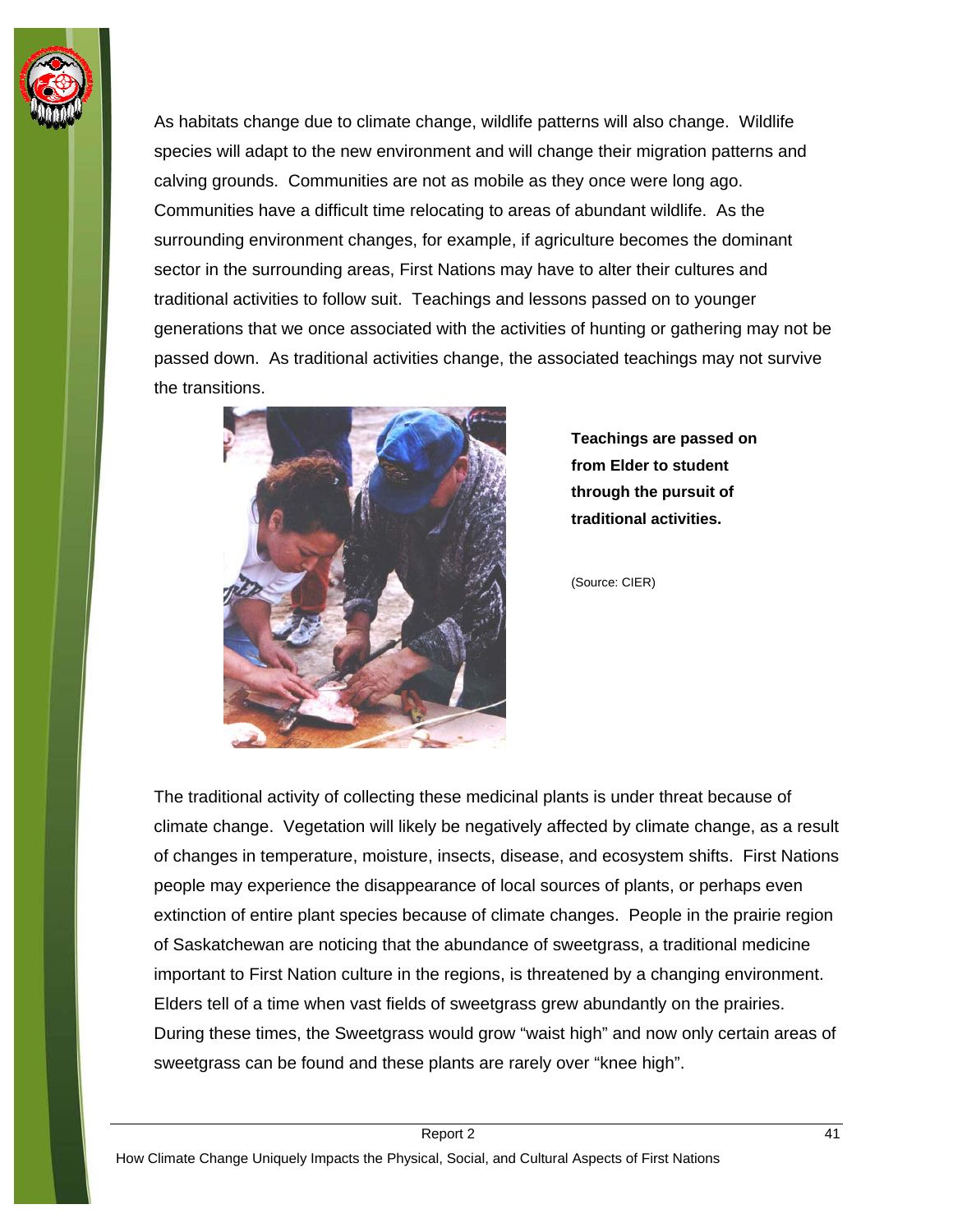As habitats change due to climate change, wildlife patterns will also change. Wildlife species will adapt to the new environment and will change their migration patterns and calving grounds. Communities are not as mobile as they once were long ago. Communities have a difficult time relocating to areas of abundant wildlife. As the surrounding environment changes, for example, if agriculture becomes the dominant sector in the surrounding areas, First Nations may have to alter their cultures and traditional activities to follow suit. Teachings and lessons passed on to younger generations that we once associated with the activities of hunting or gathering may not be passed down. As traditional activities change, the associated teachings may not survive the transitions.

**Teachings are passed on from Elder to student through the pursuit of traditional activities.**

(Source: CIER)

The traditional activity of collecting these medicinal plants is under threat because of climate change. Vegetation will likely be negatively affected by climate change, as a result of changes in temperature, moisture, insects, disease, and ecosystem shifts. First Nations people may experience the disappearance of local sources of plants, or perhaps even extinction of entire plant species because of climate changes. People in the prairie region of Saskatchewan are noticing that the abundance of sweetgrass, a traditional medicine important to First Nation culture in the regions, is threatened by a changing environment. Elders tell of a time when vast fields of sweetgrass grew abundantly on the prairies. During these times, the Sweetgrass would grow “waist high” and now only certain areas of sweetgrass can be found and these plants are rarely over “knee high”.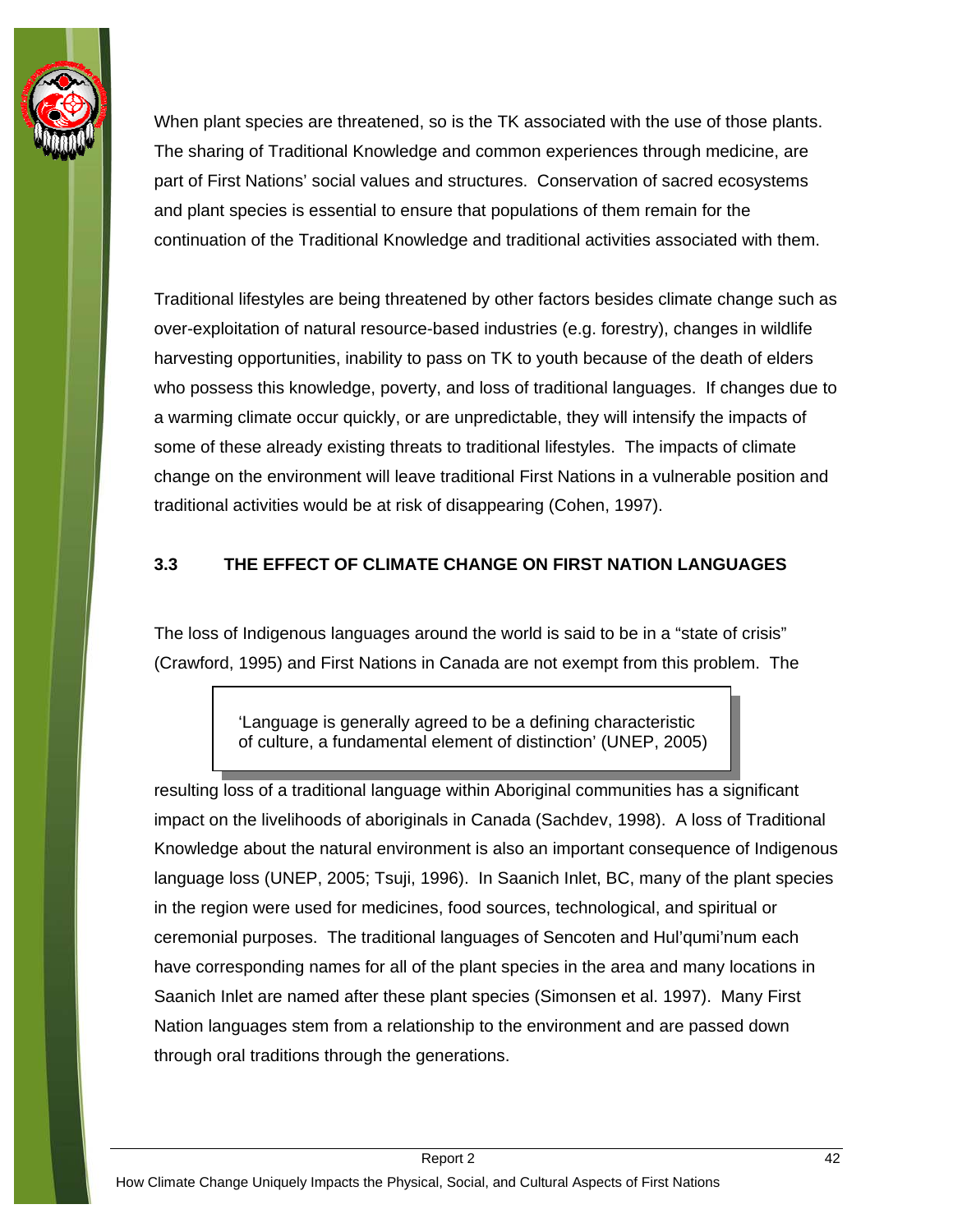When plant species are threatened, so is the TK associated with the use of those plants. The sharing of Traditional Knowledge and common experiences through medicine, are part of First Nations' social values and structures. Conservation of sacred ecosystems and plant species is essential to ensure that populations of them remain for the continuation of the Traditional Knowledge and traditional activities associated with them.

Traditional lifestyles are being threatened by other factors besides climate change such as over-exploitation of natural resource-based industries (e.g. forestry), changes in wildlife harvesting opportunities, inability to pass on TK to youth because of the death of elders who possess this knowledge, poverty, and loss of traditional languages. If changes due to a warming climate occur quickly, or are unpredictable, they will intensify the impacts of some of these already existing threats to traditional lifestyles. The impacts of climate change on the environment will leave traditional First Nations in a vulnerable position and traditional activities would be at risk of disappearing (Cohen, 1997).

### 3.3 THE EFFECT OF CLIMATE CHANGE ON FIRST NATION LANGUAGES

> 'Language is generally agreed to be a defining characteristic of culture, a fundamental element of distinction' (UNEP, 2005)

The loss of Indigenous languages around the world is said to be in a "state of crisis" (Crawford, 1995) and First Nations in Canada are not exempt from this problem. The resulting loss of a traditional language within Aboriginal communities has a significant impact on the livelihoods of aboriginals in Canada (Sachdev, 1998). A loss of Traditional Knowledge about the natural environment is also an important consequence of Indigenous language loss (UNEP, 2005; Tsuji, 1996). In Saanich Inlet, BC, many of the plant species in the region were used for medicines, food sources, technological, and spiritual or ceremonial purposes. The traditional languages of Sencoten and Hul'qumi'num each have corresponding names for all of the plant species in the area and many locations in Saanich Inlet are named after these plant species (Simonsen et al. 1997). Many First Nation languages stem from a relationship to the environment and are passed down through oral traditions through the generations.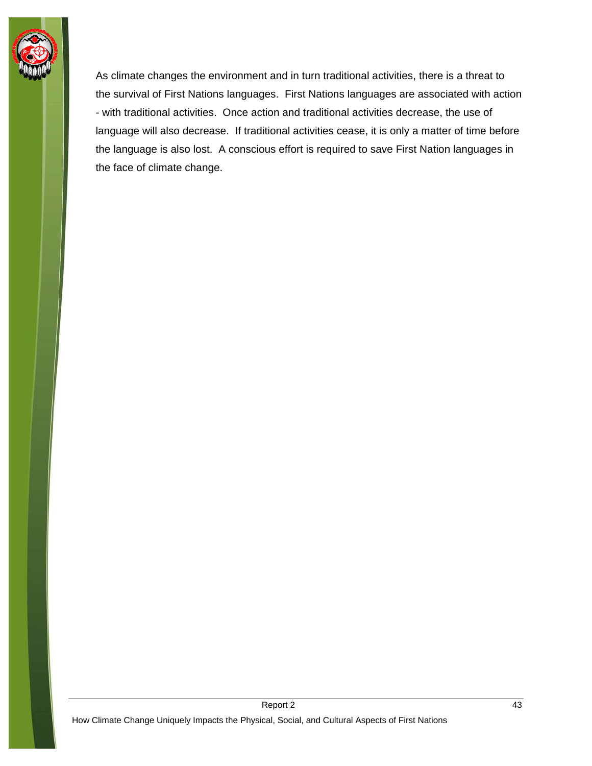As climate changes the environment and in turn traditional activities, there is a threat to the survival of First Nations languages. First Nations languages are associated with action - with traditional activities. Once action and traditional activities decrease, the use of language will also decrease. If traditional activities cease, it is only a matter of time before the language is also lost. A conscious effort is required to save First Nation languages in the face of climate change.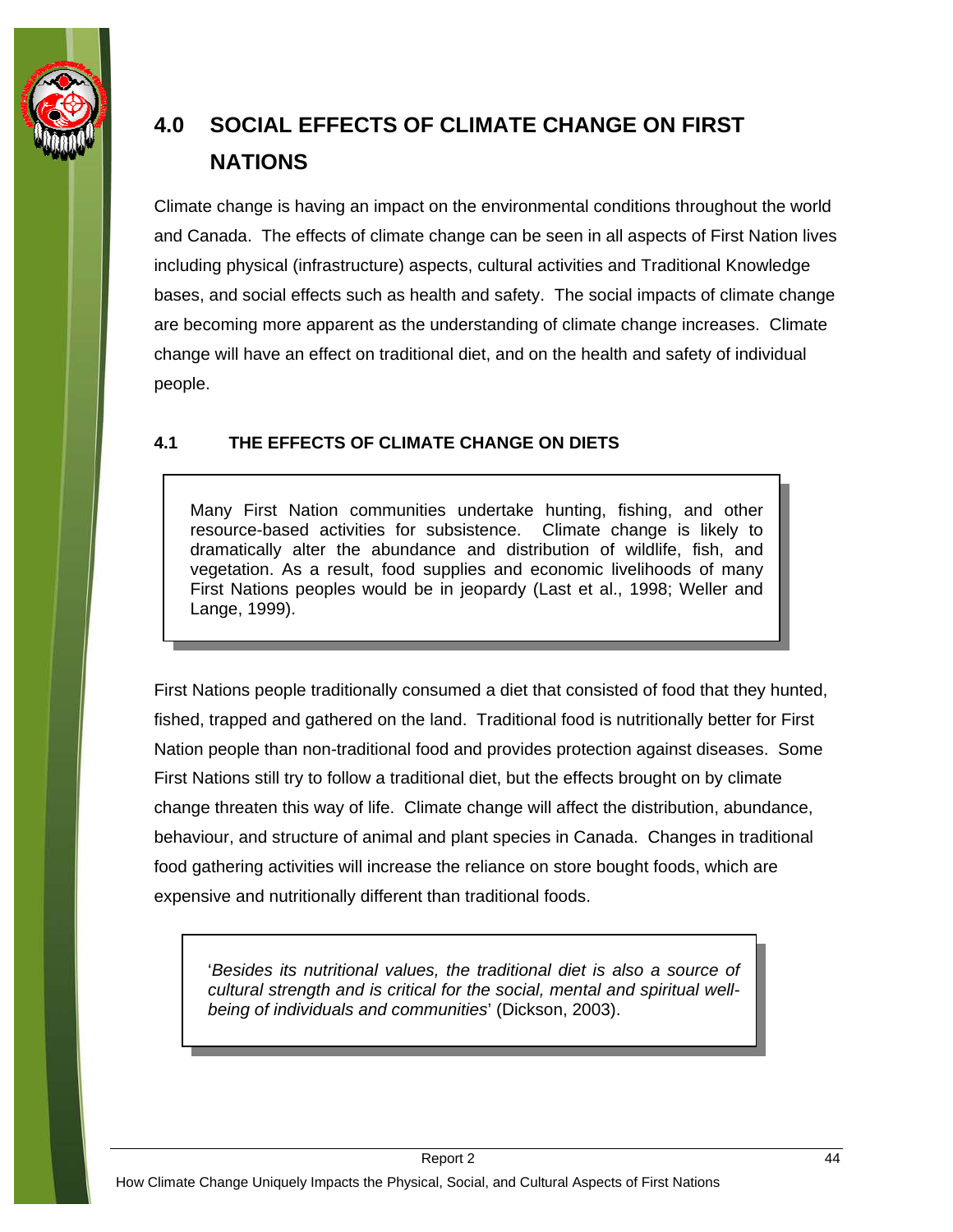# 4.0 SOCIAL EFFECTS OF CLIMATE CHANGE ON FIRST NATIONS

Climate change is having an impact on the environmental conditions throughout the world and Canada. The effects of climate change can be seen in all aspects of First Nation lives including physical (infrastructure) aspects, cultural activities and Traditional Knowledge bases, and social effects such as health and safety. The social impacts of climate change are becoming more apparent as the understanding of climate change increases. Climate change will have an effect on traditional diet, and on the health and safety of individual people.

## 4.1 THE EFFECTS OF CLIMATE CHANGE ON DIETS

> Many First Nation communities undertake hunting, fishing, and other resource-based activities for subsistence. Climate change is likely to dramatically alter the abundance and distribution of wildlife, fish, and vegetation. As a result, food supplies and economic livelihoods of many First Nations peoples would be in jeopardy (Last et al., 1998; Weller and Lange, 1999).

First Nations people traditionally consumed a diet that consisted of food that they hunted, fished, trapped and gathered on the land. Traditional food is nutritionally better for First Nation people than non-traditional food and provides protection against diseases. Some First Nations still try to follow a traditional diet, but the effects brought on by climate change threaten this way of life. Climate change will affect the distribution, abundance, behaviour, and structure of animal and plant species in Canada. Changes in traditional food gathering activities will increase the reliance on store bought foods, which are expensive and nutritionally different than traditional foods.

> '*Besides its nutritional values, the traditional diet is also a source of cultural strength and is critical for the social, mental and spiritual well-being of individuals and communities*' (Dickson, 2003).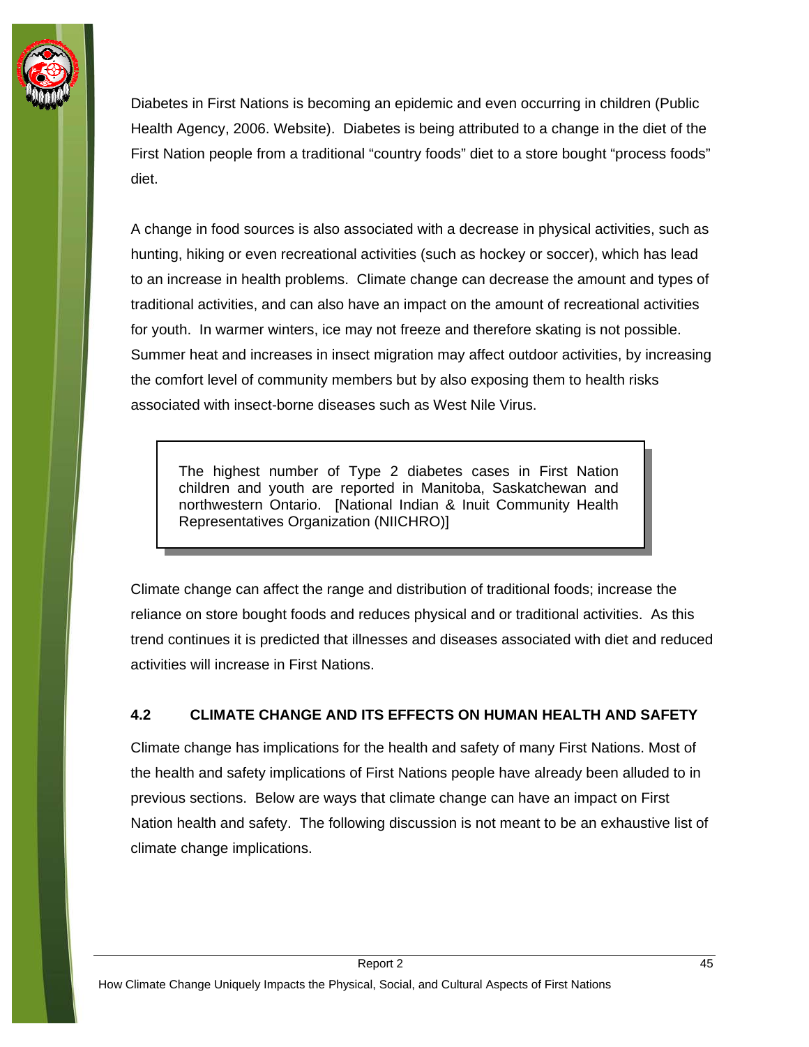Diabetes in First Nations is becoming an epidemic and even occurring in children (Public Health Agency, 2006. Website). Diabetes is being attributed to a change in the diet of the First Nation people from a traditional “country foods” diet to a store bought “process foods” diet.

A change in food sources is also associated with a decrease in physical activities, such as hunting, hiking or even recreational activities (such as hockey or soccer), which has lead to an increase in health problems. Climate change can decrease the amount and types of traditional activities, and can also have an impact on the amount of recreational activities for youth. In warmer winters, ice may not freeze and therefore skating is not possible. Summer heat and increases in insect migration may affect outdoor activities, by increasing the comfort level of community members but by also exposing them to health risks associated with insect-borne diseases such as West Nile Virus.

> The highest number of Type 2 diabetes cases in First Nation children and youth are reported in Manitoba, Saskatchewan and northwestern Ontario. [National Indian & Inuit Community Health Representatives Organization (NIICHRO)]

Climate change can affect the range and distribution of traditional foods; increase the reliance on store bought foods and reduces physical and or traditional activities. As this trend continues it is predicted that illnesses and diseases associated with diet and reduced activities will increase in First Nations.

## 4.2 CLIMATE CHANGE AND ITS EFFECTS ON HUMAN HEALTH AND SAFETY

Climate change has implications for the health and safety of many First Nations. Most of the health and safety implications of First Nations people have already been alluded to in previous sections. Below are ways that climate change can have an impact on First Nation health and safety. The following discussion is not meant to be an exhaustive list of climate change implications.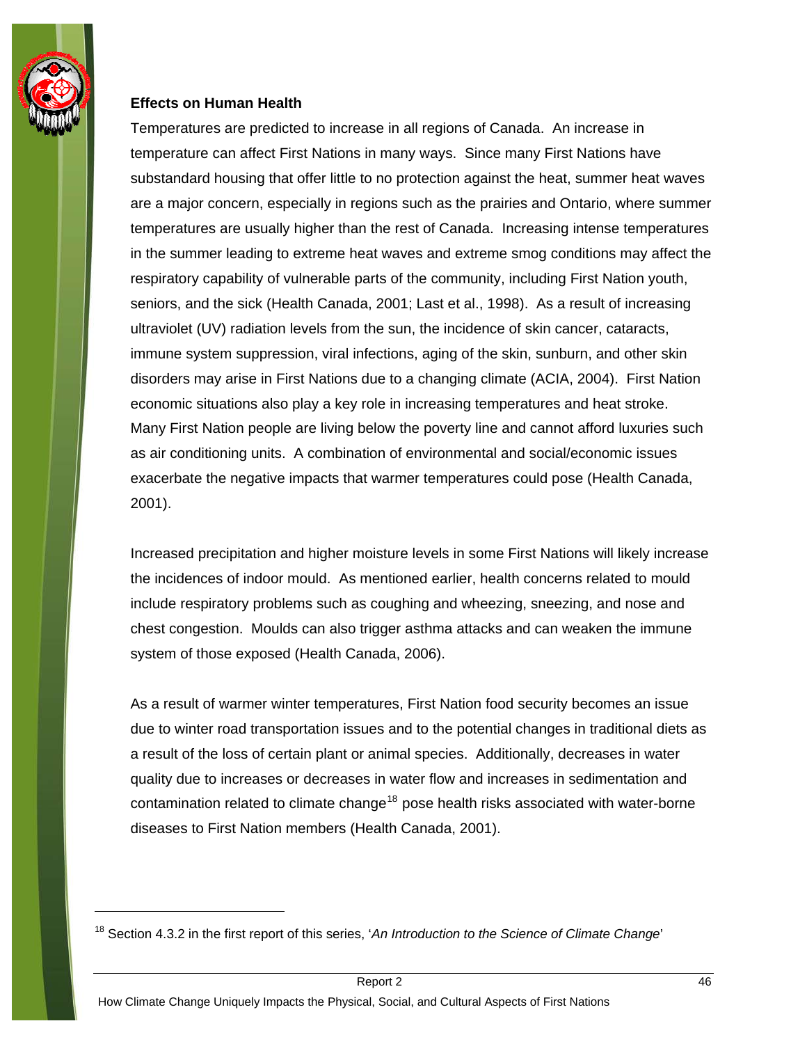**Effects on Human Health**

Temperatures are predicted to increase in all regions of Canada. An increase in temperature can affect First Nations in many ways. Since many First Nations have substandard housing that offer little to no protection against the heat, summer heat waves are a major concern, especially in regions such as the prairies and Ontario, where summer temperatures are usually higher than the rest of Canada. Increasing intense temperatures in the summer leading to extreme heat waves and extreme smog conditions may affect the respiratory capability of vulnerable parts of the community, including First Nation youth, seniors, and the sick (Health Canada, 2001; Last et al., 1998). As a result of increasing ultraviolet (UV) radiation levels from the sun, the incidence of skin cancer, cataracts, immune system suppression, viral infections, aging of the skin, sunburn, and other skin disorders may arise in First Nations due to a changing climate (ACIA, 2004). First Nation economic situations also play a key role in increasing temperatures and heat stroke. Many First Nation people are living below the poverty line and cannot afford luxuries such as air conditioning units. A combination of environmental and social/economic issues exacerbate the negative impacts that warmer temperatures could pose (Health Canada, 2001).

Increased precipitation and higher moisture levels in some First Nations will likely increase the incidences of indoor mould. As mentioned earlier, health concerns related to mould include respiratory problems such as coughing and wheezing, sneezing, and nose and chest congestion. Moulds can also trigger asthma attacks and can weaken the immune system of those exposed (Health Canada, 2006).

As a result of warmer winter temperatures, First Nation food security becomes an issue due to winter road transportation issues and to the potential changes in traditional diets as a result of the loss of certain plant or animal species. Additionally, decreases in water quality due to increases or decreases in water flow and increases in sedimentation and contamination related to climate change[18] pose health risks associated with water-borne diseases to First Nation members (Health Canada, 2001).

---

[18] Section 4.3.2 in the first report of this series, '*An Introduction to the Science of Climate Change*'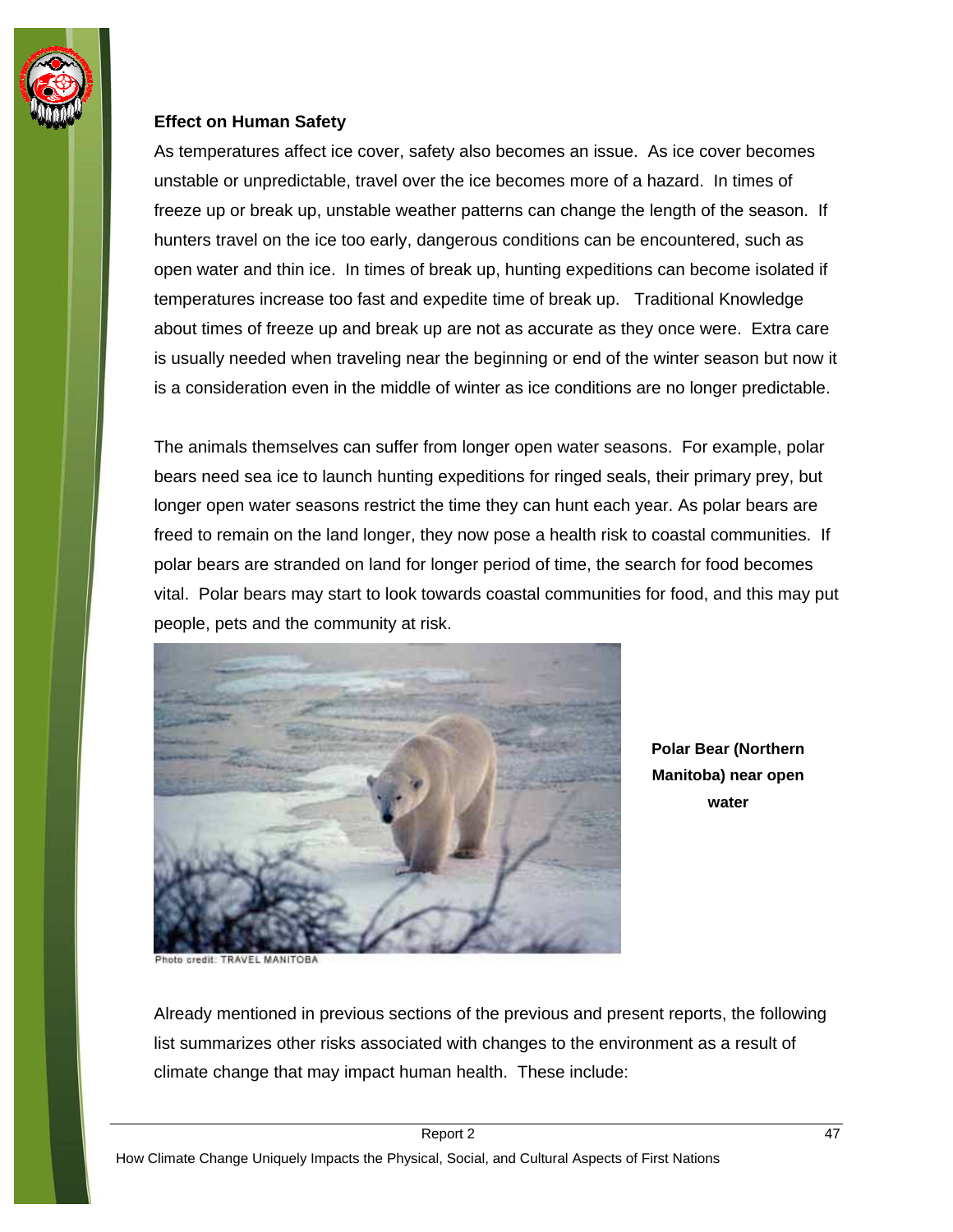### Effect on Human Safety

As temperatures affect ice cover, safety also becomes an issue. As ice cover becomes unstable or unpredictable, travel over the ice becomes more of a hazard. In times of freeze up or break up, unstable weather patterns can change the length of the season. If hunters travel on the ice too early, dangerous conditions can be encountered, such as open water and thin ice. In times of break up, hunting expeditions can become isolated if temperatures increase too fast and expedite time of break up. Traditional Knowledge about times of freeze up and break up are not as accurate as they once were. Extra care is usually needed when traveling near the beginning or end of the winter season but now it is a consideration even in the middle of winter as ice conditions are no longer predictable.

The animals themselves can suffer from longer open water seasons. For example, polar bears need sea ice to launch hunting expeditions for ringed seals, their primary prey, but longer open water seasons restrict the time they can hunt each year. As polar bears are freed to remain on the land longer, they now pose a health risk to coastal communities. If polar bears are stranded on land for longer period of time, the search for food becomes vital. Polar bears may start to look towards coastal communities for food, and this may put people, pets and the community at risk.

Photo credit: TRAVEL MANITOBA

**Polar Bear (Northern Manitoba) near open water**

Already mentioned in previous sections of the previous and present reports, the following list summarizes other risks associated with changes to the environment as a result of climate change that may impact human health. These include: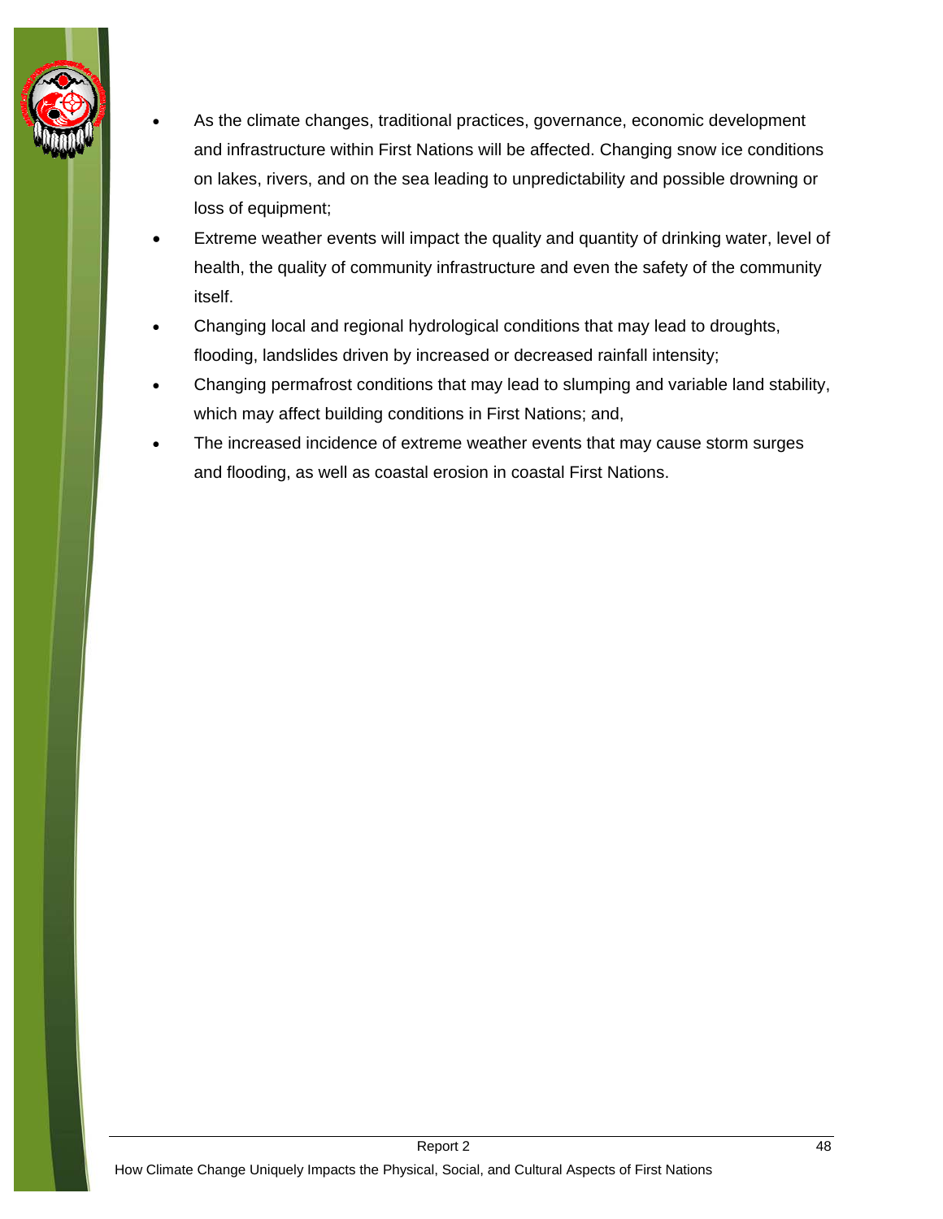- As the climate changes, traditional practices, governance, economic development and infrastructure within First Nations will be affected. Changing snow ice conditions on lakes, rivers, and on the sea leading to unpredictability and possible drowning or loss of equipment;
- Extreme weather events will impact the quality and quantity of drinking water, level of health, the quality of community infrastructure and even the safety of the community itself.
- Changing local and regional hydrological conditions that may lead to droughts, flooding, landslides driven by increased or decreased rainfall intensity;
- Changing permafrost conditions that may lead to slumping and variable land stability, which may affect building conditions in First Nations; and,
- The increased incidence of extreme weather events that may cause storm surges and flooding, as well as coastal erosion in coastal First Nations.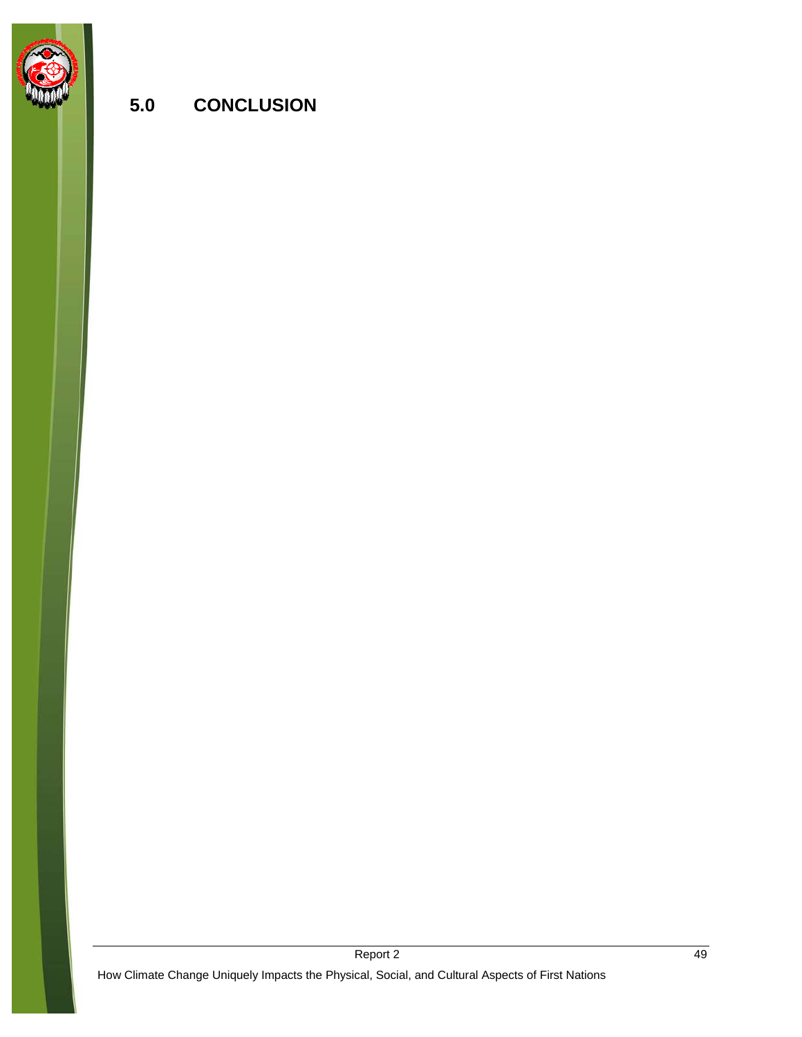# 5.0 CONCLUSION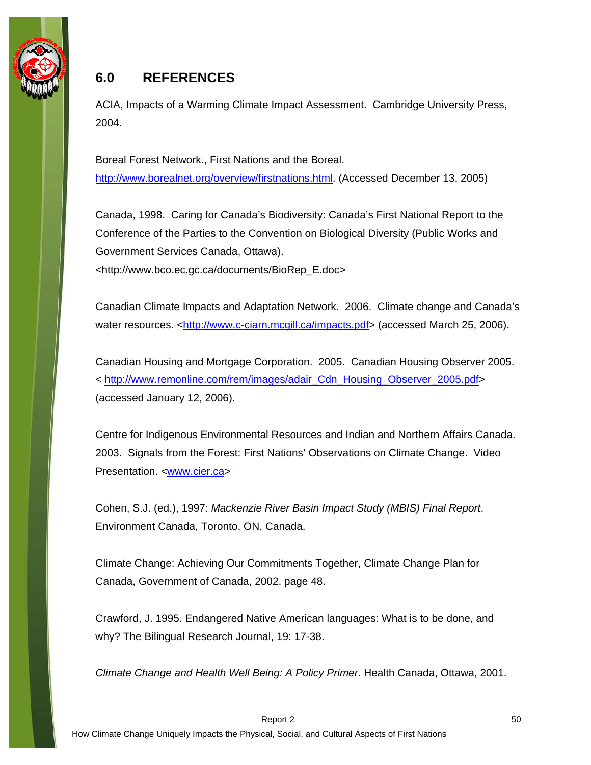# 6.0 REFERENCES

ACIA, Impacts of a Warming Climate Impact Assessment. Cambridge University Press, 2004.

Boreal Forest Network., First Nations and the Boreal. http://www.borealnet.org/overview/firstnations.html. (Accessed December 13, 2005)

Canada, 1998. Caring for Canada's Biodiversity: Canada's First National Report to the Conference of the Parties to the Convention on Biological Diversity (Public Works and Government Services Canada, Ottawa). <http://www.bco.ec.gc.ca/documents/BioRep_E.doc>

Canadian Climate Impacts and Adaptation Network. 2006. Climate change and Canada's water resources. <http://www.c-ciarn.mcgill.ca/impacts.pdf> (accessed March 25, 2006).

Canadian Housing and Mortgage Corporation. 2005. Canadian Housing Observer 2005. < http://www.remonline.com/rem/images/adair_Cdn_Housing_Observer_2005.pdf> (accessed January 12, 2006).

Centre for Indigenous Environmental Resources and Indian and Northern Affairs Canada. 2003. Signals from the Forest: First Nations' Observations on Climate Change. Video Presentation. <www.cier.ca>

Cohen, S.J. (ed.), 1997: *Mackenzie River Basin Impact Study (MBIS) Final Report*. Environment Canada, Toronto, ON, Canada.

Climate Change: Achieving Our Commitments Together, Climate Change Plan for Canada, Government of Canada, 2002. page 48.

Crawford, J. 1995. Endangered Native American languages: What is to be done, and why? The Bilingual Research Journal, 19: 17-38.

*Climate Change and Health Well Being: A Policy Primer*. Health Canada, Ottawa, 2001.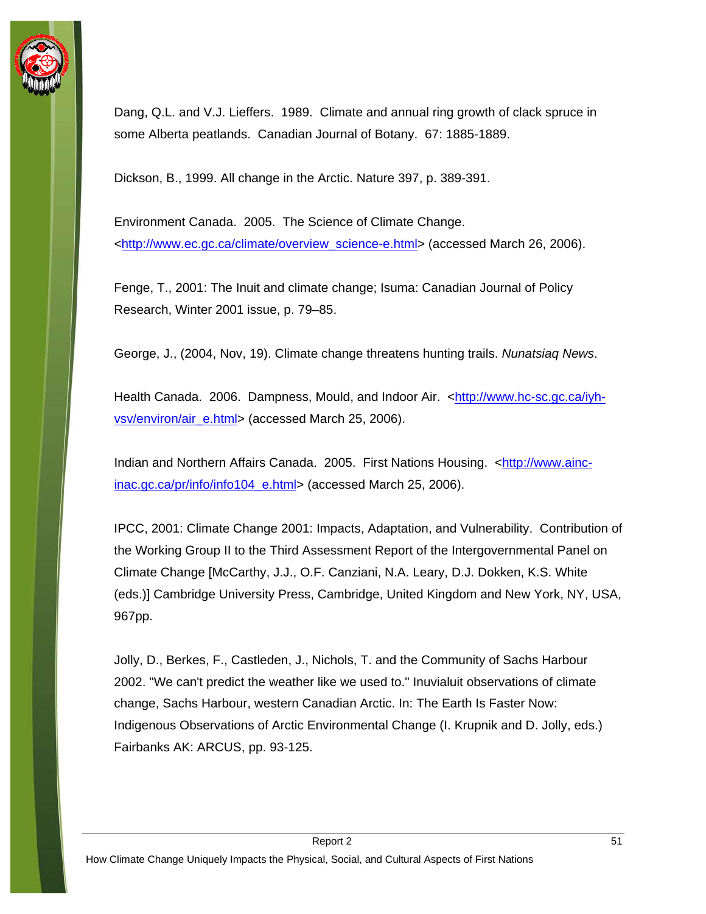Dang, Q.L. and V.J. Lieffers. 1989. Climate and annual ring growth of clack spruce in some Alberta peatlands. Canadian Journal of Botany. 67: 1885-1889.

Dickson, B., 1999. All change in the Arctic. Nature 397, p. 389-391.

Environment Canada. 2005. The Science of Climate Change. <http://www.ec.gc.ca/climate/overview_science-e.html> (accessed March 26, 2006).

Fenge, T., 2001: The Inuit and climate change; Isuma: Canadian Journal of Policy Research, Winter 2001 issue, p. 79–85.

George, J., (2004, Nov, 19). Climate change threatens hunting trails. *Nunatsiaq News*.

Health Canada. 2006. Dampness, Mould, and Indoor Air. <http://www.hc-sc.gc.ca/iyh-vsv/environ/air_e.html> (accessed March 25, 2006).

Indian and Northern Affairs Canada. 2005. First Nations Housing. <http://www.ainc-inac.gc.ca/pr/info/info104_e.html> (accessed March 25, 2006).

IPCC, 2001: Climate Change 2001: Impacts, Adaptation, and Vulnerability. Contribution of the Working Group II to the Third Assessment Report of the Intergovernmental Panel on Climate Change [McCarthy, J.J., O.F. Canziani, N.A. Leary, D.J. Dokken, K.S. White (eds.)] Cambridge University Press, Cambridge, United Kingdom and New York, NY, USA, 967pp.

Jolly, D., Berkes, F., Castleden, J., Nichols, T. and the Community of Sachs Harbour 2002. "We can't predict the weather like we used to." Inuvialuit observations of climate change, Sachs Harbour, western Canadian Arctic. In: The Earth Is Faster Now: Indigenous Observations of Arctic Environmental Change (I. Krupnik and D. Jolly, eds.) Fairbanks AK: ARCUS, pp. 93-125.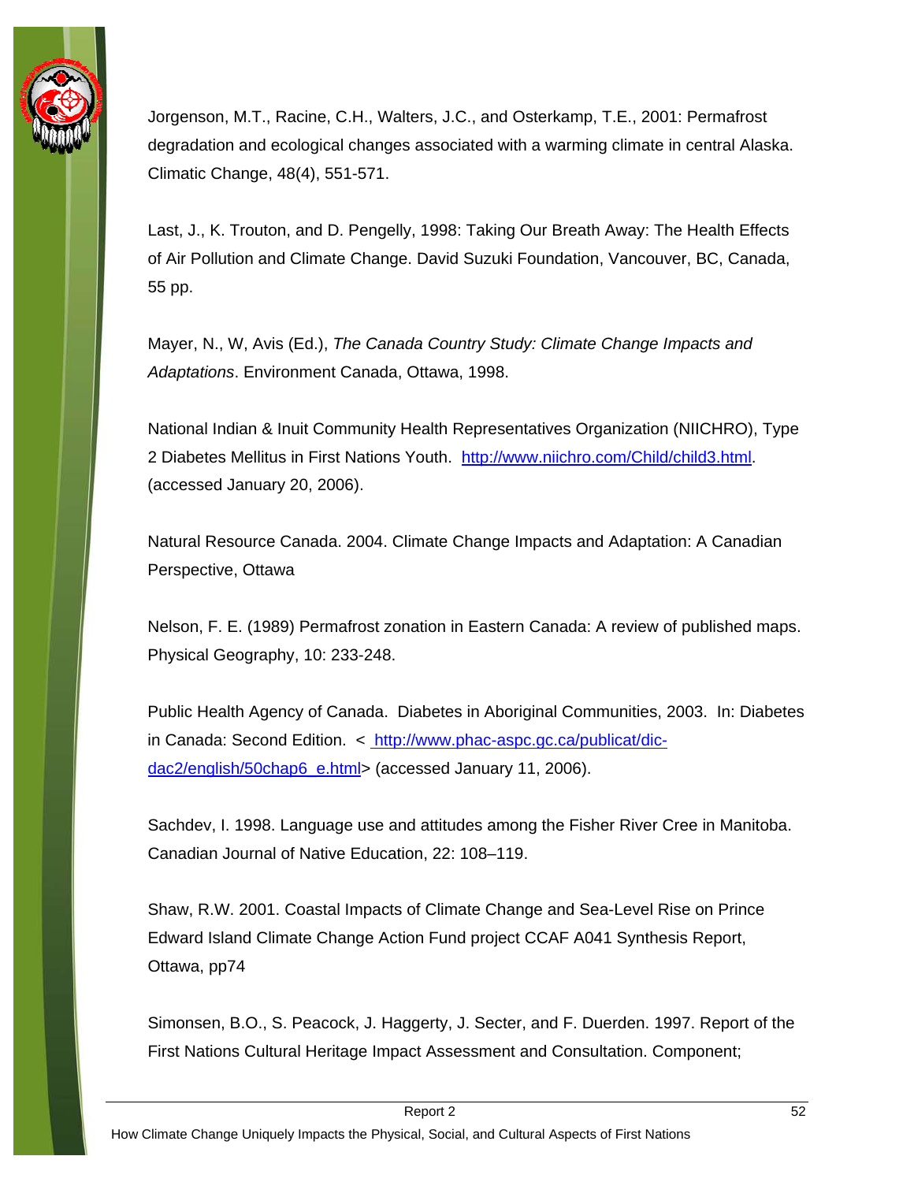Jorgenson, M.T., Racine, C.H., Walters, J.C., and Osterkamp, T.E., 2001: Permafrost degradation and ecological changes associated with a warming climate in central Alaska. Climatic Change, 48(4), 551-571.

Last, J., K. Trouton, and D. Pengelly, 1998: Taking Our Breath Away: The Health Effects of Air Pollution and Climate Change. David Suzuki Foundation, Vancouver, BC, Canada, 55 pp.

Mayer, N., W, Avis (Ed.), *The Canada Country Study: Climate Change Impacts and Adaptations*. Environment Canada, Ottawa, 1998.

National Indian & Inuit Community Health Representatives Organization (NIICHRO), Type 2 Diabetes Mellitus in First Nations Youth. http://www.niichro.com/Child/child3.html. (accessed January 20, 2006).

Natural Resource Canada. 2004. Climate Change Impacts and Adaptation: A Canadian Perspective, Ottawa

Nelson, F. E. (1989) Permafrost zonation in Eastern Canada: A review of published maps. Physical Geography, 10: 233-248.

Public Health Agency of Canada. Diabetes in Aboriginal Communities, 2003. In: Diabetes in Canada: Second Edition. < http://www.phac-aspc.gc.ca/publicat/dic-dac2/english/50chap6_e.html> (accessed January 11, 2006).

Sachdev, I. 1998. Language use and attitudes among the Fisher River Cree in Manitoba. Canadian Journal of Native Education, 22: 108–119.

Shaw, R.W. 2001. Coastal Impacts of Climate Change and Sea-Level Rise on Prince Edward Island Climate Change Action Fund project CCAF A041 Synthesis Report, Ottawa, pp74

Simonsen, B.O., S. Peacock, J. Haggerty, J. Secter, and F. Duerden. 1997. Report of the First Nations Cultural Heritage Impact Assessment and Consultation. Component;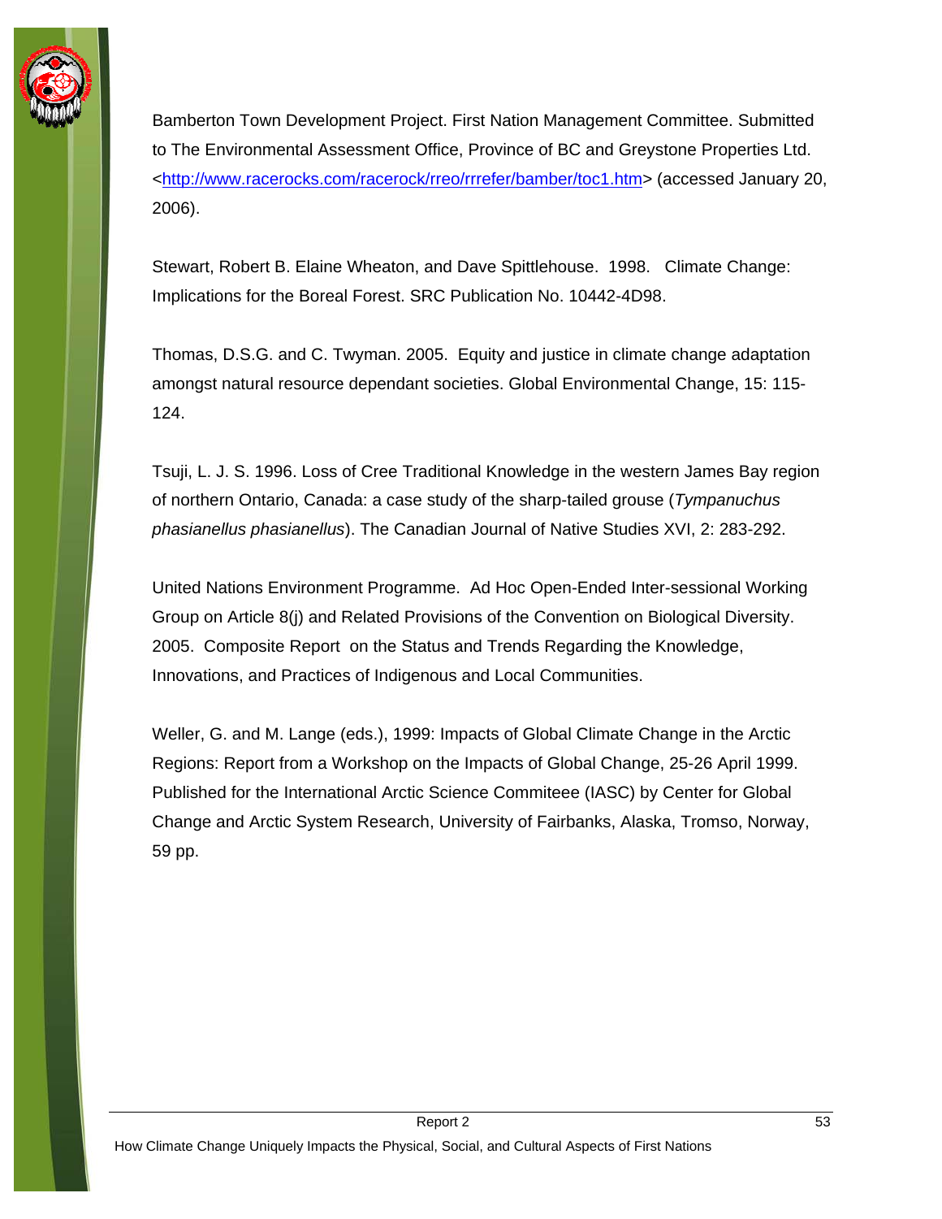Bamberton Town Development Project. First Nation Management Committee. Submitted to The Environmental Assessment Office, Province of BC and Greystone Properties Ltd. <http://www.racerocks.com/racerock/rreo/rrrefer/bamber/toc1.htm> (accessed January 20, 2006).

Stewart, Robert B. Elaine Wheaton, and Dave Spittlehouse. 1998. Climate Change: Implications for the Boreal Forest. SRC Publication No. 10442-4D98.

Thomas, D.S.G. and C. Twyman. 2005. Equity and justice in climate change adaptation amongst natural resource dependant societies. Global Environmental Change, 15: 115-124.

Tsuji, L. J. S. 1996. Loss of Cree Traditional Knowledge in the western James Bay region of northern Ontario, Canada: a case study of the sharp-tailed grouse (*Tympanuchus phasianellus phasianellus*). The Canadian Journal of Native Studies XVI, 2: 283-292.

United Nations Environment Programme. Ad Hoc Open-Ended Inter-sessional Working Group on Article 8(j) and Related Provisions of the Convention on Biological Diversity. 2005. Composite Report on the Status and Trends Regarding the Knowledge, Innovations, and Practices of Indigenous and Local Communities.

Weller, G. and M. Lange (eds.), 1999: Impacts of Global Climate Change in the Arctic Regions: Report from a Workshop on the Impacts of Global Change, 25-26 April 1999. Published for the International Arctic Science Commiteee (IASC) by Center for Global Change and Arctic System Research, University of Fairbanks, Alaska, Tromso, Norway, 59 pp.